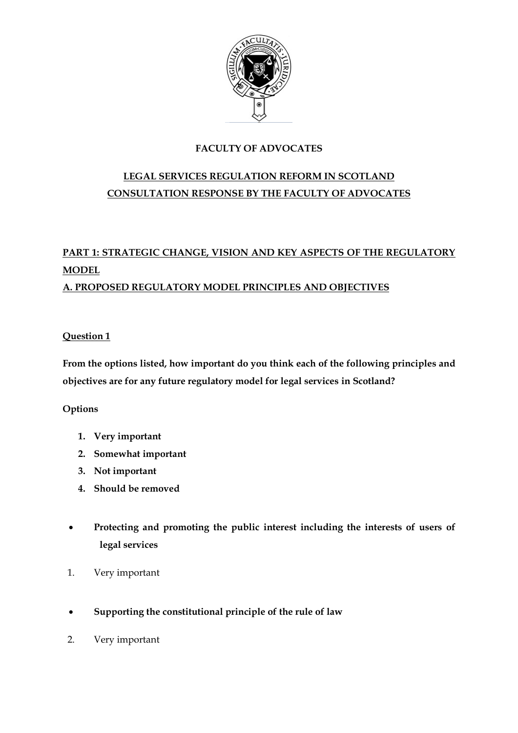**FACULTY OF ADVOCATES**

**LEGAL SERVICES REGULATION REFORM IN SCOTLAND**
**CONSULTATION RESPONSE BY THE FACULTY OF ADVOCATES**

## PART 1: STRATEGIC CHANGE, VISION AND KEY ASPECTS OF THE REGULATORY MODEL

## A. PROPOSED REGULATORY MODEL PRINCIPLES AND OBJECTIVES

### Question 1

**From the options listed, how important do you think each of the following principles and objectives are for any future regulatory model for legal services in Scotland?**

**Options**

1. **Very important**
2. **Somewhat important**
3. **Not important**
4. **Should be removed**

- **Protecting and promoting the public interest including the interests of users of legal services**

1. Very important

- **Supporting the constitutional principle of the rule of law**

2. Very important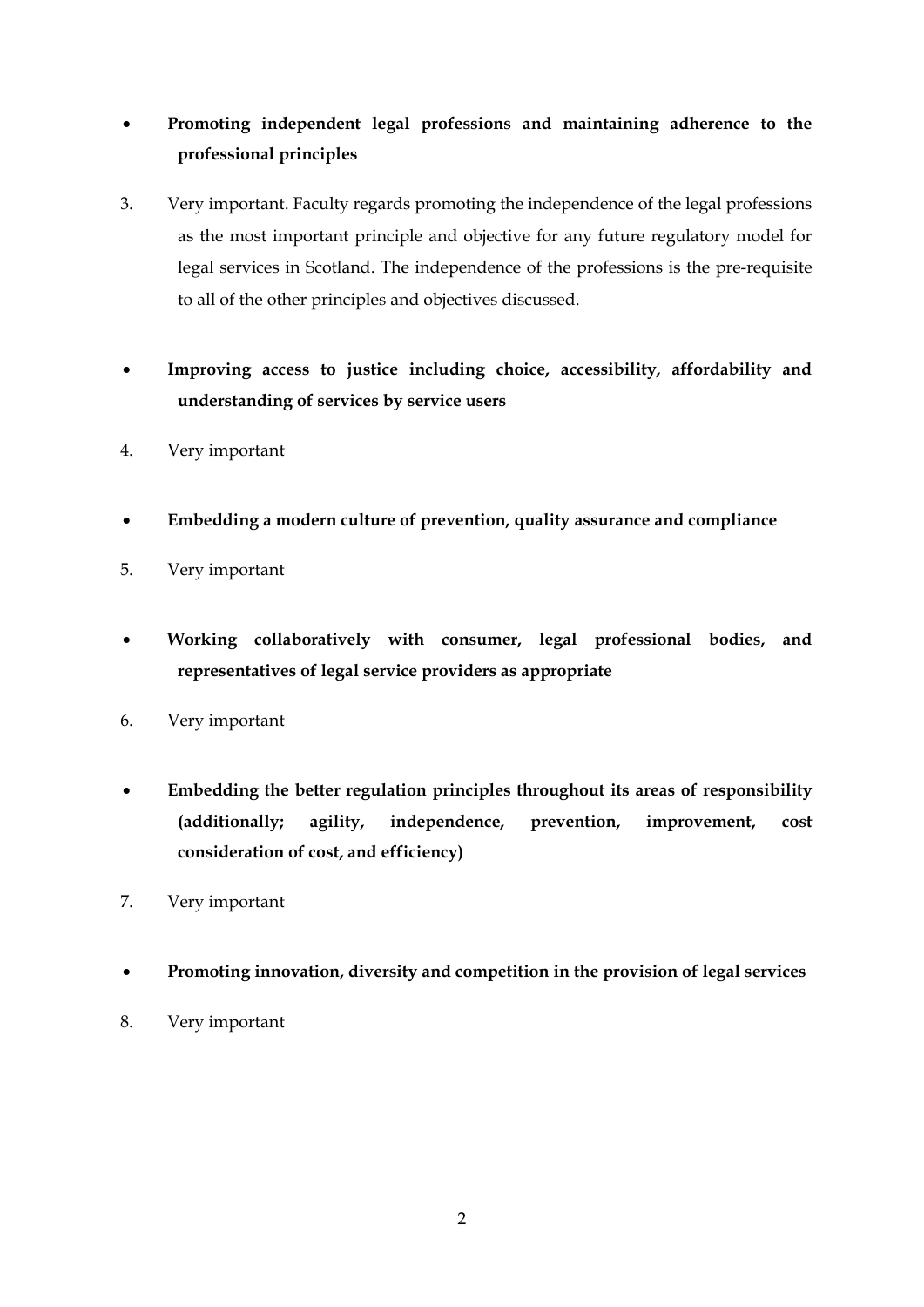- **Promoting independent legal professions and maintaining adherence to the professional principles**

3. Very important. Faculty regards promoting the independence of the legal professions as the most important principle and objective for any future regulatory model for legal services in Scotland. The independence of the professions is the pre-requisite to all of the other principles and objectives discussed.

- **Improving access to justice including choice, accessibility, affordability and understanding of services by service users**

4. Very important

- **Embedding a modern culture of prevention, quality assurance and compliance**

5. Very important

- **Working collaboratively with consumer, legal professional bodies, and representatives of legal service providers as appropriate**

6. Very important

- **Embedding the better regulation principles throughout its areas of responsibility (additionally; agility, independence, prevention, improvement, cost consideration of cost, and efficiency)**

7. Very important

- **Promoting innovation, diversity and competition in the provision of legal services**

8. Very important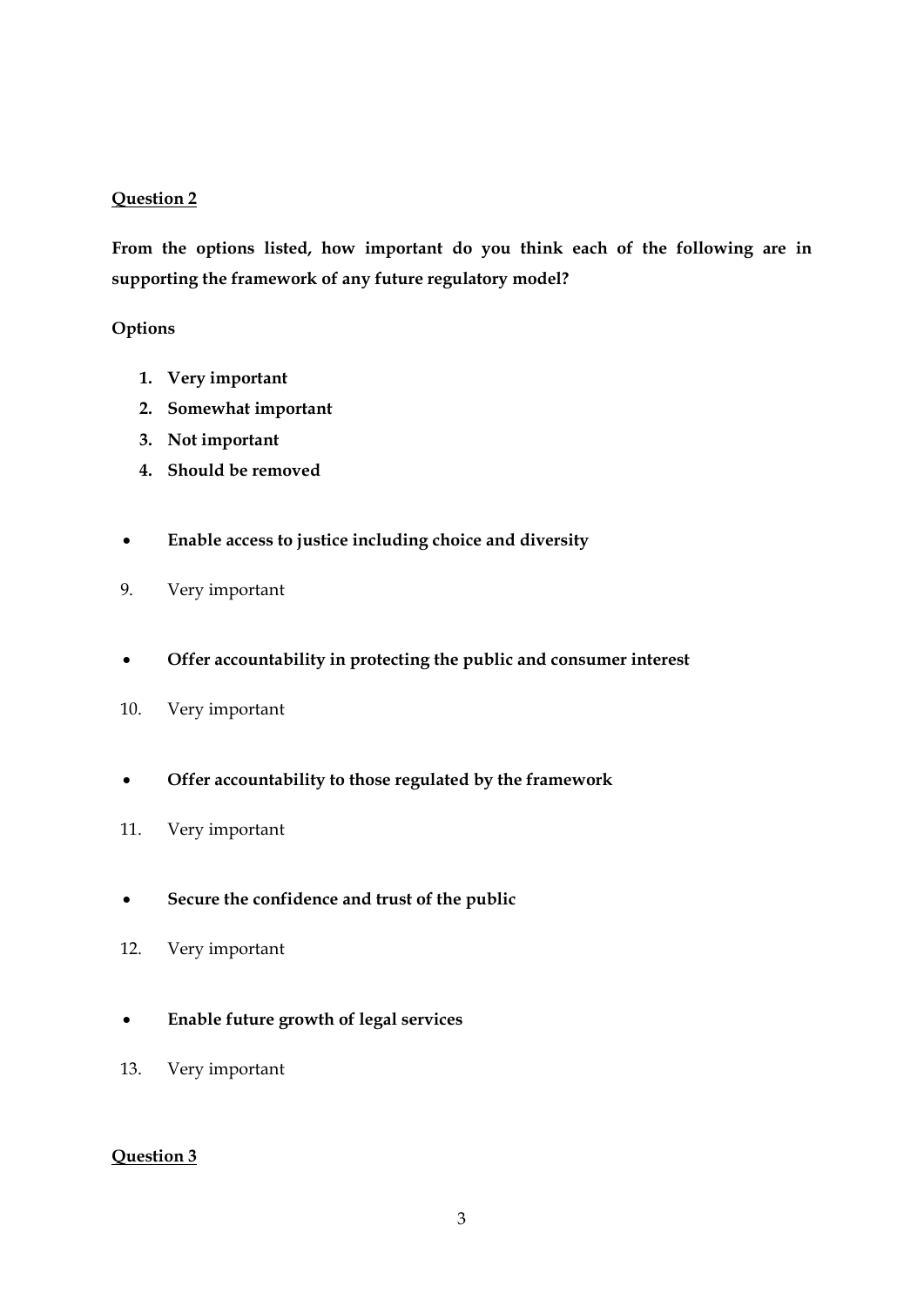**Question 2**

**From the options listed, how important do you think each of the following are in supporting the framework of any future regulatory model?**

**Options**

1. **Very important**
2. **Somewhat important**
3. **Not important**
4. **Should be removed**

- **Enable access to justice including choice and diversity**

9. Very important

- **Offer accountability in protecting the public and consumer interest**

10. Very important

- **Offer accountability to those regulated by the framework**

11. Very important

- **Secure the confidence and trust of the public**

12. Very important

- **Enable future growth of legal services**

13. Very important

**Question 3**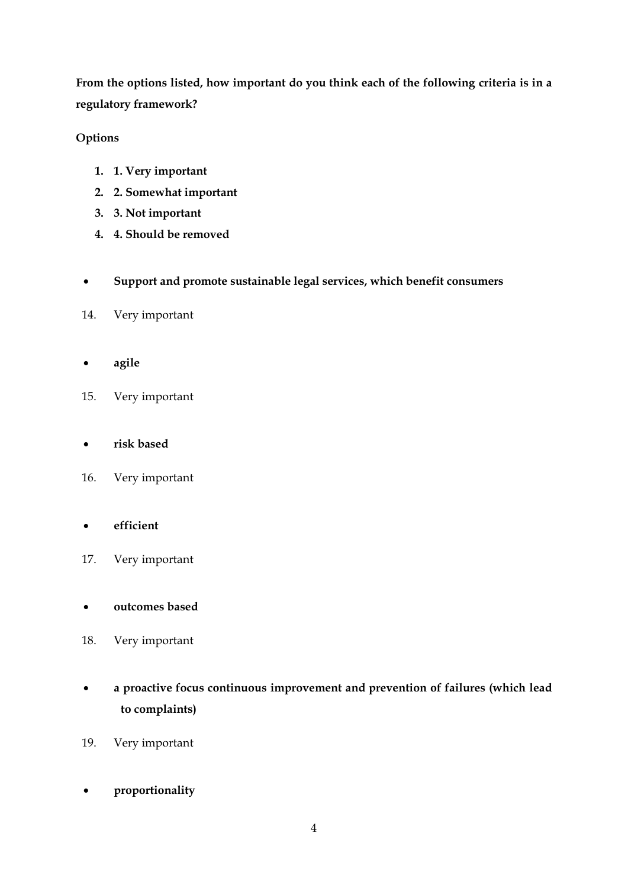**From the options listed, how important do you think each of the following criteria is in a regulatory framework?**

**Options**

1. **1. Very important**
2. **2. Somewhat important**
3. **3. Not important**
4. **4. Should be removed**

- **Support and promote sustainable legal services, which benefit consumers**

14. Very important

- **agile**

15. Very important

- **risk based**

16. Very important

- **efficient**

17. Very important

- **outcomes based**

18. Very important

- **a proactive focus continuous improvement and prevention of failures (which lead to complaints)**

19. Very important

- **proportionality**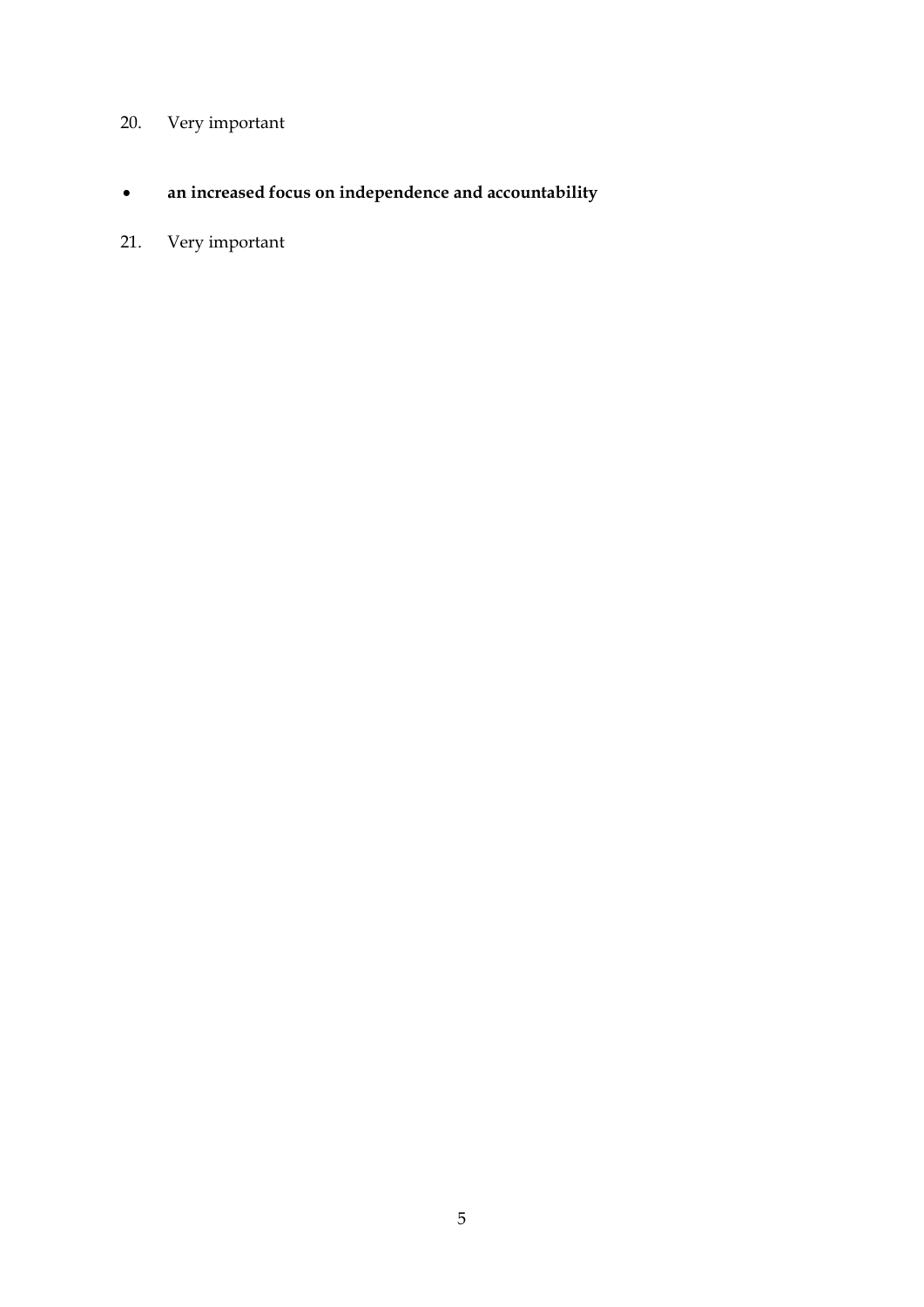20. Very important

- **an increased focus on independence and accountability**

21. Very important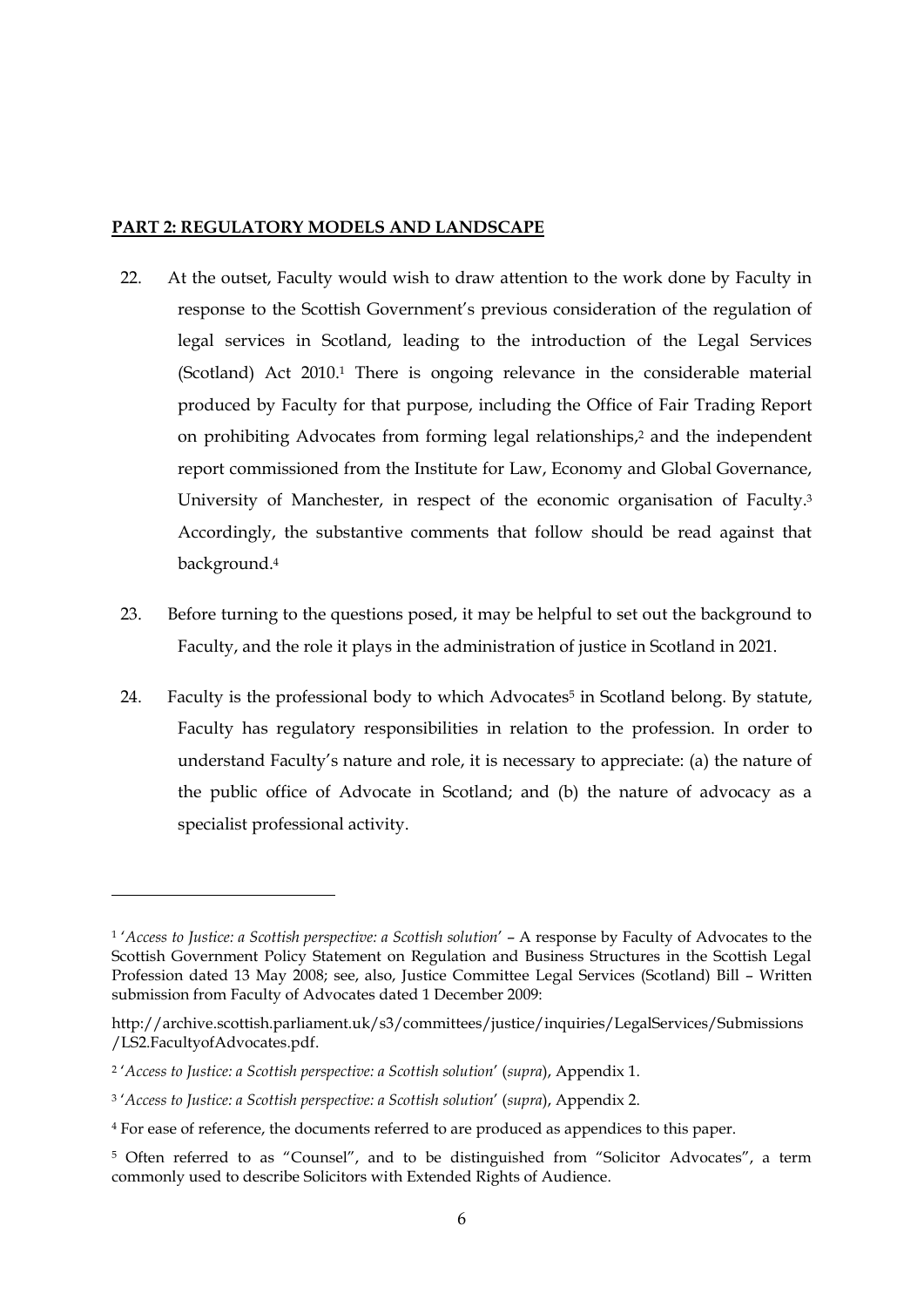## PART 2: REGULATORY MODELS AND LANDSCAPE

22. At the outset, Faculty would wish to draw attention to the work done by Faculty in response to the Scottish Government's previous consideration of the regulation of legal services in Scotland, leading to the introduction of the Legal Services (Scotland) Act 2010.[1] There is ongoing relevance in the considerable material produced by Faculty for that purpose, including the Office of Fair Trading Report on prohibiting Advocates from forming legal relationships,[2] and the independent report commissioned from the Institute for Law, Economy and Global Governance, University of Manchester, in respect of the economic organisation of Faculty.[3] Accordingly, the substantive comments that follow should be read against that background.[4]

23. Before turning to the questions posed, it may be helpful to set out the background to Faculty, and the role it plays in the administration of justice in Scotland in 2021.

24. Faculty is the professional body to which Advocates[5] in Scotland belong. By statute, Faculty has regulatory responsibilities in relation to the profession. In order to understand Faculty's nature and role, it is necessary to appreciate: (a) the nature of the public office of Advocate in Scotland; and (b) the nature of advocacy as a specialist professional activity.

---

[1] '*Access to Justice: a Scottish perspective: a Scottish solution*' – A response by Faculty of Advocates to the Scottish Government Policy Statement on Regulation and Business Structures in the Scottish Legal Profession dated 13 May 2008; see, also, Justice Committee Legal Services (Scotland) Bill – Written submission from Faculty of Advocates dated 1 December 2009:

http://archive.scottish.parliament.uk/s3/committees/justice/inquiries/LegalServices/Submissions/LS2.FacultyofAdvocates.pdf.

[2] '*Access to Justice: a Scottish perspective: a Scottish solution*' (*supra*), Appendix 1.

[3] '*Access to Justice: a Scottish perspective: a Scottish solution*' (*supra*), Appendix 2.

[4] For ease of reference, the documents referred to are produced as appendices to this paper.

[5] Often referred to as "Counsel", and to be distinguished from "Solicitor Advocates", a term commonly used to describe Solicitors with Extended Rights of Audience.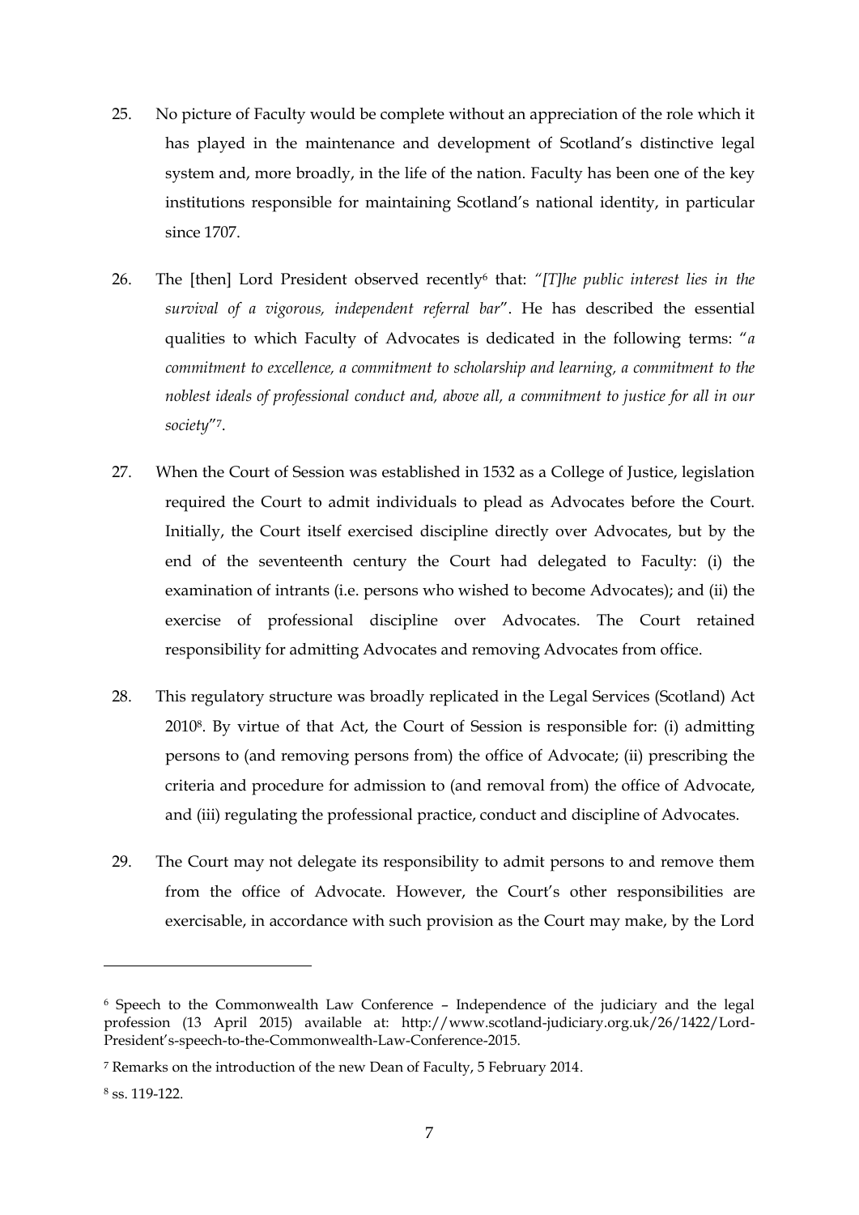25. No picture of Faculty would be complete without an appreciation of the role which it has played in the maintenance and development of Scotland's distinctive legal system and, more broadly, in the life of the nation. Faculty has been one of the key institutions responsible for maintaining Scotland's national identity, in particular since 1707.

26. The [then] Lord President observed recently[6] that: *"[T]he public interest lies in the survival of a vigorous, independent referral bar*". He has described the essential qualities to which Faculty of Advocates is dedicated in the following terms: "*a commitment to excellence, a commitment to scholarship and learning, a commitment to the noblest ideals of professional conduct and, above all, a commitment to justice for all in our society*"[7].

27. When the Court of Session was established in 1532 as a College of Justice, legislation required the Court to admit individuals to plead as Advocates before the Court. Initially, the Court itself exercised discipline directly over Advocates, but by the end of the seventeenth century the Court had delegated to Faculty: (i) the examination of intrants (i.e. persons who wished to become Advocates); and (ii) the exercise of professional discipline over Advocates. The Court retained responsibility for admitting Advocates and removing Advocates from office.

28. This regulatory structure was broadly replicated in the Legal Services (Scotland) Act 2010[8]. By virtue of that Act, the Court of Session is responsible for: (i) admitting persons to (and removing persons from) the office of Advocate; (ii) prescribing the criteria and procedure for admission to (and removal from) the office of Advocate, and (iii) regulating the professional practice, conduct and discipline of Advocates.

29. The Court may not delegate its responsibility to admit persons to and remove them from the office of Advocate. However, the Court's other responsibilities are exercisable, in accordance with such provision as the Court may make, by the Lord

---

[6] Speech to the Commonwealth Law Conference – Independence of the judiciary and the legal profession (13 April 2015) available at: http://www.scotland-judiciary.org.uk/26/1422/Lord-President's-speech-to-the-Commonwealth-Law-Conference-2015.

[7] Remarks on the introduction of the new Dean of Faculty, 5 February 2014.

[8] ss. 119-122.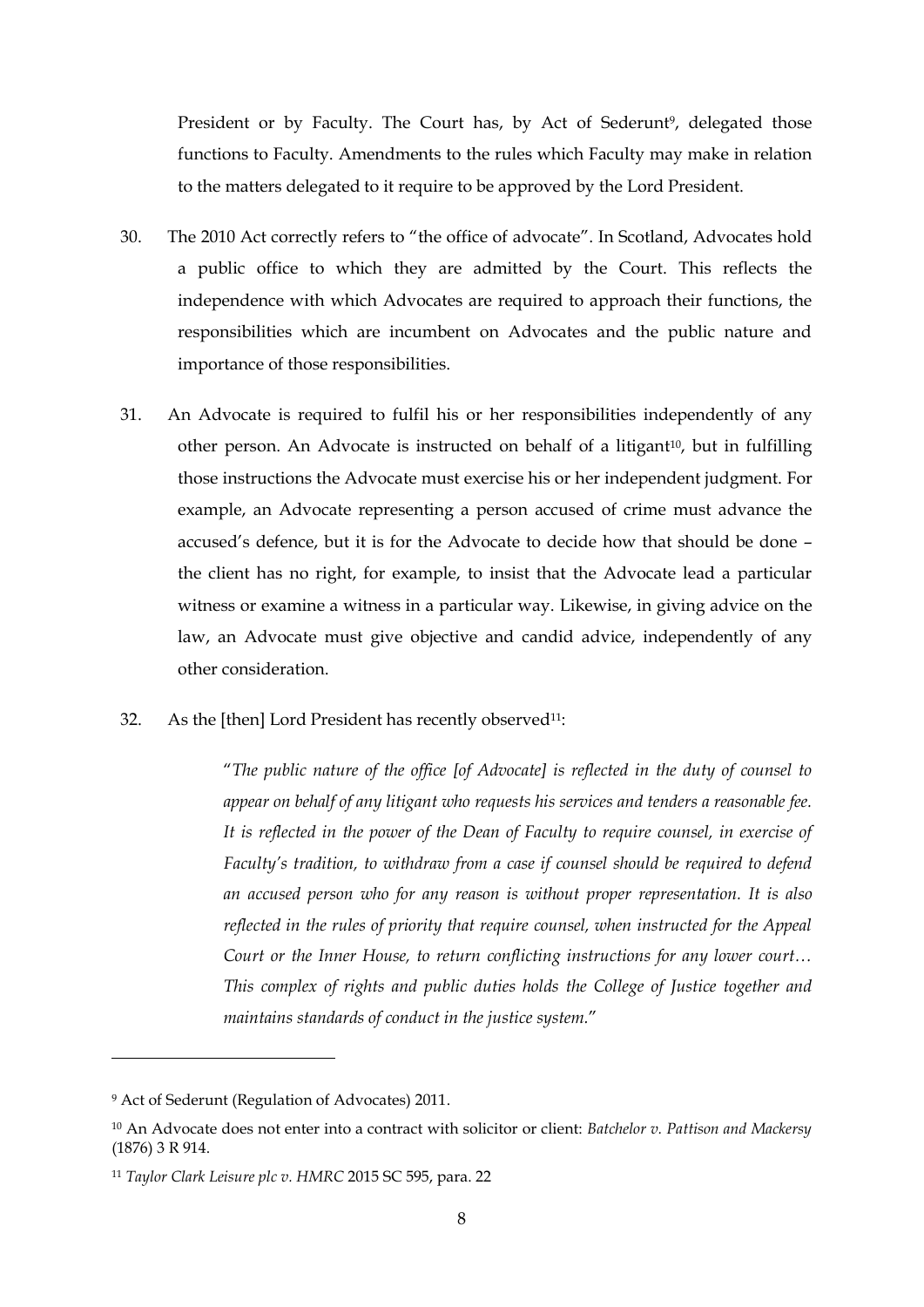President or by Faculty. The Court has, by Act of Sederunt[9], delegated those functions to Faculty. Amendments to the rules which Faculty may make in relation to the matters delegated to it require to be approved by the Lord President.

30. The 2010 Act correctly refers to "the office of advocate". In Scotland, Advocates hold a public office to which they are admitted by the Court. This reflects the independence with which Advocates are required to approach their functions, the responsibilities which are incumbent on Advocates and the public nature and importance of those responsibilities.

31. An Advocate is required to fulfil his or her responsibilities independently of any other person. An Advocate is instructed on behalf of a litigant[10], but in fulfilling those instructions the Advocate must exercise his or her independent judgment. For example, an Advocate representing a person accused of crime must advance the accused's defence, but it is for the Advocate to decide how that should be done – the client has no right, for example, to insist that the Advocate lead a particular witness or examine a witness in a particular way. Likewise, in giving advice on the law, an Advocate must give objective and candid advice, independently of any other consideration.

32. As the [then] Lord President has recently observed[11]:

> "*The public nature of the office [of Advocate] is reflected in the duty of counsel to appear on behalf of any litigant who requests his services and tenders a reasonable fee. It is reflected in the power of the Dean of Faculty to require counsel, in exercise of Faculty's tradition, to withdraw from a case if counsel should be required to defend an accused person who for any reason is without proper representation. It is also reflected in the rules of priority that require counsel, when instructed for the Appeal Court or the Inner House, to return conflicting instructions for any lower court… This complex of rights and public duties holds the College of Justice together and maintains standards of conduct in the justice system.*"

---

[9] Act of Sederunt (Regulation of Advocates) 2011.

[10] An Advocate does not enter into a contract with solicitor or client: *Batchelor v. Pattison and Mackersy* (1876) 3 R 914.

[11] *Taylor Clark Leisure plc v. HMRC* 2015 SC 595, para. 22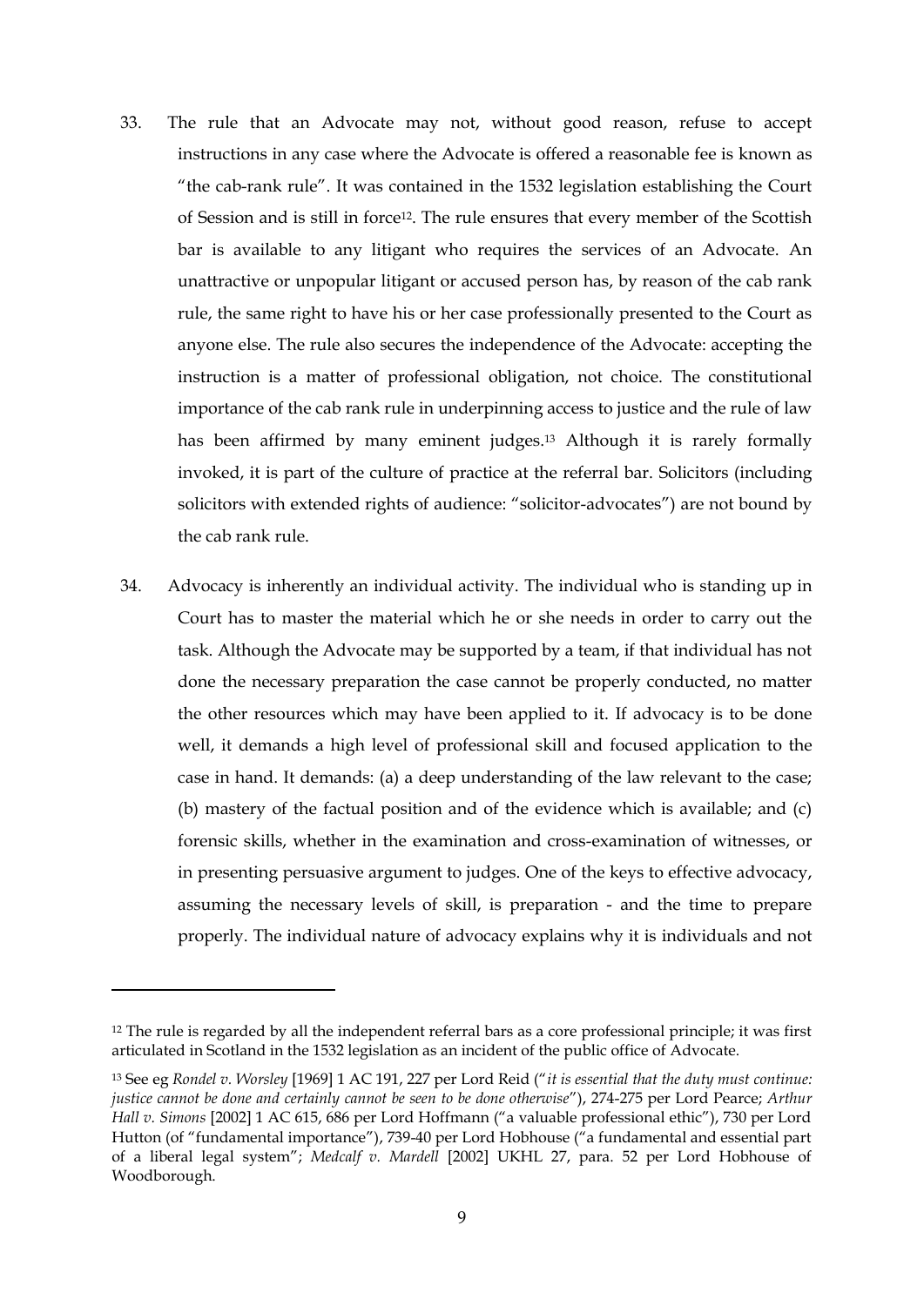33. The rule that an Advocate may not, without good reason, refuse to accept instructions in any case where the Advocate is offered a reasonable fee is known as "the cab-rank rule". It was contained in the 1532 legislation establishing the Court of Session and is still in force[12]. The rule ensures that every member of the Scottish bar is available to any litigant who requires the services of an Advocate. An unattractive or unpopular litigant or accused person has, by reason of the cab rank rule, the same right to have his or her case professionally presented to the Court as anyone else. The rule also secures the independence of the Advocate: accepting the instruction is a matter of professional obligation, not choice. The constitutional importance of the cab rank rule in underpinning access to justice and the rule of law has been affirmed by many eminent judges.[13] Although it is rarely formally invoked, it is part of the culture of practice at the referral bar. Solicitors (including solicitors with extended rights of audience: "solicitor-advocates") are not bound by the cab rank rule.

34. Advocacy is inherently an individual activity. The individual who is standing up in Court has to master the material which he or she needs in order to carry out the task. Although the Advocate may be supported by a team, if that individual has not done the necessary preparation the case cannot be properly conducted, no matter the other resources which may have been applied to it. If advocacy is to be done well, it demands a high level of professional skill and focused application to the case in hand. It demands: (a) a deep understanding of the law relevant to the case; (b) mastery of the factual position and of the evidence which is available; and (c) forensic skills, whether in the examination and cross-examination of witnesses, or in presenting persuasive argument to judges. One of the keys to effective advocacy, assuming the necessary levels of skill, is preparation - and the time to prepare properly. The individual nature of advocacy explains why it is individuals and not

---

[12] The rule is regarded by all the independent referral bars as a core professional principle; it was first articulated in Scotland in the 1532 legislation as an incident of the public office of Advocate.

[13] See eg *Rondel v. Worsley* [1969] 1 AC 191, 227 per Lord Reid ("*it is essential that the duty must continue: justice cannot be done and certainly cannot be seen to be done otherwise*"), 274-275 per Lord Pearce; *Arthur Hall v. Simons* [2002] 1 AC 615, 686 per Lord Hoffmann ("a valuable professional ethic"), 730 per Lord Hutton (of "fundamental importance"), 739-40 per Lord Hobhouse ("a fundamental and essential part of a liberal legal system"; *Medcalf v. Mardell* [2002] UKHL 27, para. 52 per Lord Hobhouse of Woodborough.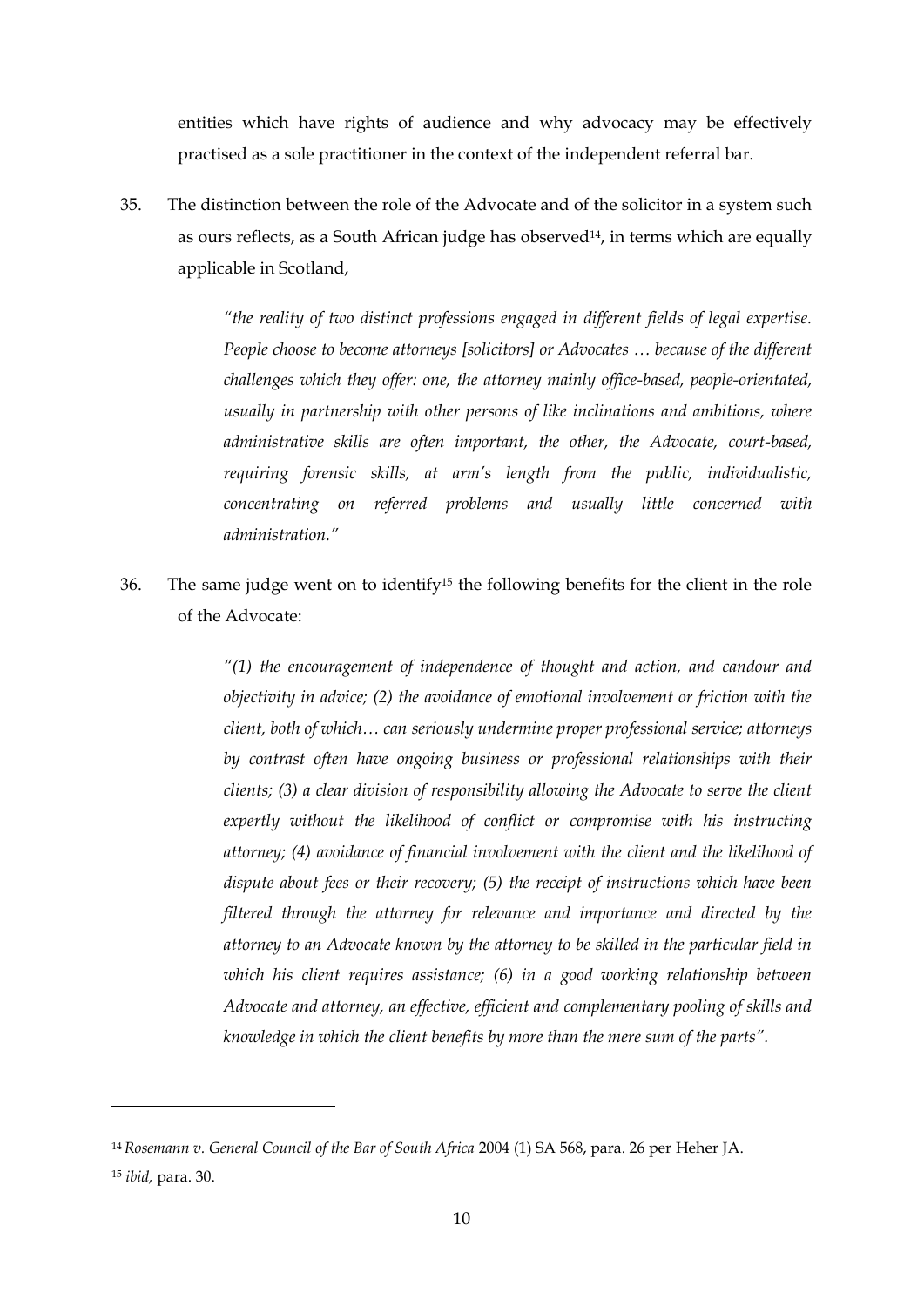entities which have rights of audience and why advocacy may be effectively practised as a sole practitioner in the context of the independent referral bar.

35. The distinction between the role of the Advocate and of the solicitor in a system such as ours reflects, as a South African judge has observed[14], in terms which are equally applicable in Scotland,

> *"the reality of two distinct professions engaged in different fields of legal expertise. People choose to become attorneys [solicitors] or Advocates … because of the different challenges which they offer: one, the attorney mainly office-based, people-orientated, usually in partnership with other persons of like inclinations and ambitions, where administrative skills are often important, the other, the Advocate, court-based, requiring forensic skills, at arm's length from the public, individualistic, concentrating on referred problems and usually little concerned with administration."*

36. The same judge went on to identify[15] the following benefits for the client in the role of the Advocate:

> *"(1) the encouragement of independence of thought and action, and candour and objectivity in advice; (2) the avoidance of emotional involvement or friction with the client, both of which… can seriously undermine proper professional service; attorneys by contrast often have ongoing business or professional relationships with their clients; (3) a clear division of responsibility allowing the Advocate to serve the client expertly without the likelihood of conflict or compromise with his instructing attorney; (4) avoidance of financial involvement with the client and the likelihood of dispute about fees or their recovery; (5) the receipt of instructions which have been filtered through the attorney for relevance and importance and directed by the attorney to an Advocate known by the attorney to be skilled in the particular field in which his client requires assistance; (6) in a good working relationship between Advocate and attorney, an effective, efficient and complementary pooling of skills and knowledge in which the client benefits by more than the mere sum of the parts".*

---

[14] *Rosemann v. General Council of the Bar of South Africa* 2004 (1) SA 568, para. 26 per Heher JA.

[15] *ibid,* para. 30.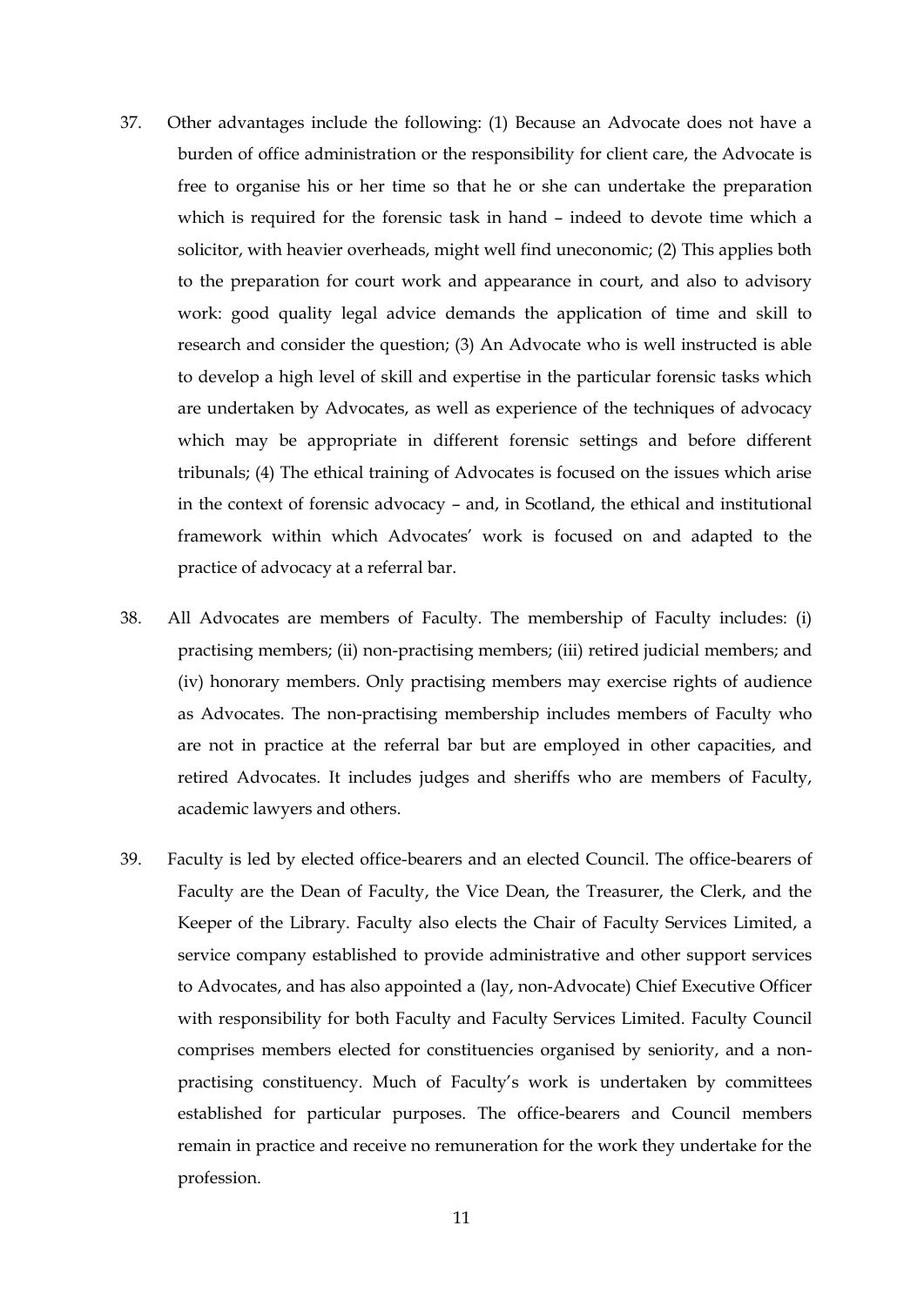37. Other advantages include the following: (1) Because an Advocate does not have a burden of office administration or the responsibility for client care, the Advocate is free to organise his or her time so that he or she can undertake the preparation which is required for the forensic task in hand – indeed to devote time which a solicitor, with heavier overheads, might well find uneconomic; (2) This applies both to the preparation for court work and appearance in court, and also to advisory work: good quality legal advice demands the application of time and skill to research and consider the question; (3) An Advocate who is well instructed is able to develop a high level of skill and expertise in the particular forensic tasks which are undertaken by Advocates, as well as experience of the techniques of advocacy which may be appropriate in different forensic settings and before different tribunals; (4) The ethical training of Advocates is focused on the issues which arise in the context of forensic advocacy – and, in Scotland, the ethical and institutional framework within which Advocates' work is focused on and adapted to the practice of advocacy at a referral bar.

38. All Advocates are members of Faculty. The membership of Faculty includes: (i) practising members; (ii) non-practising members; (iii) retired judicial members; and (iv) honorary members. Only practising members may exercise rights of audience as Advocates. The non-practising membership includes members of Faculty who are not in practice at the referral bar but are employed in other capacities, and retired Advocates. It includes judges and sheriffs who are members of Faculty, academic lawyers and others.

39. Faculty is led by elected office-bearers and an elected Council. The office-bearers of Faculty are the Dean of Faculty, the Vice Dean, the Treasurer, the Clerk, and the Keeper of the Library. Faculty also elects the Chair of Faculty Services Limited, a service company established to provide administrative and other support services to Advocates, and has also appointed a (lay, non-Advocate) Chief Executive Officer with responsibility for both Faculty and Faculty Services Limited. Faculty Council comprises members elected for constituencies organised by seniority, and a non-practising constituency. Much of Faculty's work is undertaken by committees established for particular purposes. The office-bearers and Council members remain in practice and receive no remuneration for the work they undertake for the profession.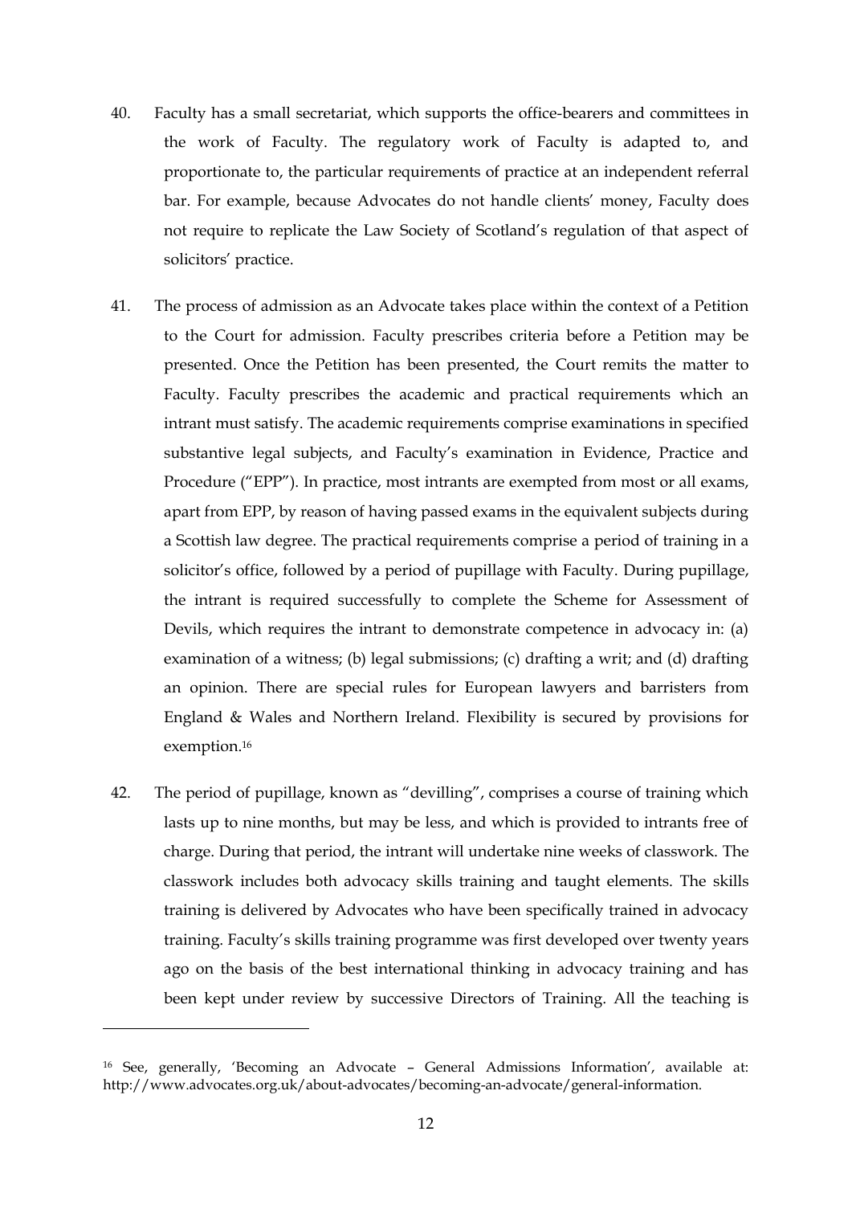40. Faculty has a small secretariat, which supports the office-bearers and committees in the work of Faculty. The regulatory work of Faculty is adapted to, and proportionate to, the particular requirements of practice at an independent referral bar. For example, because Advocates do not handle clients' money, Faculty does not require to replicate the Law Society of Scotland's regulation of that aspect of solicitors' practice.

41. The process of admission as an Advocate takes place within the context of a Petition to the Court for admission. Faculty prescribes criteria before a Petition may be presented. Once the Petition has been presented, the Court remits the matter to Faculty. Faculty prescribes the academic and practical requirements which an intrant must satisfy. The academic requirements comprise examinations in specified substantive legal subjects, and Faculty's examination in Evidence, Practice and Procedure ("EPP"). In practice, most intrants are exempted from most or all exams, apart from EPP, by reason of having passed exams in the equivalent subjects during a Scottish law degree. The practical requirements comprise a period of training in a solicitor's office, followed by a period of pupillage with Faculty. During pupillage, the intrant is required successfully to complete the Scheme for Assessment of Devils, which requires the intrant to demonstrate competence in advocacy in: (a) examination of a witness; (b) legal submissions; (c) drafting a writ; and (d) drafting an opinion. There are special rules for European lawyers and barristers from England & Wales and Northern Ireland. Flexibility is secured by provisions for exemption.[16]

42. The period of pupillage, known as "devilling", comprises a course of training which lasts up to nine months, but may be less, and which is provided to intrants free of charge. During that period, the intrant will undertake nine weeks of classwork. The classwork includes both advocacy skills training and taught elements. The skills training is delivered by Advocates who have been specifically trained in advocacy training. Faculty's skills training programme was first developed over twenty years ago on the basis of the best international thinking in advocacy training and has been kept under review by successive Directors of Training. All the teaching is

---

[16] See, generally, 'Becoming an Advocate – General Admissions Information', available at: http://www.advocates.org.uk/about-advocates/becoming-an-advocate/general-information.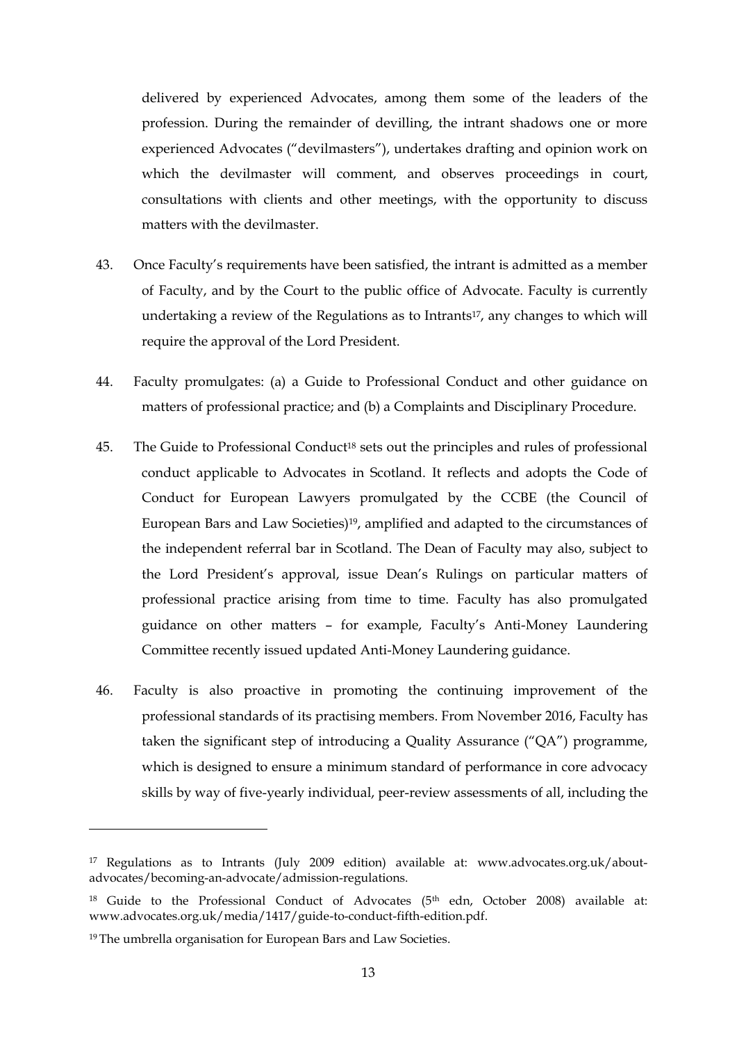delivered by experienced Advocates, among them some of the leaders of the profession. During the remainder of devilling, the intrant shadows one or more experienced Advocates ("devilmasters"), undertakes drafting and opinion work on which the devilmaster will comment, and observes proceedings in court, consultations with clients and other meetings, with the opportunity to discuss matters with the devilmaster.

43. Once Faculty's requirements have been satisfied, the intrant is admitted as a member of Faculty, and by the Court to the public office of Advocate. Faculty is currently undertaking a review of the Regulations as to Intrants[17], any changes to which will require the approval of the Lord President.

44. Faculty promulgates: (a) a Guide to Professional Conduct and other guidance on matters of professional practice; and (b) a Complaints and Disciplinary Procedure.

45. The Guide to Professional Conduct[18] sets out the principles and rules of professional conduct applicable to Advocates in Scotland. It reflects and adopts the Code of Conduct for European Lawyers promulgated by the CCBE (the Council of European Bars and Law Societies)[19], amplified and adapted to the circumstances of the independent referral bar in Scotland. The Dean of Faculty may also, subject to the Lord President's approval, issue Dean's Rulings on particular matters of professional practice arising from time to time. Faculty has also promulgated guidance on other matters – for example, Faculty's Anti-Money Laundering Committee recently issued updated Anti-Money Laundering guidance.

46. Faculty is also proactive in promoting the continuing improvement of the professional standards of its practising members. From November 2016, Faculty has taken the significant step of introducing a Quality Assurance ("QA") programme, which is designed to ensure a minimum standard of performance in core advocacy skills by way of five-yearly individual, peer-review assessments of all, including the

---

[17] Regulations as to Intrants (July 2009 edition) available at: www.advocates.org.uk/about-advocates/becoming-an-advocate/admission-regulations.

[18] Guide to the Professional Conduct of Advocates (5th edn, October 2008) available at: www.advocates.org.uk/media/1417/guide-to-conduct-fifth-edition.pdf.

[19] The umbrella organisation for European Bars and Law Societies.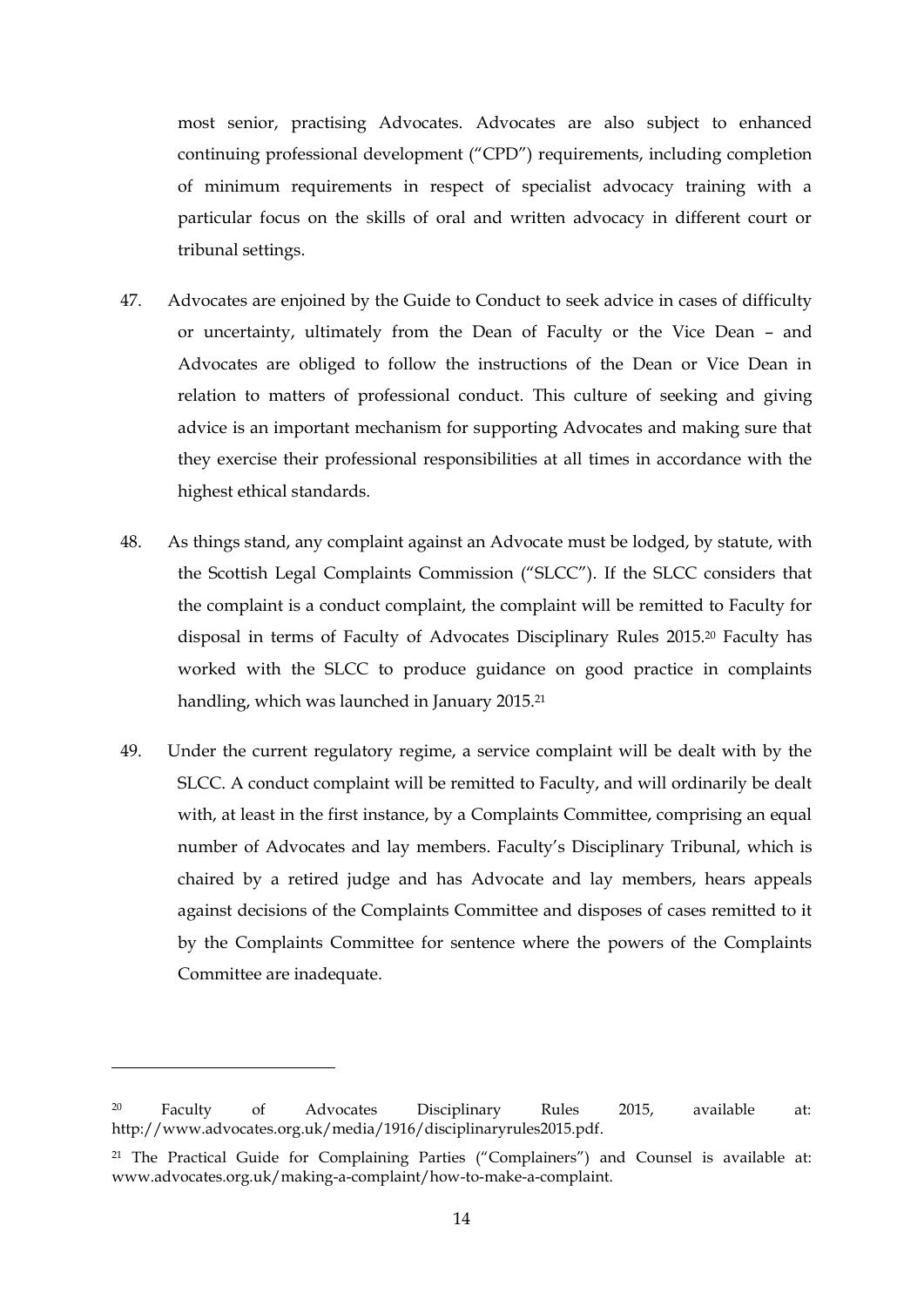most senior, practising Advocates. Advocates are also subject to enhanced continuing professional development ("CPD") requirements, including completion of minimum requirements in respect of specialist advocacy training with a particular focus on the skills of oral and written advocacy in different court or tribunal settings.

47. Advocates are enjoined by the Guide to Conduct to seek advice in cases of difficulty or uncertainty, ultimately from the Dean of Faculty or the Vice Dean – and Advocates are obliged to follow the instructions of the Dean or Vice Dean in relation to matters of professional conduct. This culture of seeking and giving advice is an important mechanism for supporting Advocates and making sure that they exercise their professional responsibilities at all times in accordance with the highest ethical standards.

48. As things stand, any complaint against an Advocate must be lodged, by statute, with the Scottish Legal Complaints Commission ("SLCC"). If the SLCC considers that the complaint is a conduct complaint, the complaint will be remitted to Faculty for disposal in terms of Faculty of Advocates Disciplinary Rules 2015.[20] Faculty has worked with the SLCC to produce guidance on good practice in complaints handling, which was launched in January 2015.[21]

49. Under the current regulatory regime, a service complaint will be dealt with by the SLCC. A conduct complaint will be remitted to Faculty, and will ordinarily be dealt with, at least in the first instance, by a Complaints Committee, comprising an equal number of Advocates and lay members. Faculty's Disciplinary Tribunal, which is chaired by a retired judge and has Advocate and lay members, hears appeals against decisions of the Complaints Committee and disposes of cases remitted to it by the Complaints Committee for sentence where the powers of the Complaints Committee are inadequate.

---

[20] Faculty of Advocates Disciplinary Rules 2015, available at: http://www.advocates.org.uk/media/1916/disciplinaryrules2015.pdf.

[21] The Practical Guide for Complaining Parties ("Complainers") and Counsel is available at: www.advocates.org.uk/making-a-complaint/how-to-make-a-complaint.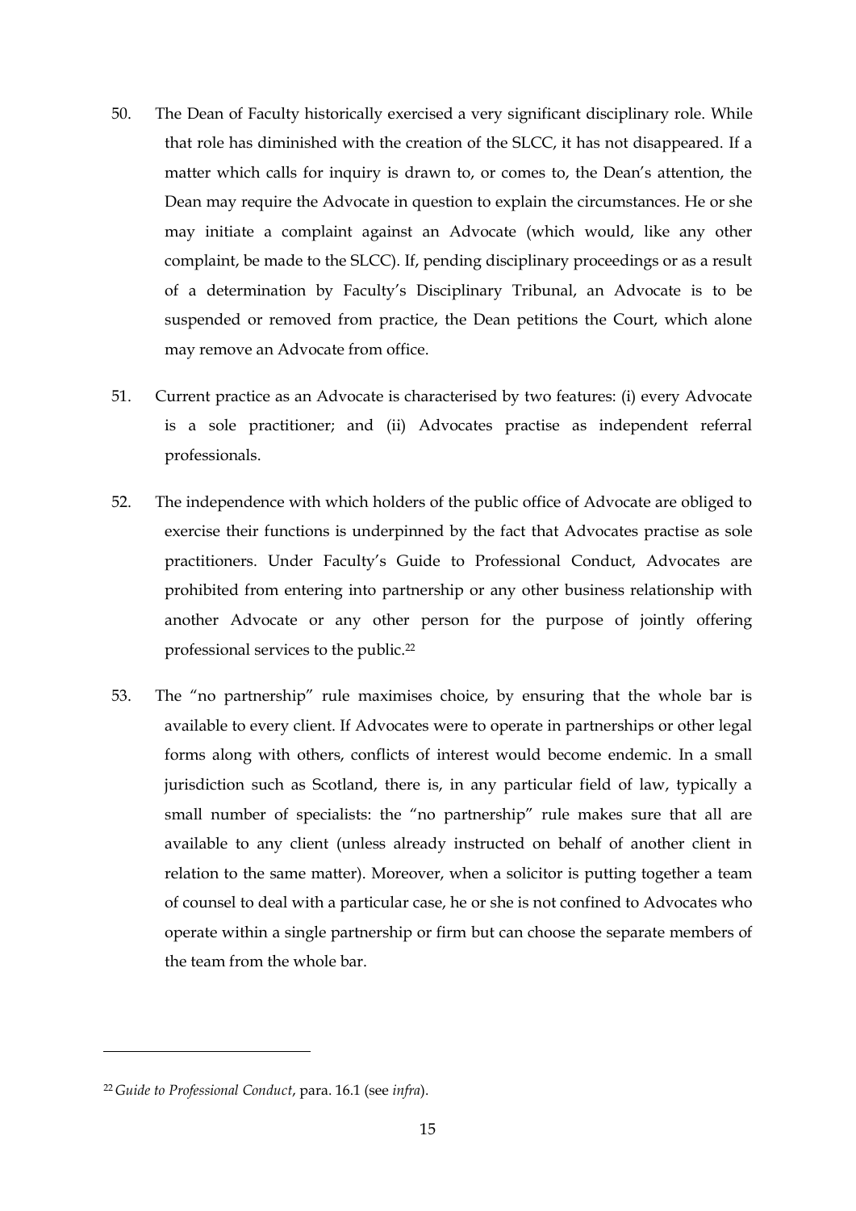50. The Dean of Faculty historically exercised a very significant disciplinary role. While that role has diminished with the creation of the SLCC, it has not disappeared. If a matter which calls for inquiry is drawn to, or comes to, the Dean's attention, the Dean may require the Advocate in question to explain the circumstances. He or she may initiate a complaint against an Advocate (which would, like any other complaint, be made to the SLCC). If, pending disciplinary proceedings or as a result of a determination by Faculty's Disciplinary Tribunal, an Advocate is to be suspended or removed from practice, the Dean petitions the Court, which alone may remove an Advocate from office.

51. Current practice as an Advocate is characterised by two features: (i) every Advocate is a sole practitioner; and (ii) Advocates practise as independent referral professionals.

52. The independence with which holders of the public office of Advocate are obliged to exercise their functions is underpinned by the fact that Advocates practise as sole practitioners. Under Faculty's Guide to Professional Conduct, Advocates are prohibited from entering into partnership or any other business relationship with another Advocate or any other person for the purpose of jointly offering professional services to the public.[22]

53. The "no partnership" rule maximises choice, by ensuring that the whole bar is available to every client. If Advocates were to operate in partnerships or other legal forms along with others, conflicts of interest would become endemic. In a small jurisdiction such as Scotland, there is, in any particular field of law, typically a small number of specialists: the "no partnership" rule makes sure that all are available to any client (unless already instructed on behalf of another client in relation to the same matter). Moreover, when a solicitor is putting together a team of counsel to deal with a particular case, he or she is not confined to Advocates who operate within a single partnership or firm but can choose the separate members of the team from the whole bar.

---

[22] *Guide to Professional Conduct*, para. 16.1 (see *infra*).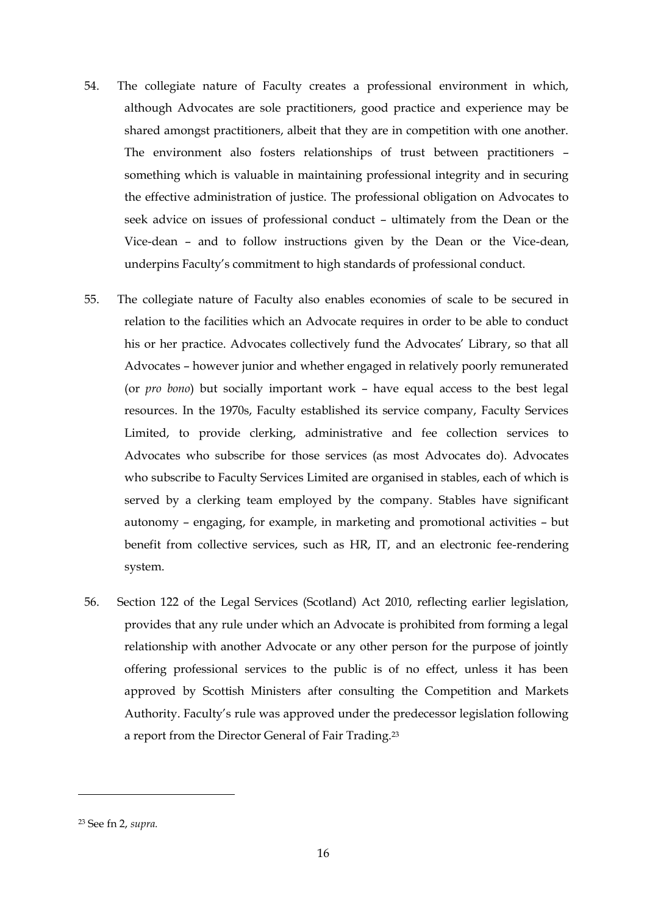54. The collegiate nature of Faculty creates a professional environment in which, although Advocates are sole practitioners, good practice and experience may be shared amongst practitioners, albeit that they are in competition with one another. The environment also fosters relationships of trust between practitioners – something which is valuable in maintaining professional integrity and in securing the effective administration of justice. The professional obligation on Advocates to seek advice on issues of professional conduct – ultimately from the Dean or the Vice-dean – and to follow instructions given by the Dean or the Vice-dean, underpins Faculty's commitment to high standards of professional conduct.

55. The collegiate nature of Faculty also enables economies of scale to be secured in relation to the facilities which an Advocate requires in order to be able to conduct his or her practice. Advocates collectively fund the Advocates' Library, so that all Advocates – however junior and whether engaged in relatively poorly remunerated (or *pro bono*) but socially important work – have equal access to the best legal resources. In the 1970s, Faculty established its service company, Faculty Services Limited, to provide clerking, administrative and fee collection services to Advocates who subscribe for those services (as most Advocates do). Advocates who subscribe to Faculty Services Limited are organised in stables, each of which is served by a clerking team employed by the company. Stables have significant autonomy – engaging, for example, in marketing and promotional activities – but benefit from collective services, such as HR, IT, and an electronic fee-rendering system.

56. Section 122 of the Legal Services (Scotland) Act 2010, reflecting earlier legislation, provides that any rule under which an Advocate is prohibited from forming a legal relationship with another Advocate or any other person for the purpose of jointly offering professional services to the public is of no effect, unless it has been approved by Scottish Ministers after consulting the Competition and Markets Authority. Faculty's rule was approved under the predecessor legislation following a report from the Director General of Fair Trading.[23]

---

[23] See fn 2, *supra.*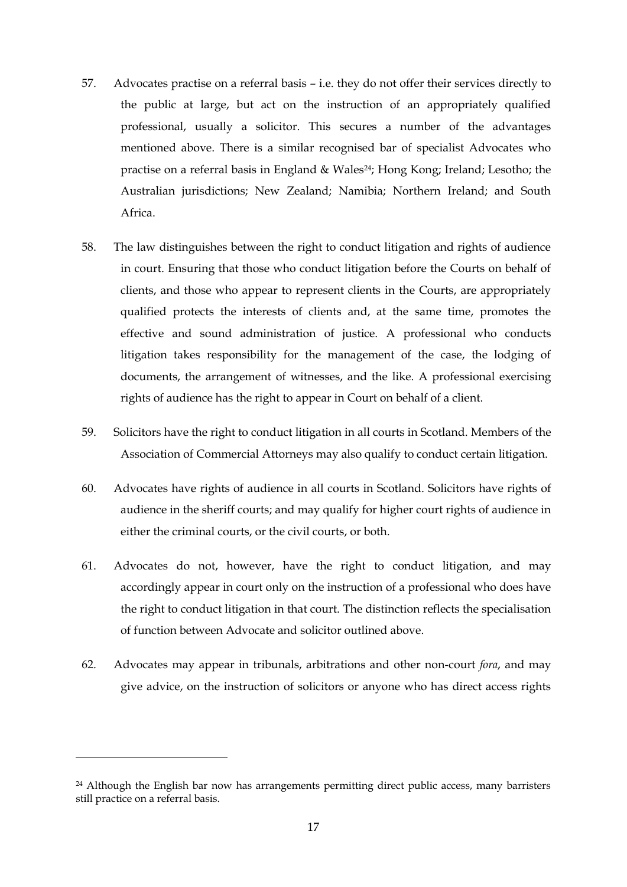57. Advocates practise on a referral basis – i.e. they do not offer their services directly to the public at large, but act on the instruction of an appropriately qualified professional, usually a solicitor. This secures a number of the advantages mentioned above. There is a similar recognised bar of specialist Advocates who practise on a referral basis in England & Wales[24]; Hong Kong; Ireland; Lesotho; the Australian jurisdictions; New Zealand; Namibia; Northern Ireland; and South Africa.

58. The law distinguishes between the right to conduct litigation and rights of audience in court. Ensuring that those who conduct litigation before the Courts on behalf of clients, and those who appear to represent clients in the Courts, are appropriately qualified protects the interests of clients and, at the same time, promotes the effective and sound administration of justice. A professional who conducts litigation takes responsibility for the management of the case, the lodging of documents, the arrangement of witnesses, and the like. A professional exercising rights of audience has the right to appear in Court on behalf of a client.

59. Solicitors have the right to conduct litigation in all courts in Scotland. Members of the Association of Commercial Attorneys may also qualify to conduct certain litigation.

60. Advocates have rights of audience in all courts in Scotland. Solicitors have rights of audience in the sheriff courts; and may qualify for higher court rights of audience in either the criminal courts, or the civil courts, or both.

61. Advocates do not, however, have the right to conduct litigation, and may accordingly appear in court only on the instruction of a professional who does have the right to conduct litigation in that court. The distinction reflects the specialisation of function between Advocate and solicitor outlined above.

62. Advocates may appear in tribunals, arbitrations and other non-court *fora*, and may give advice, on the instruction of solicitors or anyone who has direct access rights

---

[24] Although the English bar now has arrangements permitting direct public access, many barristers still practice on a referral basis.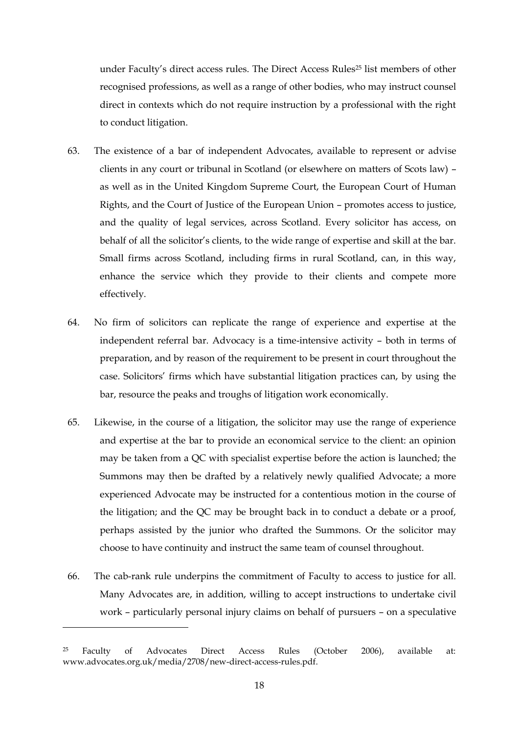under Faculty's direct access rules. The Direct Access Rules[25] list members of other recognised professions, as well as a range of other bodies, who may instruct counsel direct in contexts which do not require instruction by a professional with the right to conduct litigation.

63. The existence of a bar of independent Advocates, available to represent or advise clients in any court or tribunal in Scotland (or elsewhere on matters of Scots law) – as well as in the United Kingdom Supreme Court, the European Court of Human Rights, and the Court of Justice of the European Union – promotes access to justice, and the quality of legal services, across Scotland. Every solicitor has access, on behalf of all the solicitor's clients, to the wide range of expertise and skill at the bar. Small firms across Scotland, including firms in rural Scotland, can, in this way, enhance the service which they provide to their clients and compete more effectively.

64. No firm of solicitors can replicate the range of experience and expertise at the independent referral bar. Advocacy is a time-intensive activity – both in terms of preparation, and by reason of the requirement to be present in court throughout the case. Solicitors' firms which have substantial litigation practices can, by using the bar, resource the peaks and troughs of litigation work economically.

65. Likewise, in the course of a litigation, the solicitor may use the range of experience and expertise at the bar to provide an economical service to the client: an opinion may be taken from a QC with specialist expertise before the action is launched; the Summons may then be drafted by a relatively newly qualified Advocate; a more experienced Advocate may be instructed for a contentious motion in the course of the litigation; and the QC may be brought back in to conduct a debate or a proof, perhaps assisted by the junior who drafted the Summons. Or the solicitor may choose to have continuity and instruct the same team of counsel throughout.

66. The cab-rank rule underpins the commitment of Faculty to access to justice for all. Many Advocates are, in addition, willing to accept instructions to undertake civil work – particularly personal injury claims on behalf of pursuers – on a speculative

[25] Faculty of Advocates Direct Access Rules (October 2006), available at: www.advocates.org.uk/media/2708/new-direct-access-rules.pdf.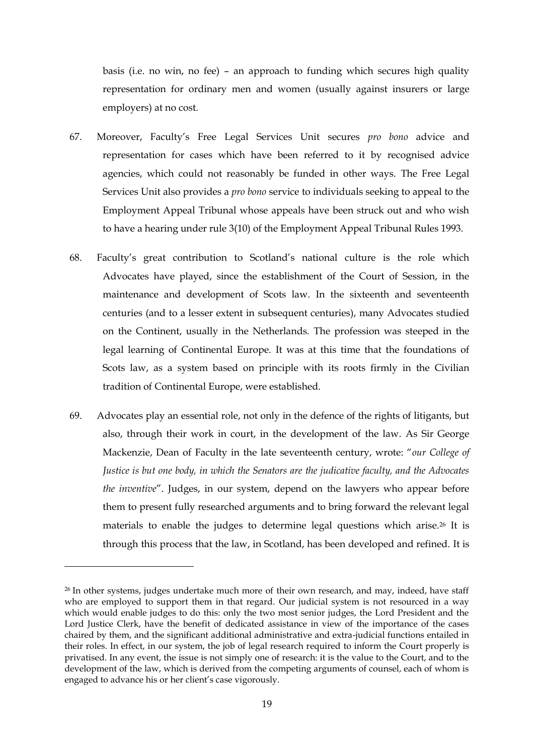basis (i.e. no win, no fee) – an approach to funding which secures high quality representation for ordinary men and women (usually against insurers or large employers) at no cost.

67. Moreover, Faculty's Free Legal Services Unit secures *pro bono* advice and representation for cases which have been referred to it by recognised advice agencies, which could not reasonably be funded in other ways. The Free Legal Services Unit also provides a *pro bono* service to individuals seeking to appeal to the Employment Appeal Tribunal whose appeals have been struck out and who wish to have a hearing under rule 3(10) of the Employment Appeal Tribunal Rules 1993.

68. Faculty's great contribution to Scotland's national culture is the role which Advocates have played, since the establishment of the Court of Session, in the maintenance and development of Scots law. In the sixteenth and seventeenth centuries (and to a lesser extent in subsequent centuries), many Advocates studied on the Continent, usually in the Netherlands. The profession was steeped in the legal learning of Continental Europe. It was at this time that the foundations of Scots law, as a system based on principle with its roots firmly in the Civilian tradition of Continental Europe, were established.

69. Advocates play an essential role, not only in the defence of the rights of litigants, but also, through their work in court, in the development of the law. As Sir George Mackenzie, Dean of Faculty in the late seventeenth century, wrote: "*our College of Justice is but one body, in which the Senators are the judicative faculty, and the Advocates the inventive*". Judges, in our system, depend on the lawyers who appear before them to present fully researched arguments and to bring forward the relevant legal materials to enable the judges to determine legal questions which arise.[26] It is through this process that the law, in Scotland, has been developed and refined. It is

---

[26] In other systems, judges undertake much more of their own research, and may, indeed, have staff who are employed to support them in that regard. Our judicial system is not resourced in a way which would enable judges to do this: only the two most senior judges, the Lord President and the Lord Justice Clerk, have the benefit of dedicated assistance in view of the importance of the cases chaired by them, and the significant additional administrative and extra-judicial functions entailed in their roles. In effect, in our system, the job of legal research required to inform the Court properly is privatised. In any event, the issue is not simply one of research: it is the value to the Court, and to the development of the law, which is derived from the competing arguments of counsel, each of whom is engaged to advance his or her client's case vigorously.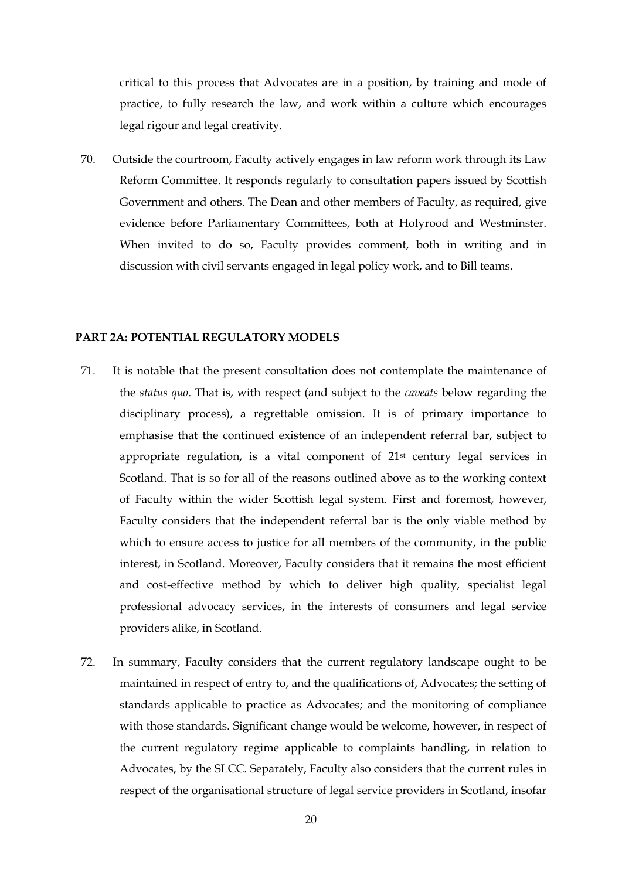critical to this process that Advocates are in a position, by training and mode of practice, to fully research the law, and work within a culture which encourages legal rigour and legal creativity.

70. Outside the courtroom, Faculty actively engages in law reform work through its Law Reform Committee. It responds regularly to consultation papers issued by Scottish Government and others. The Dean and other members of Faculty, as required, give evidence before Parliamentary Committees, both at Holyrood and Westminster. When invited to do so, Faculty provides comment, both in writing and in discussion with civil servants engaged in legal policy work, and to Bill teams.

## PART 2A: POTENTIAL REGULATORY MODELS

71. It is notable that the present consultation does not contemplate the maintenance of the *status quo*. That is, with respect (and subject to the *caveats* below regarding the disciplinary process), a regrettable omission. It is of primary importance to emphasise that the continued existence of an independent referral bar, subject to appropriate regulation, is a vital component of 21st century legal services in Scotland. That is so for all of the reasons outlined above as to the working context of Faculty within the wider Scottish legal system. First and foremost, however, Faculty considers that the independent referral bar is the only viable method by which to ensure access to justice for all members of the community, in the public interest, in Scotland. Moreover, Faculty considers that it remains the most efficient and cost-effective method by which to deliver high quality, specialist legal professional advocacy services, in the interests of consumers and legal service providers alike, in Scotland.

72. In summary, Faculty considers that the current regulatory landscape ought to be maintained in respect of entry to, and the qualifications of, Advocates; the setting of standards applicable to practice as Advocates; and the monitoring of compliance with those standards. Significant change would be welcome, however, in respect of the current regulatory regime applicable to complaints handling, in relation to Advocates, by the SLCC. Separately, Faculty also considers that the current rules in respect of the organisational structure of legal service providers in Scotland, insofar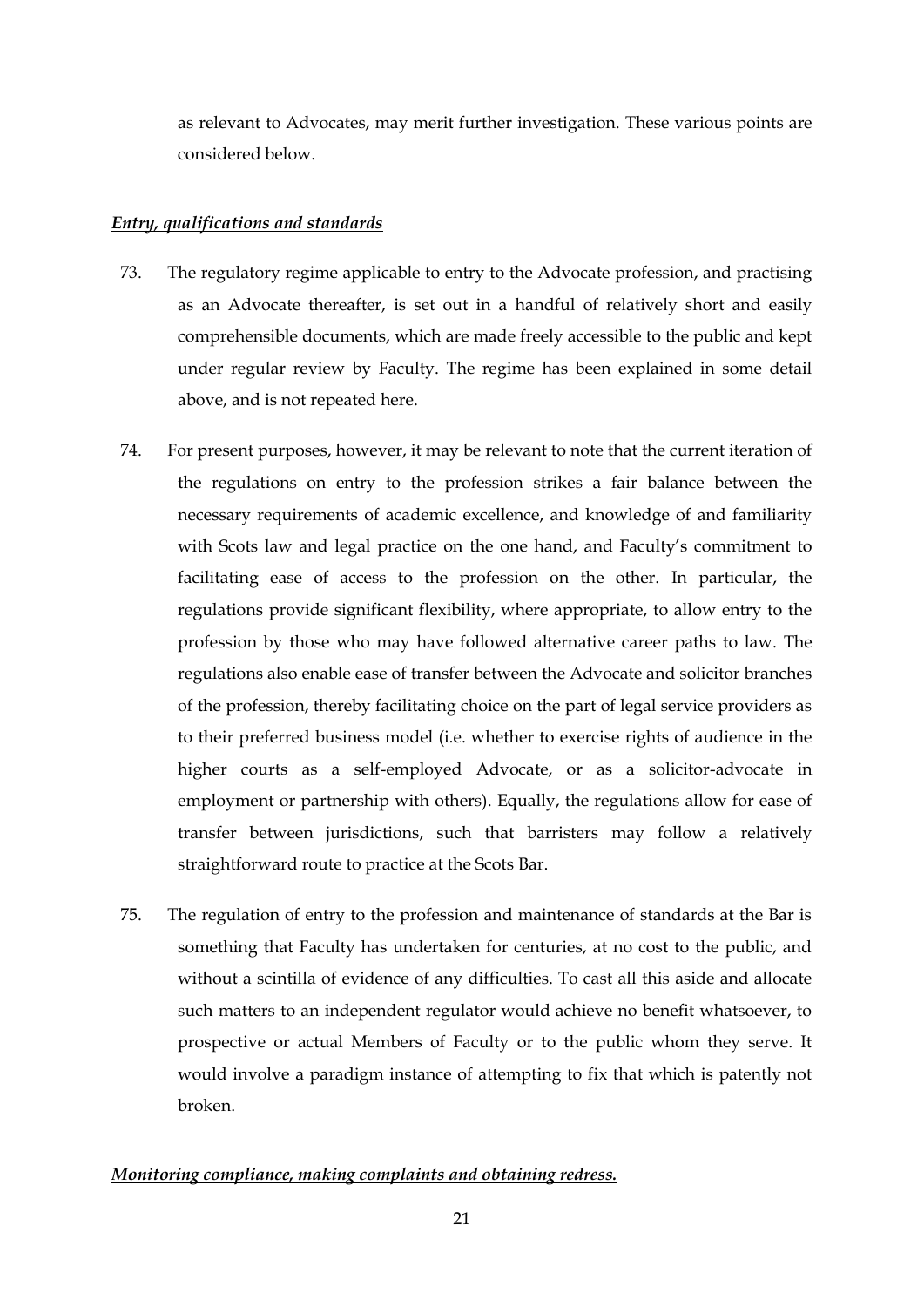as relevant to Advocates, may merit further investigation. These various points are considered below.

***Entry, qualifications and standards***

73. The regulatory regime applicable to entry to the Advocate profession, and practising as an Advocate thereafter, is set out in a handful of relatively short and easily comprehensible documents, which are made freely accessible to the public and kept under regular review by Faculty. The regime has been explained in some detail above, and is not repeated here.

74. For present purposes, however, it may be relevant to note that the current iteration of the regulations on entry to the profession strikes a fair balance between the necessary requirements of academic excellence, and knowledge of and familiarity with Scots law and legal practice on the one hand, and Faculty's commitment to facilitating ease of access to the profession on the other. In particular, the regulations provide significant flexibility, where appropriate, to allow entry to the profession by those who may have followed alternative career paths to law. The regulations also enable ease of transfer between the Advocate and solicitor branches of the profession, thereby facilitating choice on the part of legal service providers as to their preferred business model (i.e. whether to exercise rights of audience in the higher courts as a self-employed Advocate, or as a solicitor-advocate in employment or partnership with others). Equally, the regulations allow for ease of transfer between jurisdictions, such that barristers may follow a relatively straightforward route to practice at the Scots Bar.

75. The regulation of entry to the profession and maintenance of standards at the Bar is something that Faculty has undertaken for centuries, at no cost to the public, and without a scintilla of evidence of any difficulties. To cast all this aside and allocate such matters to an independent regulator would achieve no benefit whatsoever, to prospective or actual Members of Faculty or to the public whom they serve. It would involve a paradigm instance of attempting to fix that which is patently not broken.

***Monitoring compliance, making complaints and obtaining redress.***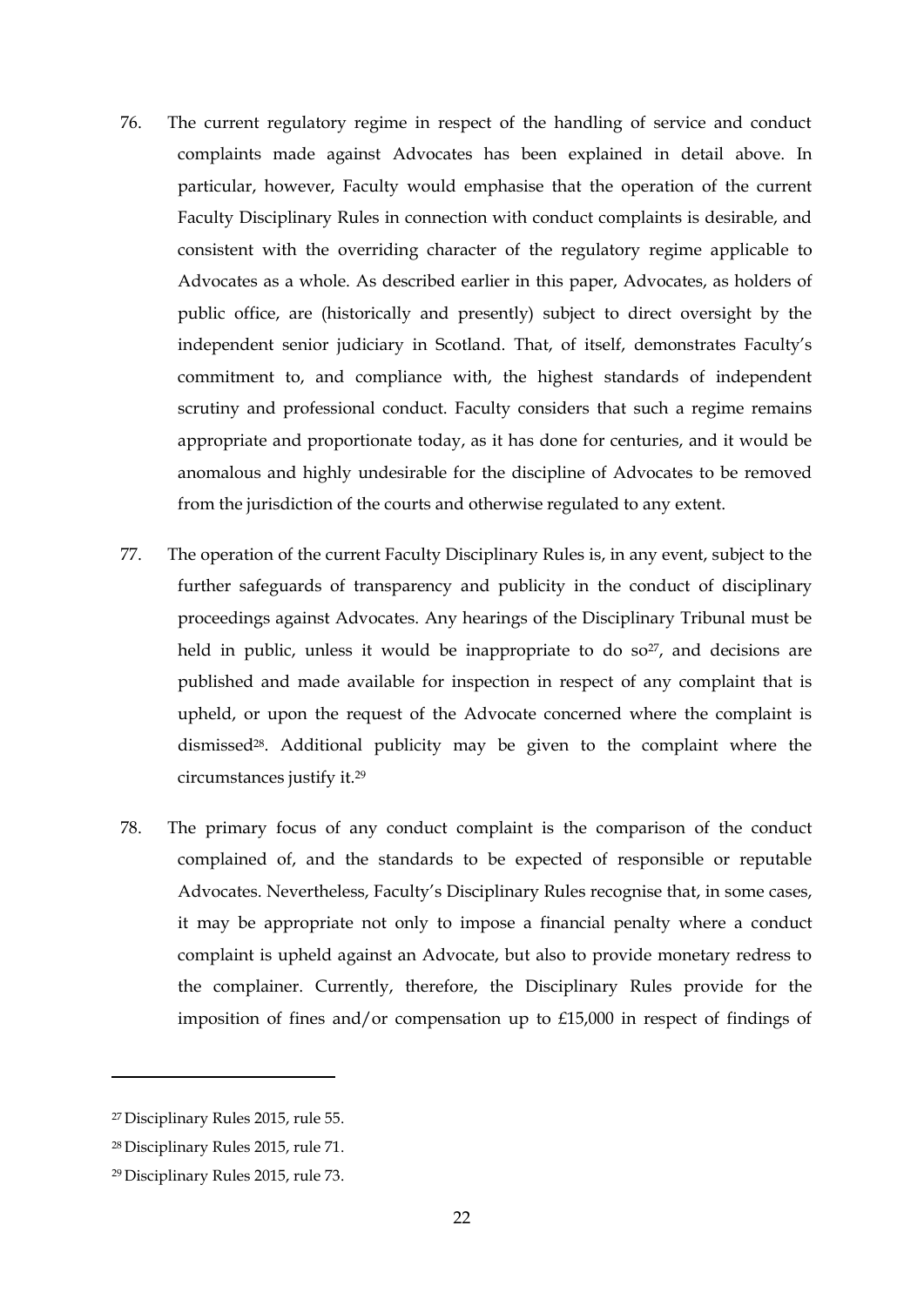76. The current regulatory regime in respect of the handling of service and conduct complaints made against Advocates has been explained in detail above. In particular, however, Faculty would emphasise that the operation of the current Faculty Disciplinary Rules in connection with conduct complaints is desirable, and consistent with the overriding character of the regulatory regime applicable to Advocates as a whole. As described earlier in this paper, Advocates, as holders of public office, are (historically and presently) subject to direct oversight by the independent senior judiciary in Scotland. That, of itself, demonstrates Faculty's commitment to, and compliance with, the highest standards of independent scrutiny and professional conduct. Faculty considers that such a regime remains appropriate and proportionate today, as it has done for centuries, and it would be anomalous and highly undesirable for the discipline of Advocates to be removed from the jurisdiction of the courts and otherwise regulated to any extent.

77. The operation of the current Faculty Disciplinary Rules is, in any event, subject to the further safeguards of transparency and publicity in the conduct of disciplinary proceedings against Advocates. Any hearings of the Disciplinary Tribunal must be held in public, unless it would be inappropriate to do so[27], and decisions are published and made available for inspection in respect of any complaint that is upheld, or upon the request of the Advocate concerned where the complaint is dismissed[28]. Additional publicity may be given to the complaint where the circumstances justify it.[29]

78. The primary focus of any conduct complaint is the comparison of the conduct complained of, and the standards to be expected of responsible or reputable Advocates. Nevertheless, Faculty's Disciplinary Rules recognise that, in some cases, it may be appropriate not only to impose a financial penalty where a conduct complaint is upheld against an Advocate, but also to provide monetary redress to the complainer. Currently, therefore, the Disciplinary Rules provide for the imposition of fines and/or compensation up to £15,000 in respect of findings of

---

[27] Disciplinary Rules 2015, rule 55.

[28] Disciplinary Rules 2015, rule 71.

[29] Disciplinary Rules 2015, rule 73.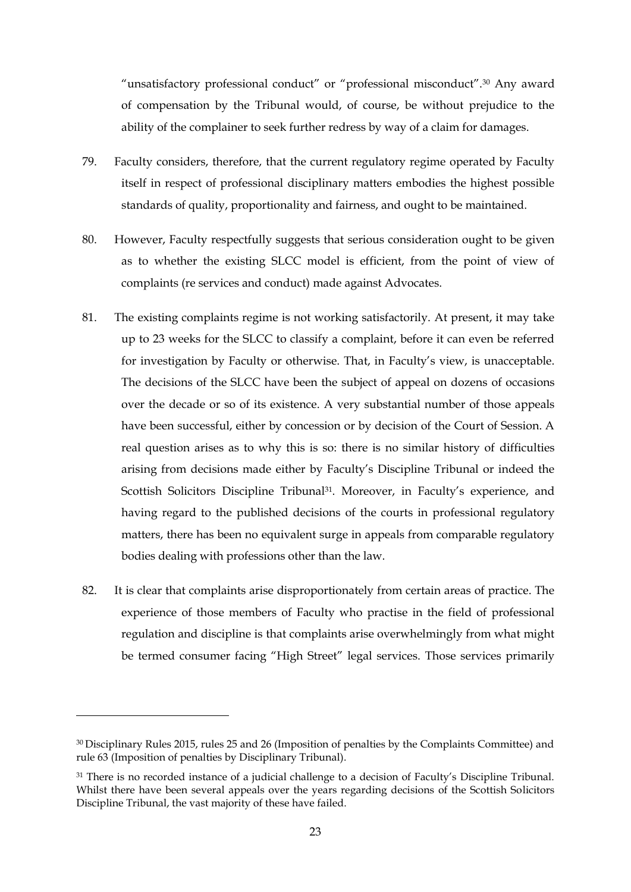"unsatisfactory professional conduct" or "professional misconduct".[30] Any award of compensation by the Tribunal would, of course, be without prejudice to the ability of the complainer to seek further redress by way of a claim for damages.

79. Faculty considers, therefore, that the current regulatory regime operated by Faculty itself in respect of professional disciplinary matters embodies the highest possible standards of quality, proportionality and fairness, and ought to be maintained.

80. However, Faculty respectfully suggests that serious consideration ought to be given as to whether the existing SLCC model is efficient, from the point of view of complaints (re services and conduct) made against Advocates.

81. The existing complaints regime is not working satisfactorily. At present, it may take up to 23 weeks for the SLCC to classify a complaint, before it can even be referred for investigation by Faculty or otherwise. That, in Faculty's view, is unacceptable. The decisions of the SLCC have been the subject of appeal on dozens of occasions over the decade or so of its existence. A very substantial number of those appeals have been successful, either by concession or by decision of the Court of Session. A real question arises as to why this is so: there is no similar history of difficulties arising from decisions made either by Faculty's Discipline Tribunal or indeed the Scottish Solicitors Discipline Tribunal[31]. Moreover, in Faculty's experience, and having regard to the published decisions of the courts in professional regulatory matters, there has been no equivalent surge in appeals from comparable regulatory bodies dealing with professions other than the law.

82. It is clear that complaints arise disproportionately from certain areas of practice. The experience of those members of Faculty who practise in the field of professional regulation and discipline is that complaints arise overwhelmingly from what might be termed consumer facing "High Street" legal services. Those services primarily

---

[30] Disciplinary Rules 2015, rules 25 and 26 (Imposition of penalties by the Complaints Committee) and rule 63 (Imposition of penalties by Disciplinary Tribunal).

[31] There is no recorded instance of a judicial challenge to a decision of Faculty's Discipline Tribunal. Whilst there have been several appeals over the years regarding decisions of the Scottish Solicitors Discipline Tribunal, the vast majority of these have failed.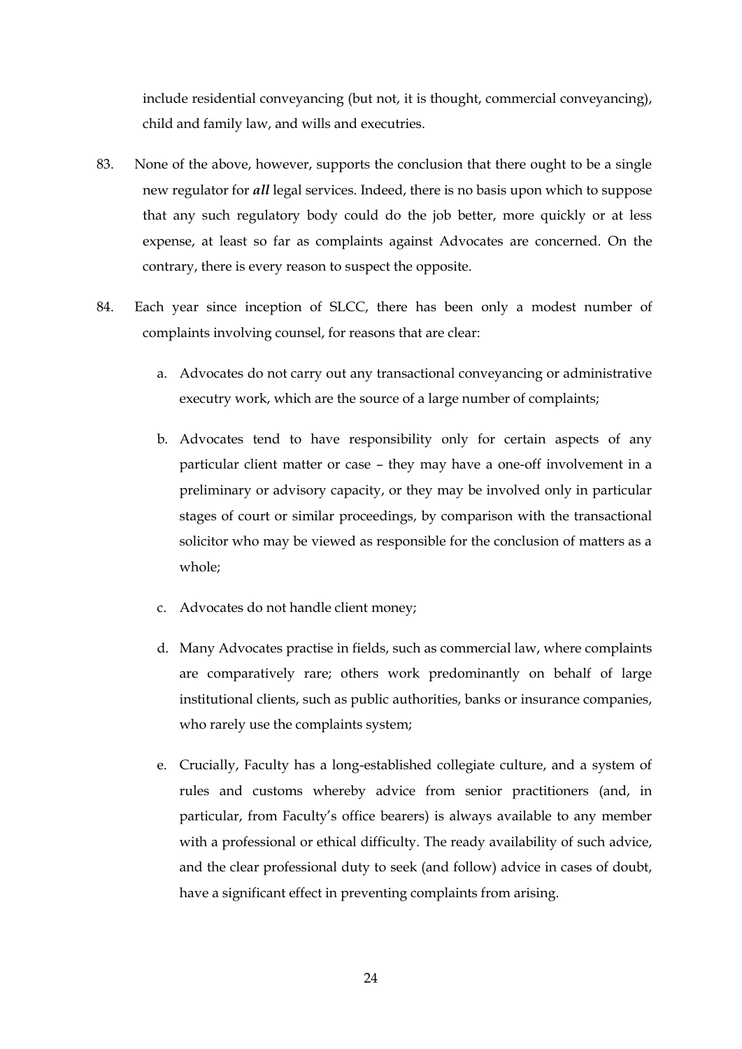include residential conveyancing (but not, it is thought, commercial conveyancing), child and family law, and wills and executries.

83. None of the above, however, supports the conclusion that there ought to be a single new regulator for ***all*** legal services. Indeed, there is no basis upon which to suppose that any such regulatory body could do the job better, more quickly or at less expense, at least so far as complaints against Advocates are concerned. On the contrary, there is every reason to suspect the opposite.

84. Each year since inception of SLCC, there has been only a modest number of complaints involving counsel, for reasons that are clear:

    a. Advocates do not carry out any transactional conveyancing or administrative executry work, which are the source of a large number of complaints;

    b. Advocates tend to have responsibility only for certain aspects of any particular client matter or case – they may have a one-off involvement in a preliminary or advisory capacity, or they may be involved only in particular stages of court or similar proceedings, by comparison with the transactional solicitor who may be viewed as responsible for the conclusion of matters as a whole;

    c. Advocates do not handle client money;

    d. Many Advocates practise in fields, such as commercial law, where complaints are comparatively rare; others work predominantly on behalf of large institutional clients, such as public authorities, banks or insurance companies, who rarely use the complaints system;

    e. Crucially, Faculty has a long-established collegiate culture, and a system of rules and customs whereby advice from senior practitioners (and, in particular, from Faculty's office bearers) is always available to any member with a professional or ethical difficulty. The ready availability of such advice, and the clear professional duty to seek (and follow) advice in cases of doubt, have a significant effect in preventing complaints from arising.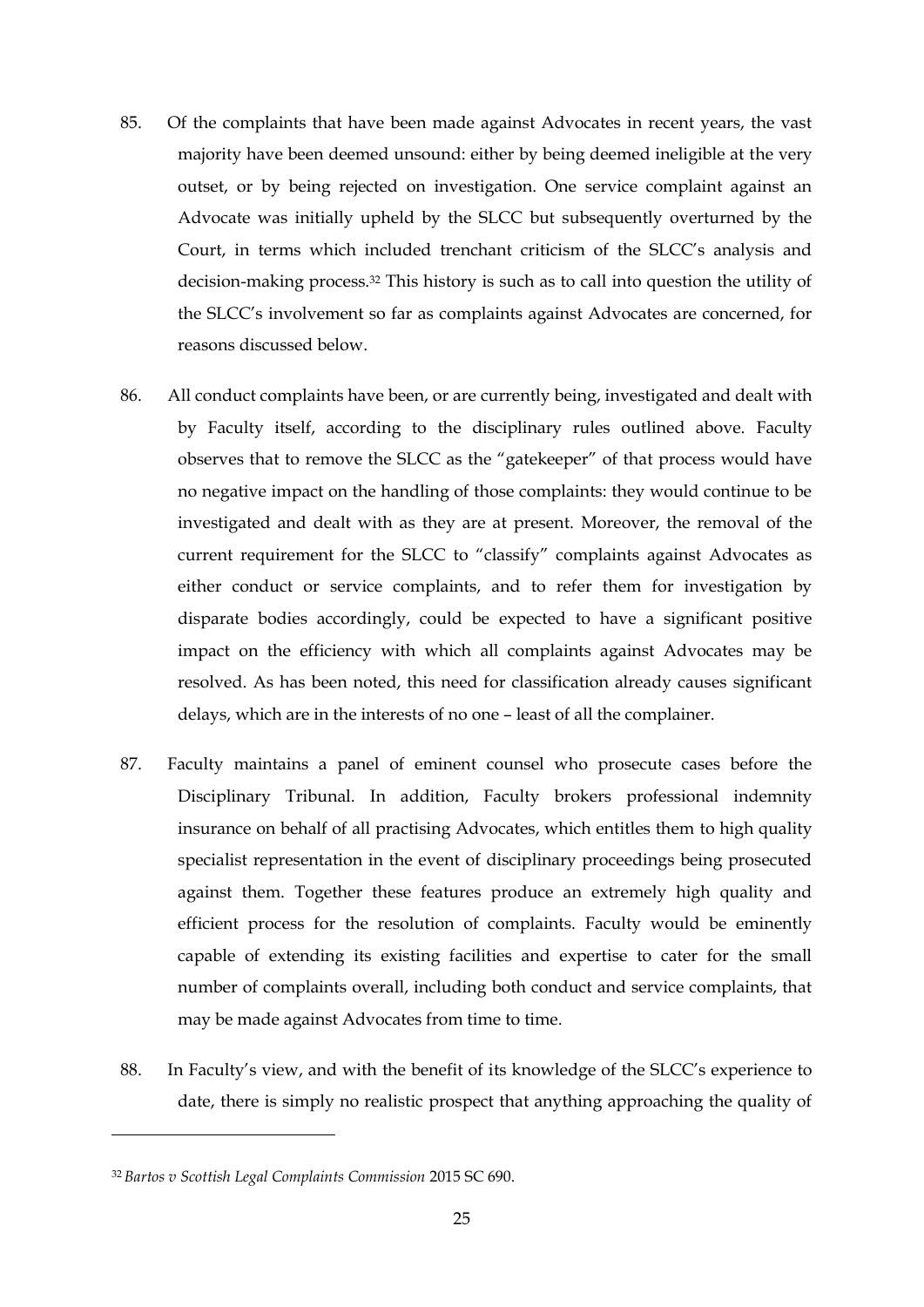85. Of the complaints that have been made against Advocates in recent years, the vast majority have been deemed unsound: either by being deemed ineligible at the very outset, or by being rejected on investigation. One service complaint against an Advocate was initially upheld by the SLCC but subsequently overturned by the Court, in terms which included trenchant criticism of the SLCC's analysis and decision-making process.[32] This history is such as to call into question the utility of the SLCC's involvement so far as complaints against Advocates are concerned, for reasons discussed below.

86. All conduct complaints have been, or are currently being, investigated and dealt with by Faculty itself, according to the disciplinary rules outlined above. Faculty observes that to remove the SLCC as the "gatekeeper" of that process would have no negative impact on the handling of those complaints: they would continue to be investigated and dealt with as they are at present. Moreover, the removal of the current requirement for the SLCC to "classify" complaints against Advocates as either conduct or service complaints, and to refer them for investigation by disparate bodies accordingly, could be expected to have a significant positive impact on the efficiency with which all complaints against Advocates may be resolved. As has been noted, this need for classification already causes significant delays, which are in the interests of no one – least of all the complainer.

87. Faculty maintains a panel of eminent counsel who prosecute cases before the Disciplinary Tribunal. In addition, Faculty brokers professional indemnity insurance on behalf of all practising Advocates, which entitles them to high quality specialist representation in the event of disciplinary proceedings being prosecuted against them. Together these features produce an extremely high quality and efficient process for the resolution of complaints. Faculty would be eminently capable of extending its existing facilities and expertise to cater for the small number of complaints overall, including both conduct and service complaints, that may be made against Advocates from time to time.

88. In Faculty's view, and with the benefit of its knowledge of the SLCC's experience to date, there is simply no realistic prospect that anything approaching the quality of

[32] *Bartos v Scottish Legal Complaints Commission* 2015 SC 690.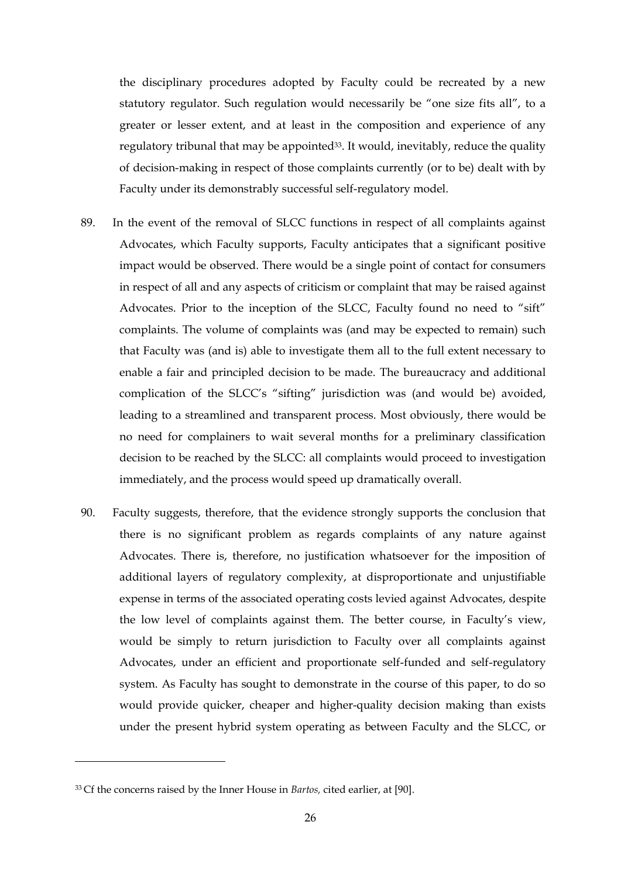the disciplinary procedures adopted by Faculty could be recreated by a new statutory regulator. Such regulation would necessarily be "one size fits all", to a greater or lesser extent, and at least in the composition and experience of any regulatory tribunal that may be appointed[33]. It would, inevitably, reduce the quality of decision-making in respect of those complaints currently (or to be) dealt with by Faculty under its demonstrably successful self-regulatory model.

89. In the event of the removal of SLCC functions in respect of all complaints against Advocates, which Faculty supports, Faculty anticipates that a significant positive impact would be observed. There would be a single point of contact for consumers in respect of all and any aspects of criticism or complaint that may be raised against Advocates. Prior to the inception of the SLCC, Faculty found no need to "sift" complaints. The volume of complaints was (and may be expected to remain) such that Faculty was (and is) able to investigate them all to the full extent necessary to enable a fair and principled decision to be made. The bureaucracy and additional complication of the SLCC's "sifting" jurisdiction was (and would be) avoided, leading to a streamlined and transparent process. Most obviously, there would be no need for complainers to wait several months for a preliminary classification decision to be reached by the SLCC: all complaints would proceed to investigation immediately, and the process would speed up dramatically overall.

90. Faculty suggests, therefore, that the evidence strongly supports the conclusion that there is no significant problem as regards complaints of any nature against Advocates. There is, therefore, no justification whatsoever for the imposition of additional layers of regulatory complexity, at disproportionate and unjustifiable expense in terms of the associated operating costs levied against Advocates, despite the low level of complaints against them. The better course, in Faculty's view, would be simply to return jurisdiction to Faculty over all complaints against Advocates, under an efficient and proportionate self-funded and self-regulatory system. As Faculty has sought to demonstrate in the course of this paper, to do so would provide quicker, cheaper and higher-quality decision making than exists under the present hybrid system operating as between Faculty and the SLCC, or

[33] Cf the concerns raised by the Inner House in *Bartos,* cited earlier, at [90].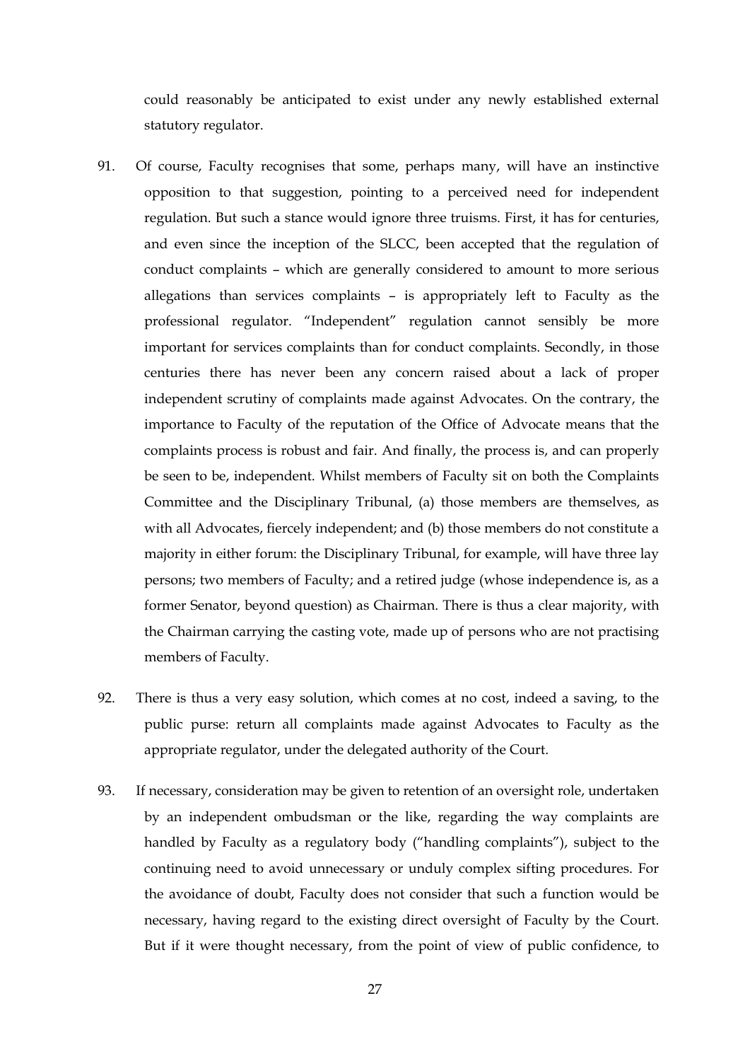could reasonably be anticipated to exist under any newly established external statutory regulator.

91. Of course, Faculty recognises that some, perhaps many, will have an instinctive opposition to that suggestion, pointing to a perceived need for independent regulation. But such a stance would ignore three truisms. First, it has for centuries, and even since the inception of the SLCC, been accepted that the regulation of conduct complaints – which are generally considered to amount to more serious allegations than services complaints – is appropriately left to Faculty as the professional regulator. "Independent" regulation cannot sensibly be more important for services complaints than for conduct complaints. Secondly, in those centuries there has never been any concern raised about a lack of proper independent scrutiny of complaints made against Advocates. On the contrary, the importance to Faculty of the reputation of the Office of Advocate means that the complaints process is robust and fair. And finally, the process is, and can properly be seen to be, independent. Whilst members of Faculty sit on both the Complaints Committee and the Disciplinary Tribunal, (a) those members are themselves, as with all Advocates, fiercely independent; and (b) those members do not constitute a majority in either forum: the Disciplinary Tribunal, for example, will have three lay persons; two members of Faculty; and a retired judge (whose independence is, as a former Senator, beyond question) as Chairman. There is thus a clear majority, with the Chairman carrying the casting vote, made up of persons who are not practising members of Faculty.

92. There is thus a very easy solution, which comes at no cost, indeed a saving, to the public purse: return all complaints made against Advocates to Faculty as the appropriate regulator, under the delegated authority of the Court.

93. If necessary, consideration may be given to retention of an oversight role, undertaken by an independent ombudsman or the like, regarding the way complaints are handled by Faculty as a regulatory body ("handling complaints"), subject to the continuing need to avoid unnecessary or unduly complex sifting procedures. For the avoidance of doubt, Faculty does not consider that such a function would be necessary, having regard to the existing direct oversight of Faculty by the Court. But if it were thought necessary, from the point of view of public confidence, to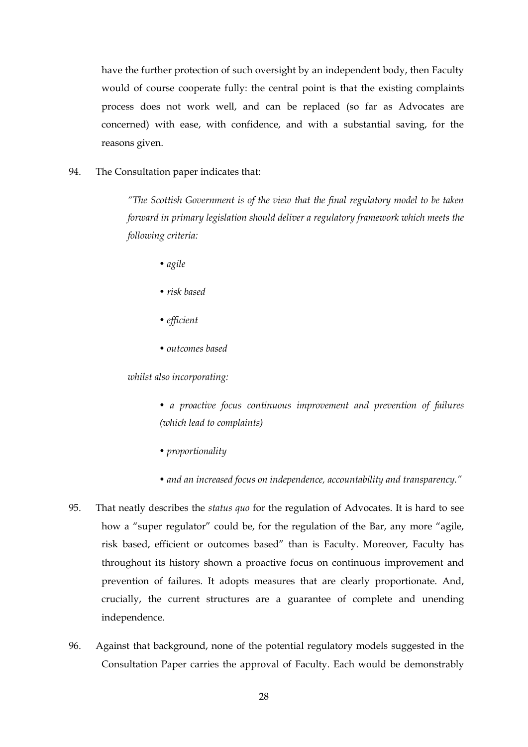have the further protection of such oversight by an independent body, then Faculty would of course cooperate fully: the central point is that the existing complaints process does not work well, and can be replaced (so far as Advocates are concerned) with ease, with confidence, and with a substantial saving, for the reasons given.

94. The Consultation paper indicates that:

> *"The Scottish Government is of the view that the final regulatory model to be taken forward in primary legislation should deliver a regulatory framework which meets the following criteria:*
>
> - *agile*
> - *risk based*
> - *efficient*
> - *outcomes based*
>
> *whilst also incorporating:*
>
> - *a proactive focus continuous improvement and prevention of failures (which lead to complaints)*
> - *proportionality*
> - *and an increased focus on independence, accountability and transparency."*

95. That neatly describes the *status quo* for the regulation of Advocates. It is hard to see how a "super regulator" could be, for the regulation of the Bar, any more "agile, risk based, efficient or outcomes based" than is Faculty. Moreover, Faculty has throughout its history shown a proactive focus on continuous improvement and prevention of failures. It adopts measures that are clearly proportionate. And, crucially, the current structures are a guarantee of complete and unending independence.

96. Against that background, none of the potential regulatory models suggested in the Consultation Paper carries the approval of Faculty. Each would be demonstrably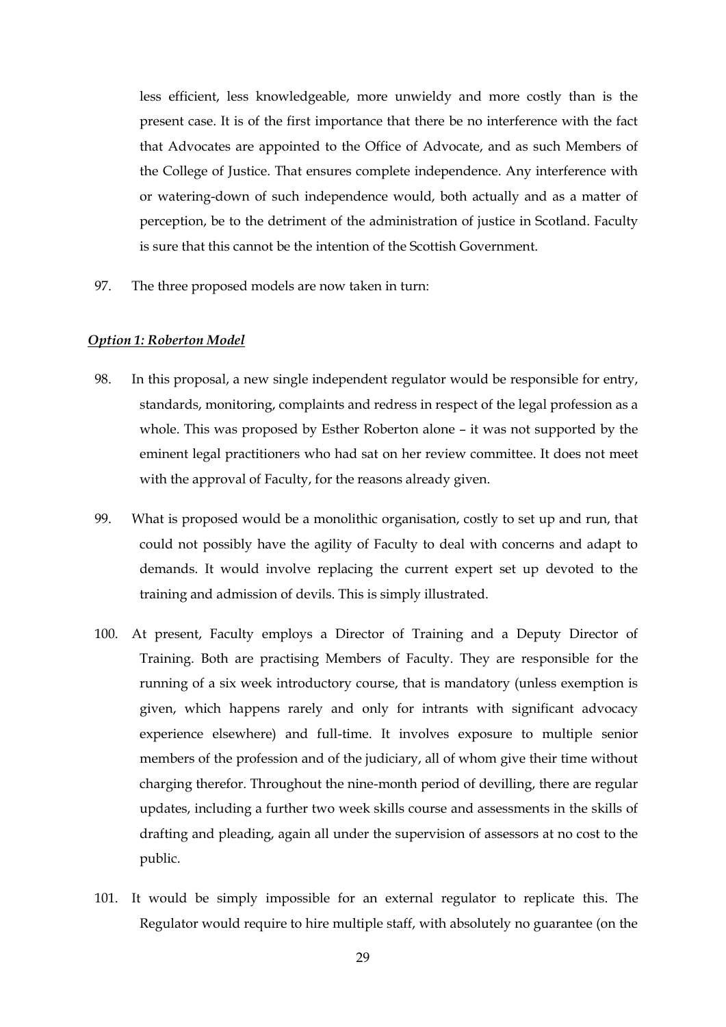less efficient, less knowledgeable, more unwieldy and more costly than is the present case. It is of the first importance that there be no interference with the fact that Advocates are appointed to the Office of Advocate, and as such Members of the College of Justice. That ensures complete independence. Any interference with or watering-down of such independence would, both actually and as a matter of perception, be to the detriment of the administration of justice in Scotland. Faculty is sure that this cannot be the intention of the Scottish Government.

97. The three proposed models are now taken in turn:

***Option 1: Roberton Model***

98. In this proposal, a new single independent regulator would be responsible for entry, standards, monitoring, complaints and redress in respect of the legal profession as a whole. This was proposed by Esther Roberton alone – it was not supported by the eminent legal practitioners who had sat on her review committee. It does not meet with the approval of Faculty, for the reasons already given.

99. What is proposed would be a monolithic organisation, costly to set up and run, that could not possibly have the agility of Faculty to deal with concerns and adapt to demands. It would involve replacing the current expert set up devoted to the training and admission of devils. This is simply illustrated.

100. At present, Faculty employs a Director of Training and a Deputy Director of Training. Both are practising Members of Faculty. They are responsible for the running of a six week introductory course, that is mandatory (unless exemption is given, which happens rarely and only for intrants with significant advocacy experience elsewhere) and full-time. It involves exposure to multiple senior members of the profession and of the judiciary, all of whom give their time without charging therefor. Throughout the nine-month period of devilling, there are regular updates, including a further two week skills course and assessments in the skills of drafting and pleading, again all under the supervision of assessors at no cost to the public.

101. It would be simply impossible for an external regulator to replicate this. The Regulator would require to hire multiple staff, with absolutely no guarantee (on the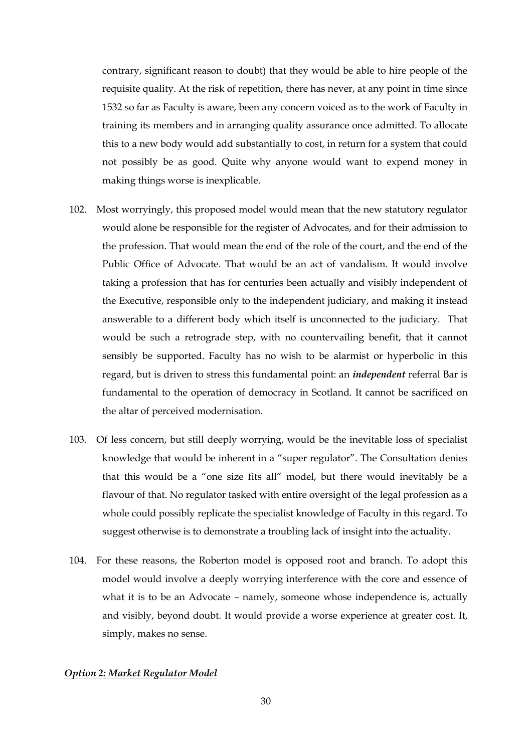contrary, significant reason to doubt) that they would be able to hire people of the requisite quality. At the risk of repetition, there has never, at any point in time since 1532 so far as Faculty is aware, been any concern voiced as to the work of Faculty in training its members and in arranging quality assurance once admitted. To allocate this to a new body would add substantially to cost, in return for a system that could not possibly be as good. Quite why anyone would want to expend money in making things worse is inexplicable.

102. Most worryingly, this proposed model would mean that the new statutory regulator would alone be responsible for the register of Advocates, and for their admission to the profession. That would mean the end of the role of the court, and the end of the Public Office of Advocate. That would be an act of vandalism. It would involve taking a profession that has for centuries been actually and visibly independent of the Executive, responsible only to the independent judiciary, and making it instead answerable to a different body which itself is unconnected to the judiciary. That would be such a retrograde step, with no countervailing benefit, that it cannot sensibly be supported. Faculty has no wish to be alarmist or hyperbolic in this regard, but is driven to stress this fundamental point: an ***independent*** referral Bar is fundamental to the operation of democracy in Scotland. It cannot be sacrificed on the altar of perceived modernisation.

103. Of less concern, but still deeply worrying, would be the inevitable loss of specialist knowledge that would be inherent in a "super regulator". The Consultation denies that this would be a "one size fits all" model, but there would inevitably be a flavour of that. No regulator tasked with entire oversight of the legal profession as a whole could possibly replicate the specialist knowledge of Faculty in this regard. To suggest otherwise is to demonstrate a troubling lack of insight into the actuality.

104. For these reasons, the Roberton model is opposed root and branch. To adopt this model would involve a deeply worrying interference with the core and essence of what it is to be an Advocate – namely, someone whose independence is, actually and visibly, beyond doubt. It would provide a worse experience at greater cost. It, simply, makes no sense.

***<u>Option 2: Market Regulator Model</u>***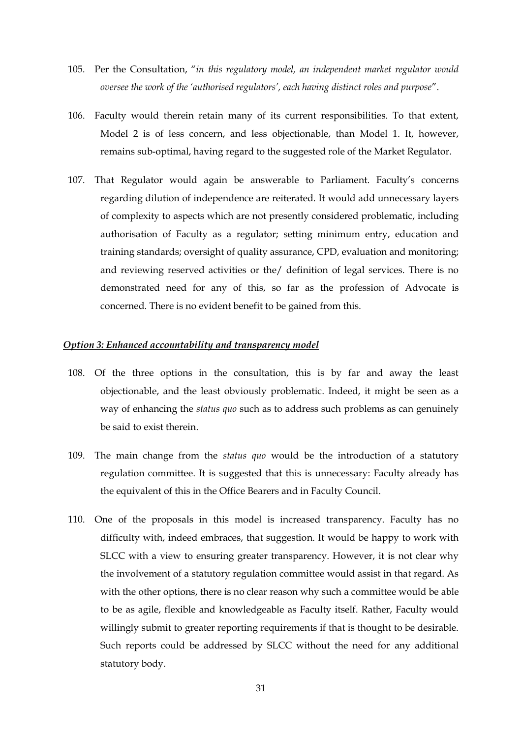105. Per the Consultation, "*in this regulatory model, an independent market regulator would oversee the work of the 'authorised regulators', each having distinct roles and purpose*".

106. Faculty would therein retain many of its current responsibilities. To that extent, Model 2 is of less concern, and less objectionable, than Model 1. It, however, remains sub-optimal, having regard to the suggested role of the Market Regulator.

107. That Regulator would again be answerable to Parliament. Faculty's concerns regarding dilution of independence are reiterated. It would add unnecessary layers of complexity to aspects which are not presently considered problematic, including authorisation of Faculty as a regulator; setting minimum entry, education and training standards; oversight of quality assurance, CPD, evaluation and monitoring; and reviewing reserved activities or the/ definition of legal services. There is no demonstrated need for any of this, so far as the profession of Advocate is concerned. There is no evident benefit to be gained from this.

***Option 3: Enhanced accountability and transparency model***

108. Of the three options in the consultation, this is by far and away the least objectionable, and the least obviously problematic. Indeed, it might be seen as a way of enhancing the *status quo* such as to address such problems as can genuinely be said to exist therein.

109. The main change from the *status quo* would be the introduction of a statutory regulation committee. It is suggested that this is unnecessary: Faculty already has the equivalent of this in the Office Bearers and in Faculty Council.

110. One of the proposals in this model is increased transparency. Faculty has no difficulty with, indeed embraces, that suggestion. It would be happy to work with SLCC with a view to ensuring greater transparency. However, it is not clear why the involvement of a statutory regulation committee would assist in that regard. As with the other options, there is no clear reason why such a committee would be able to be as agile, flexible and knowledgeable as Faculty itself. Rather, Faculty would willingly submit to greater reporting requirements if that is thought to be desirable. Such reports could be addressed by SLCC without the need for any additional statutory body.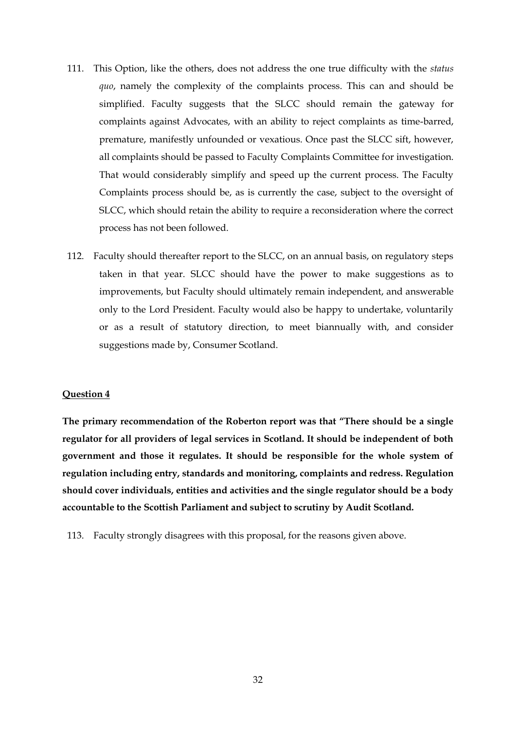111. This Option, like the others, does not address the one true difficulty with the *status quo*, namely the complexity of the complaints process. This can and should be simplified. Faculty suggests that the SLCC should remain the gateway for complaints against Advocates, with an ability to reject complaints as time-barred, premature, manifestly unfounded or vexatious. Once past the SLCC sift, however, all complaints should be passed to Faculty Complaints Committee for investigation. That would considerably simplify and speed up the current process. The Faculty Complaints process should be, as is currently the case, subject to the oversight of SLCC, which should retain the ability to require a reconsideration where the correct process has not been followed.

112. Faculty should thereafter report to the SLCC, on an annual basis, on regulatory steps taken in that year. SLCC should have the power to make suggestions as to improvements, but Faculty should ultimately remain independent, and answerable only to the Lord President. Faculty would also be happy to undertake, voluntarily or as a result of statutory direction, to meet biannually with, and consider suggestions made by, Consumer Scotland.

**<u>Question 4</u>**

**The primary recommendation of the Roberton report was that "There should be a single regulator for all providers of legal services in Scotland. It should be independent of both government and those it regulates. It should be responsible for the whole system of regulation including entry, standards and monitoring, complaints and redress. Regulation should cover individuals, entities and activities and the single regulator should be a body accountable to the Scottish Parliament and subject to scrutiny by Audit Scotland.**

113. Faculty strongly disagrees with this proposal, for the reasons given above.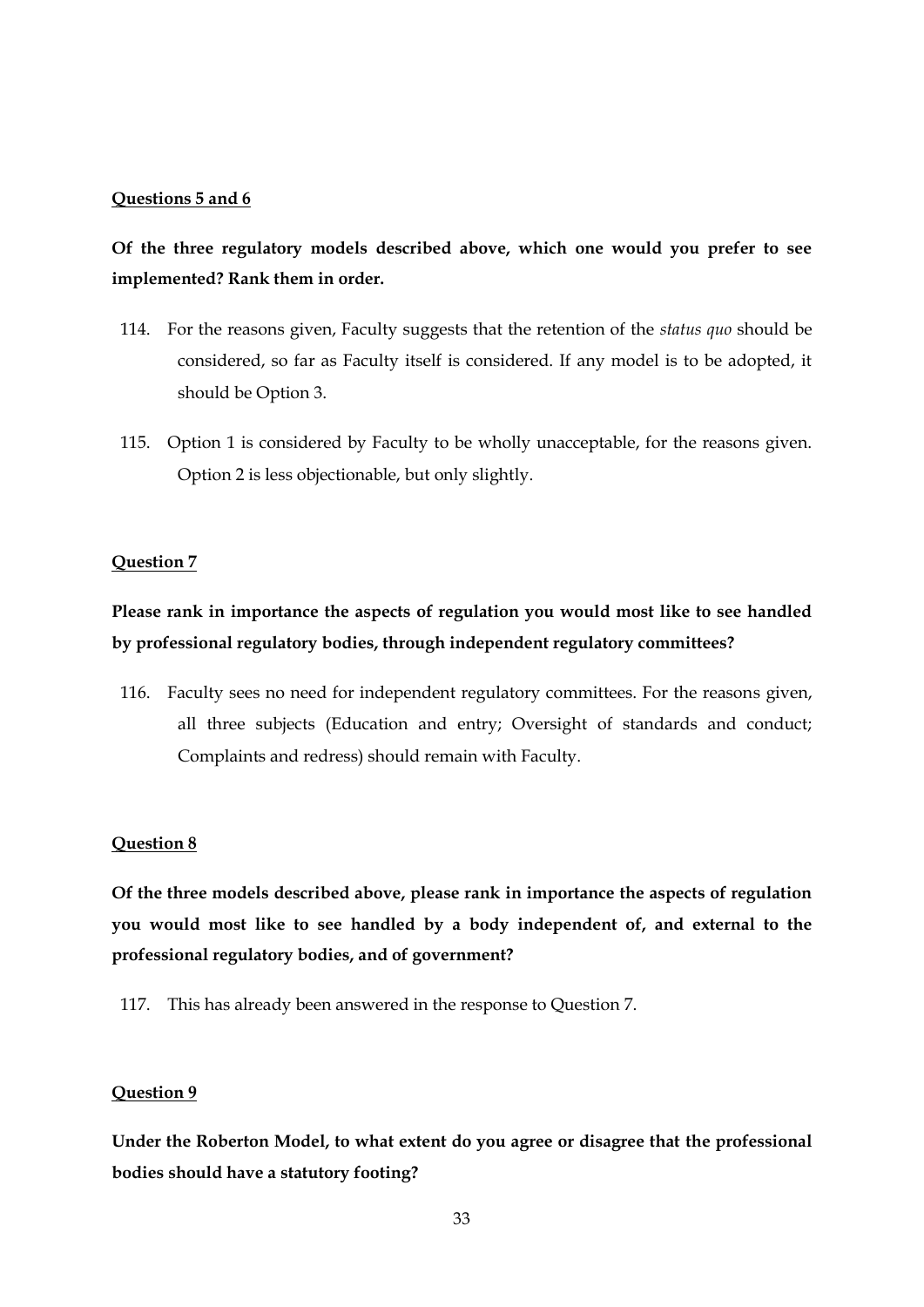**Questions 5 and 6**

**Of the three regulatory models described above, which one would you prefer to see implemented? Rank them in order.**

114. For the reasons given, Faculty suggests that the retention of the *status quo* should be considered, so far as Faculty itself is considered. If any model is to be adopted, it should be Option 3.

115. Option 1 is considered by Faculty to be wholly unacceptable, for the reasons given. Option 2 is less objectionable, but only slightly.

**Question 7**

**Please rank in importance the aspects of regulation you would most like to see handled by professional regulatory bodies, through independent regulatory committees?**

116. Faculty sees no need for independent regulatory committees. For the reasons given, all three subjects (Education and entry; Oversight of standards and conduct; Complaints and redress) should remain with Faculty.

**Question 8**

**Of the three models described above, please rank in importance the aspects of regulation you would most like to see handled by a body independent of, and external to the professional regulatory bodies, and of government?**

117. This has already been answered in the response to Question 7.

**Question 9**

**Under the Roberton Model, to what extent do you agree or disagree that the professional bodies should have a statutory footing?**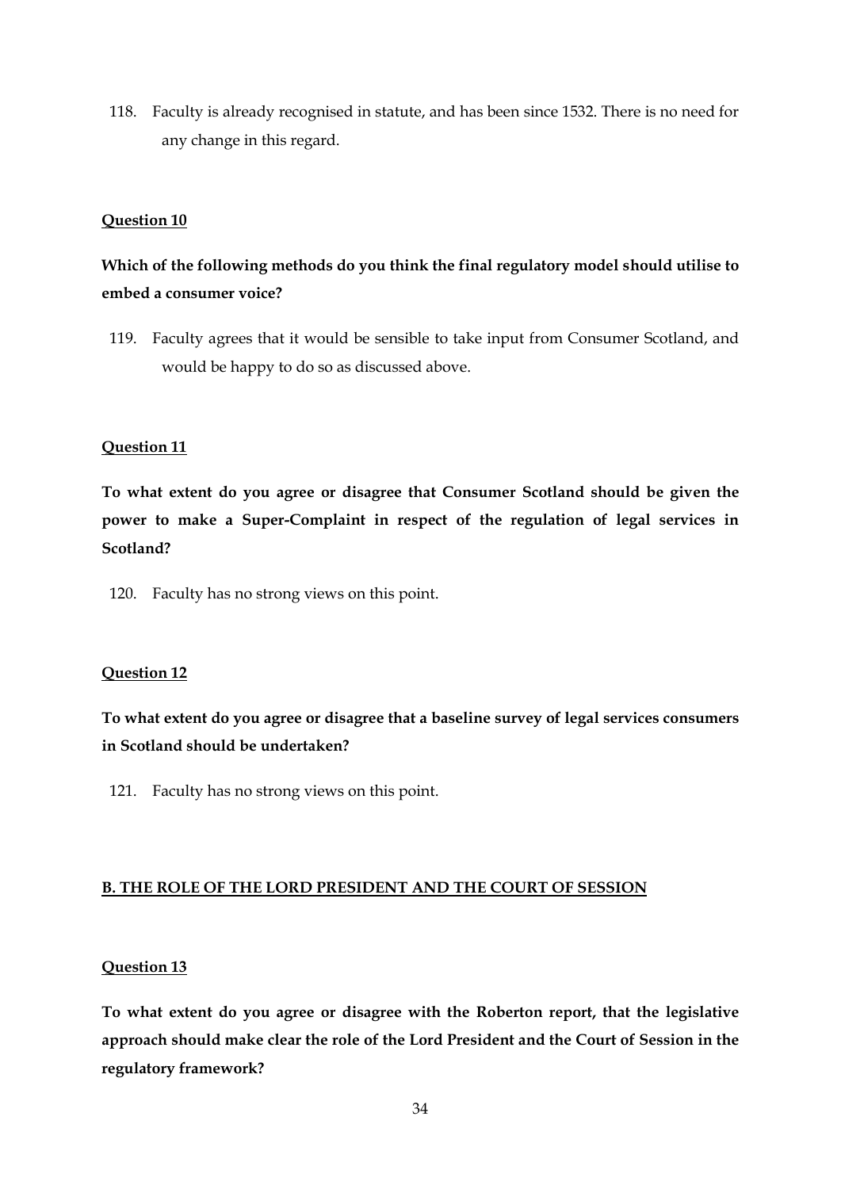118. Faculty is already recognised in statute, and has been since 1532. There is no need for any change in this regard.

**Question 10**

**Which of the following methods do you think the final regulatory model should utilise to embed a consumer voice?**

119. Faculty agrees that it would be sensible to take input from Consumer Scotland, and would be happy to do so as discussed above.

**Question 11**

**To what extent do you agree or disagree that Consumer Scotland should be given the power to make a Super-Complaint in respect of the regulation of legal services in Scotland?**

120. Faculty has no strong views on this point.

**Question 12**

**To what extent do you agree or disagree that a baseline survey of legal services consumers in Scotland should be undertaken?**

121. Faculty has no strong views on this point.

## B. THE ROLE OF THE LORD PRESIDENT AND THE COURT OF SESSION

**Question 13**

**To what extent do you agree or disagree with the Roberton report, that the legislative approach should make clear the role of the Lord President and the Court of Session in the regulatory framework?**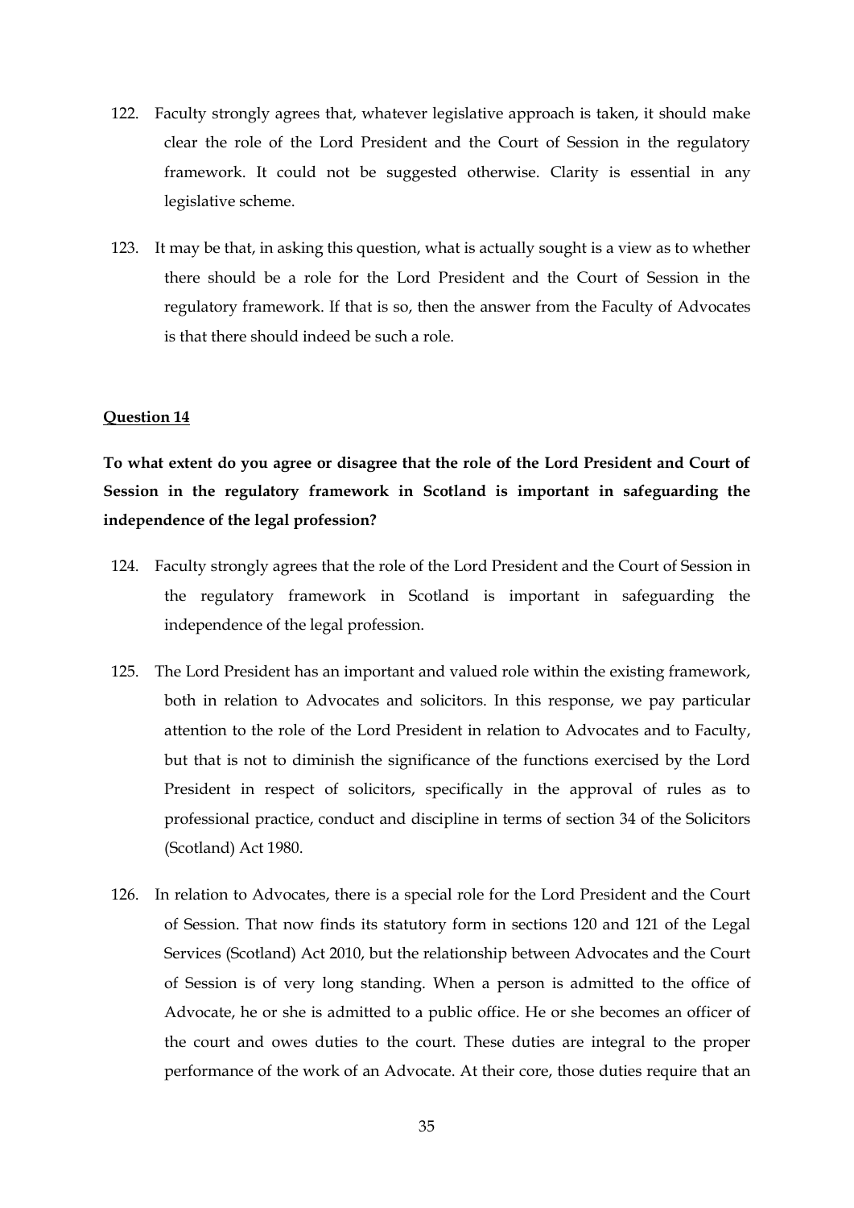122. Faculty strongly agrees that, whatever legislative approach is taken, it should make clear the role of the Lord President and the Court of Session in the regulatory framework. It could not be suggested otherwise. Clarity is essential in any legislative scheme.

123. It may be that, in asking this question, what is actually sought is a view as to whether there should be a role for the Lord President and the Court of Session in the regulatory framework. If that is so, then the answer from the Faculty of Advocates is that there should indeed be such a role.

**Question 14**

**To what extent do you agree or disagree that the role of the Lord President and Court of Session in the regulatory framework in Scotland is important in safeguarding the independence of the legal profession?**

124. Faculty strongly agrees that the role of the Lord President and the Court of Session in the regulatory framework in Scotland is important in safeguarding the independence of the legal profession.

125. The Lord President has an important and valued role within the existing framework, both in relation to Advocates and solicitors. In this response, we pay particular attention to the role of the Lord President in relation to Advocates and to Faculty, but that is not to diminish the significance of the functions exercised by the Lord President in respect of solicitors, specifically in the approval of rules as to professional practice, conduct and discipline in terms of section 34 of the Solicitors (Scotland) Act 1980.

126. In relation to Advocates, there is a special role for the Lord President and the Court of Session. That now finds its statutory form in sections 120 and 121 of the Legal Services (Scotland) Act 2010, but the relationship between Advocates and the Court of Session is of very long standing. When a person is admitted to the office of Advocate, he or she is admitted to a public office. He or she becomes an officer of the court and owes duties to the court. These duties are integral to the proper performance of the work of an Advocate. At their core, those duties require that an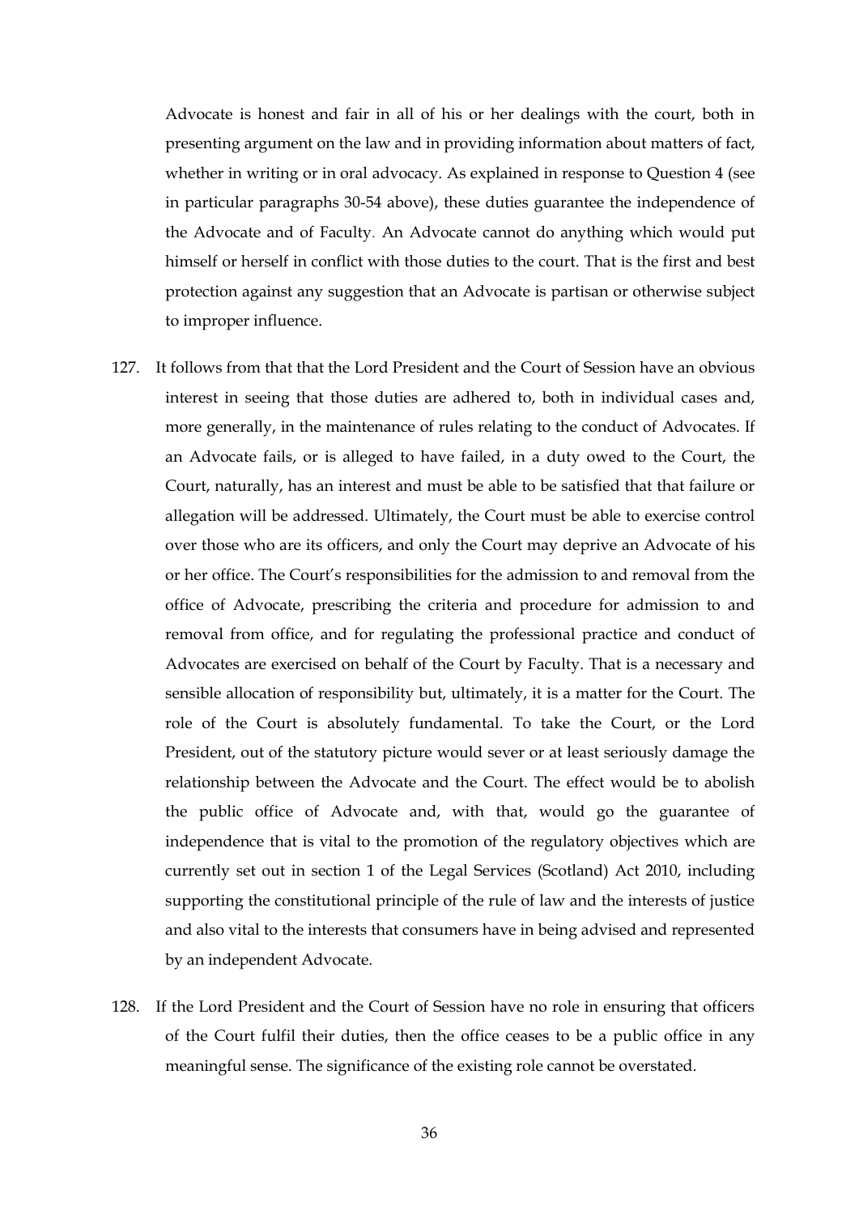Advocate is honest and fair in all of his or her dealings with the court, both in presenting argument on the law and in providing information about matters of fact, whether in writing or in oral advocacy. As explained in response to Question 4 (see in particular paragraphs 30-54 above), these duties guarantee the independence of the Advocate and of Faculty. An Advocate cannot do anything which would put himself or herself in conflict with those duties to the court. That is the first and best protection against any suggestion that an Advocate is partisan or otherwise subject to improper influence.

127. It follows from that that the Lord President and the Court of Session have an obvious interest in seeing that those duties are adhered to, both in individual cases and, more generally, in the maintenance of rules relating to the conduct of Advocates. If an Advocate fails, or is alleged to have failed, in a duty owed to the Court, the Court, naturally, has an interest and must be able to be satisfied that that failure or allegation will be addressed. Ultimately, the Court must be able to exercise control over those who are its officers, and only the Court may deprive an Advocate of his or her office. The Court's responsibilities for the admission to and removal from the office of Advocate, prescribing the criteria and procedure for admission to and removal from office, and for regulating the professional practice and conduct of Advocates are exercised on behalf of the Court by Faculty. That is a necessary and sensible allocation of responsibility but, ultimately, it is a matter for the Court. The role of the Court is absolutely fundamental. To take the Court, or the Lord President, out of the statutory picture would sever or at least seriously damage the relationship between the Advocate and the Court. The effect would be to abolish the public office of Advocate and, with that, would go the guarantee of independence that is vital to the promotion of the regulatory objectives which are currently set out in section 1 of the Legal Services (Scotland) Act 2010, including supporting the constitutional principle of the rule of law and the interests of justice and also vital to the interests that consumers have in being advised and represented by an independent Advocate.

128. If the Lord President and the Court of Session have no role in ensuring that officers of the Court fulfil their duties, then the office ceases to be a public office in any meaningful sense. The significance of the existing role cannot be overstated.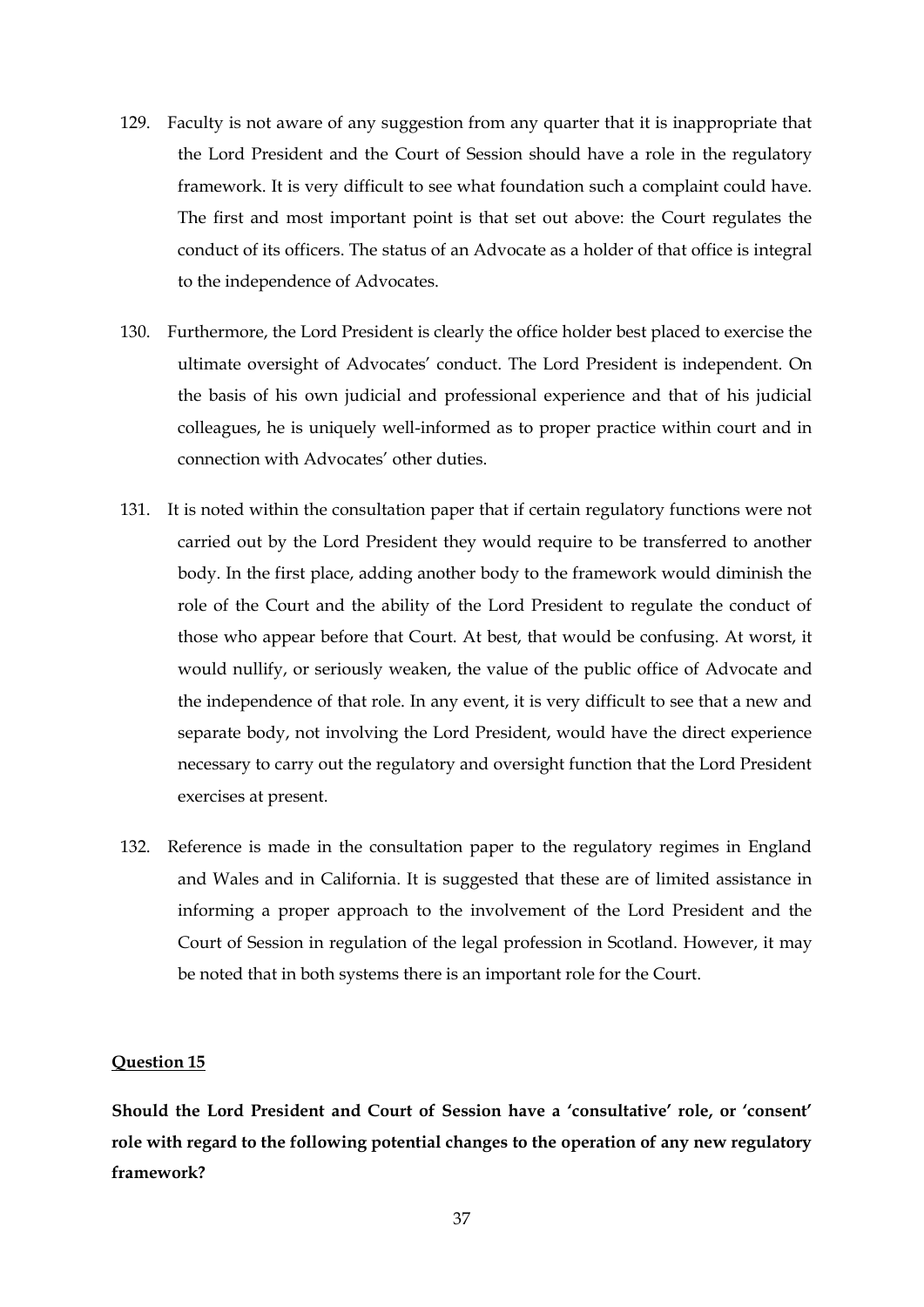129. Faculty is not aware of any suggestion from any quarter that it is inappropriate that the Lord President and the Court of Session should have a role in the regulatory framework. It is very difficult to see what foundation such a complaint could have. The first and most important point is that set out above: the Court regulates the conduct of its officers. The status of an Advocate as a holder of that office is integral to the independence of Advocates.

130. Furthermore, the Lord President is clearly the office holder best placed to exercise the ultimate oversight of Advocates' conduct. The Lord President is independent. On the basis of his own judicial and professional experience and that of his judicial colleagues, he is uniquely well-informed as to proper practice within court and in connection with Advocates' other duties.

131. It is noted within the consultation paper that if certain regulatory functions were not carried out by the Lord President they would require to be transferred to another body. In the first place, adding another body to the framework would diminish the role of the Court and the ability of the Lord President to regulate the conduct of those who appear before that Court. At best, that would be confusing. At worst, it would nullify, or seriously weaken, the value of the public office of Advocate and the independence of that role. In any event, it is very difficult to see that a new and separate body, not involving the Lord President, would have the direct experience necessary to carry out the regulatory and oversight function that the Lord President exercises at present.

132. Reference is made in the consultation paper to the regulatory regimes in England and Wales and in California. It is suggested that these are of limited assistance in informing a proper approach to the involvement of the Lord President and the Court of Session in regulation of the legal profession in Scotland. However, it may be noted that in both systems there is an important role for the Court.

## Question 15

**Should the Lord President and Court of Session have a 'consultative' role, or 'consent' role with regard to the following potential changes to the operation of any new regulatory framework?**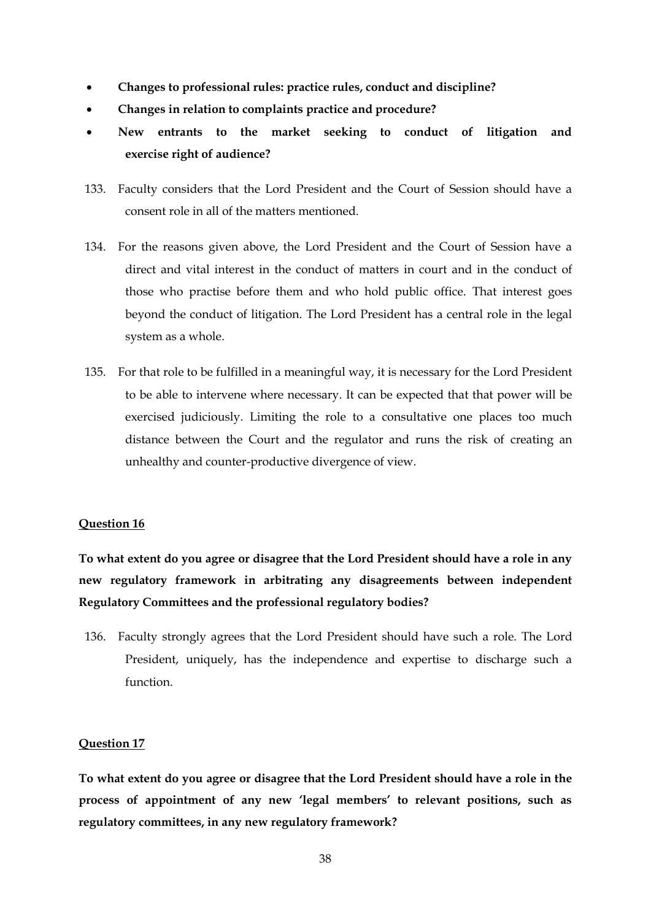- **Changes to professional rules: practice rules, conduct and discipline?**
- **Changes in relation to complaints practice and procedure?**
- **New entrants to the market seeking to conduct of litigation and exercise right of audience?**

133. Faculty considers that the Lord President and the Court of Session should have a consent role in all of the matters mentioned.

134. For the reasons given above, the Lord President and the Court of Session have a direct and vital interest in the conduct of matters in court and in the conduct of those who practise before them and who hold public office. That interest goes beyond the conduct of litigation. The Lord President has a central role in the legal system as a whole.

135. For that role to be fulfilled in a meaningful way, it is necessary for the Lord President to be able to intervene where necessary. It can be expected that that power will be exercised judiciously. Limiting the role to a consultative one places too much distance between the Court and the regulator and runs the risk of creating an unhealthy and counter-productive divergence of view.

## Question 16

**To what extent do you agree or disagree that the Lord President should have a role in any new regulatory framework in arbitrating any disagreements between independent Regulatory Committees and the professional regulatory bodies?**

136. Faculty strongly agrees that the Lord President should have such a role. The Lord President, uniquely, has the independence and expertise to discharge such a function.

## Question 17

**To what extent do you agree or disagree that the Lord President should have a role in the process of appointment of any new 'legal members' to relevant positions, such as regulatory committees, in any new regulatory framework?**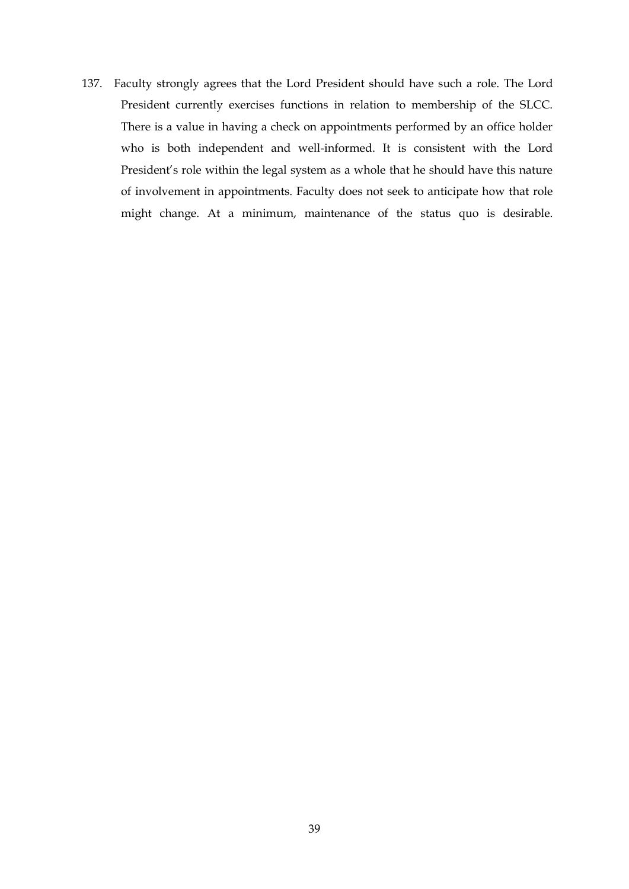137. Faculty strongly agrees that the Lord President should have such a role. The Lord President currently exercises functions in relation to membership of the SLCC. There is a value in having a check on appointments performed by an office holder who is both independent and well-informed. It is consistent with the Lord President's role within the legal system as a whole that he should have this nature of involvement in appointments. Faculty does not seek to anticipate how that role might change. At a minimum, maintenance of the status quo is desirable.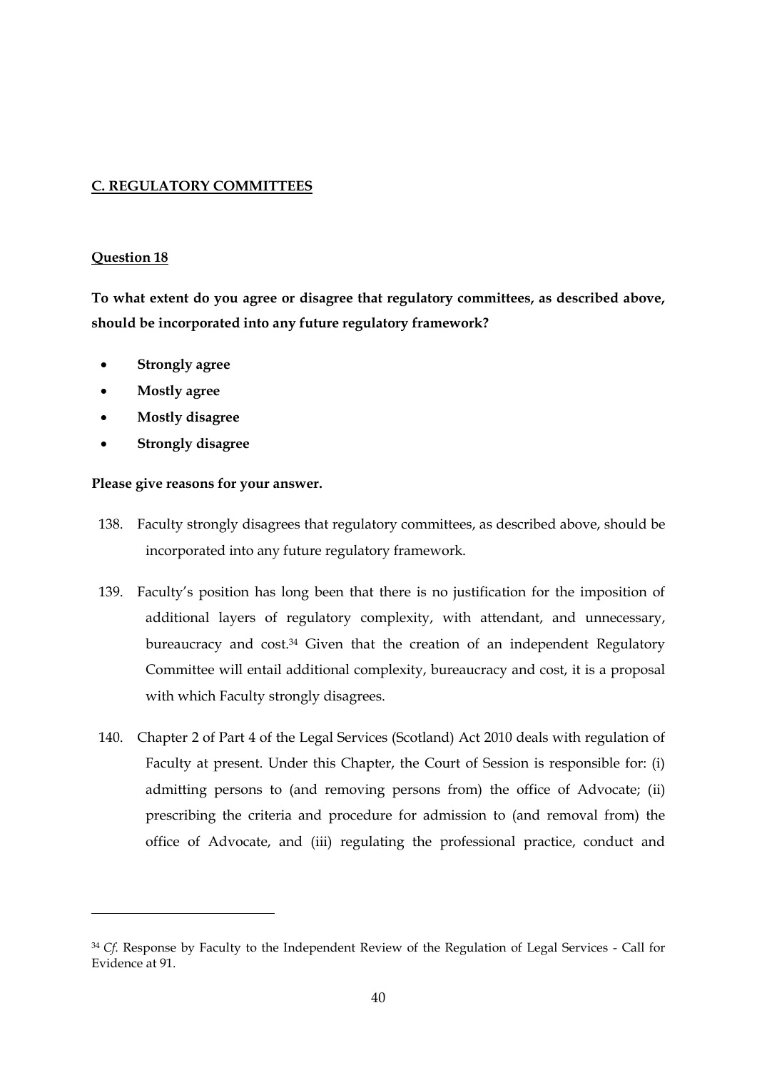## C. REGULATORY COMMITTEES

### Question 18

**To what extent do you agree or disagree that regulatory committees, as described above, should be incorporated into any future regulatory framework?**

- **Strongly agree**
- **Mostly agree**
- **Mostly disagree**
- **Strongly disagree**

**Please give reasons for your answer.**

138. Faculty strongly disagrees that regulatory committees, as described above, should be incorporated into any future regulatory framework.

139. Faculty's position has long been that there is no justification for the imposition of additional layers of regulatory complexity, with attendant, and unnecessary, bureaucracy and cost.[34] Given that the creation of an independent Regulatory Committee will entail additional complexity, bureaucracy and cost, it is a proposal with which Faculty strongly disagrees.

140. Chapter 2 of Part 4 of the Legal Services (Scotland) Act 2010 deals with regulation of Faculty at present. Under this Chapter, the Court of Session is responsible for: (i) admitting persons to (and removing persons from) the office of Advocate; (ii) prescribing the criteria and procedure for admission to (and removal from) the office of Advocate, and (iii) regulating the professional practice, conduct and

---

[34] *Cf.* Response by Faculty to the Independent Review of the Regulation of Legal Services - Call for Evidence at 91.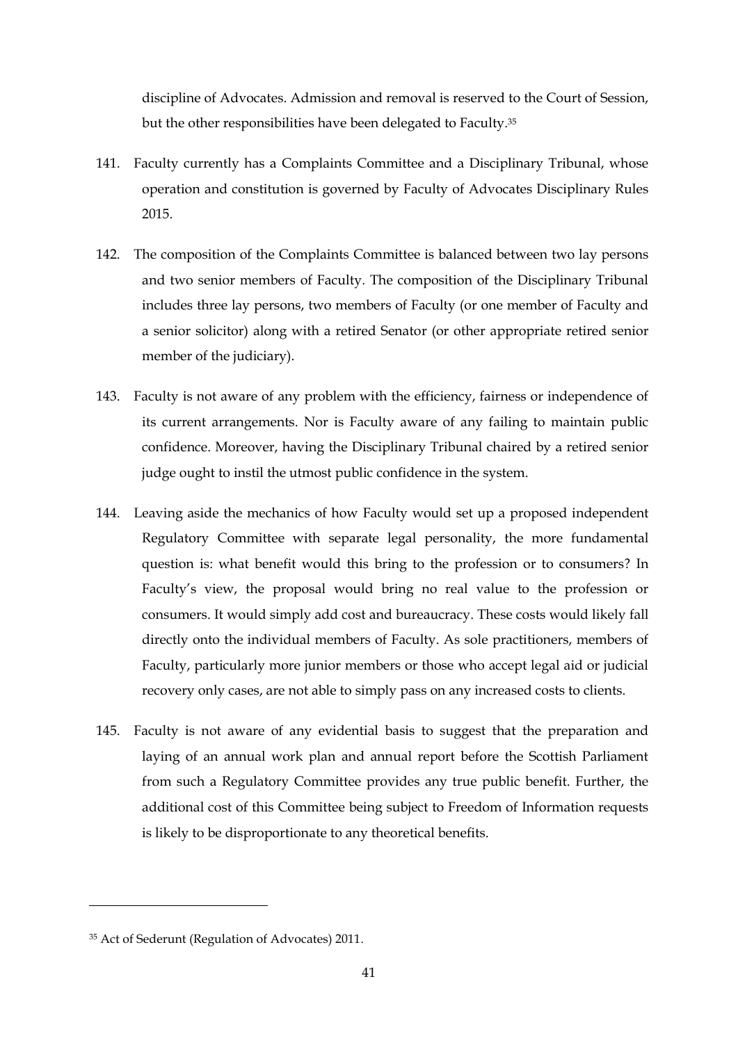discipline of Advocates. Admission and removal is reserved to the Court of Session, but the other responsibilities have been delegated to Faculty.[35]

141. Faculty currently has a Complaints Committee and a Disciplinary Tribunal, whose operation and constitution is governed by Faculty of Advocates Disciplinary Rules 2015.

142. The composition of the Complaints Committee is balanced between two lay persons and two senior members of Faculty. The composition of the Disciplinary Tribunal includes three lay persons, two members of Faculty (or one member of Faculty and a senior solicitor) along with a retired Senator (or other appropriate retired senior member of the judiciary).

143. Faculty is not aware of any problem with the efficiency, fairness or independence of its current arrangements. Nor is Faculty aware of any failing to maintain public confidence. Moreover, having the Disciplinary Tribunal chaired by a retired senior judge ought to instil the utmost public confidence in the system.

144. Leaving aside the mechanics of how Faculty would set up a proposed independent Regulatory Committee with separate legal personality, the more fundamental question is: what benefit would this bring to the profession or to consumers? In Faculty's view, the proposal would bring no real value to the profession or consumers. It would simply add cost and bureaucracy. These costs would likely fall directly onto the individual members of Faculty. As sole practitioners, members of Faculty, particularly more junior members or those who accept legal aid or judicial recovery only cases, are not able to simply pass on any increased costs to clients.

145. Faculty is not aware of any evidential basis to suggest that the preparation and laying of an annual work plan and annual report before the Scottish Parliament from such a Regulatory Committee provides any true public benefit. Further, the additional cost of this Committee being subject to Freedom of Information requests is likely to be disproportionate to any theoretical benefits.

---

[35] Act of Sederunt (Regulation of Advocates) 2011.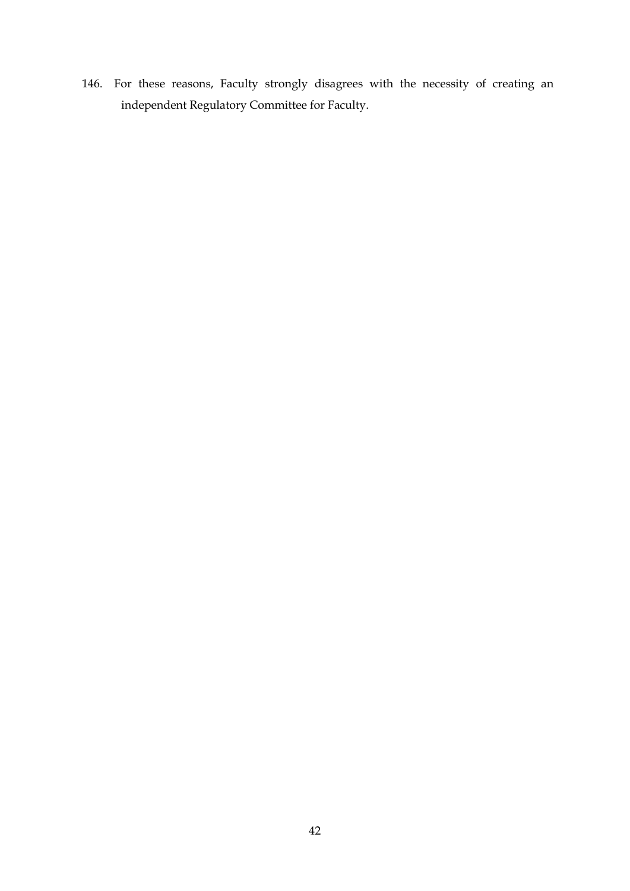146. For these reasons, Faculty strongly disagrees with the necessity of creating an independent Regulatory Committee for Faculty.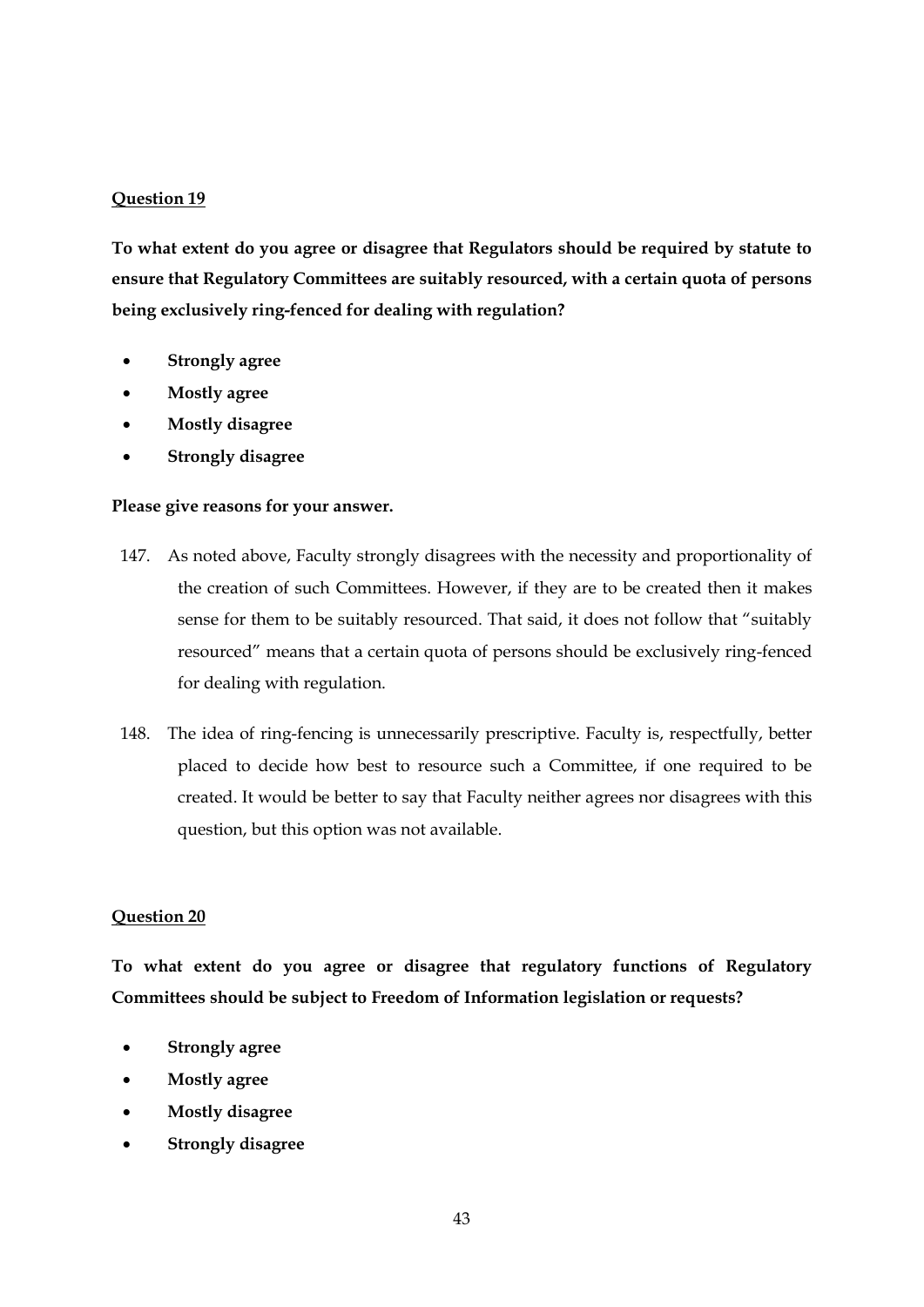<u>**Question 19**</u>

**To what extent do you agree or disagree that Regulators should be required by statute to ensure that Regulatory Committees are suitably resourced, with a certain quota of persons being exclusively ring-fenced for dealing with regulation?**

- **Strongly agree**
- **Mostly agree**
- **Mostly disagree**
- **Strongly disagree**

**Please give reasons for your answer.**

147. As noted above, Faculty strongly disagrees with the necessity and proportionality of the creation of such Committees. However, if they are to be created then it makes sense for them to be suitably resourced. That said, it does not follow that "suitably resourced" means that a certain quota of persons should be exclusively ring-fenced for dealing with regulation.

148. The idea of ring-fencing is unnecessarily prescriptive. Faculty is, respectfully, better placed to decide how best to resource such a Committee, if one required to be created. It would be better to say that Faculty neither agrees nor disagrees with this question, but this option was not available.

<u>**Question 20**</u>

**To what extent do you agree or disagree that regulatory functions of Regulatory Committees should be subject to Freedom of Information legislation or requests?**

- **Strongly agree**
- **Mostly agree**
- **Mostly disagree**
- **Strongly disagree**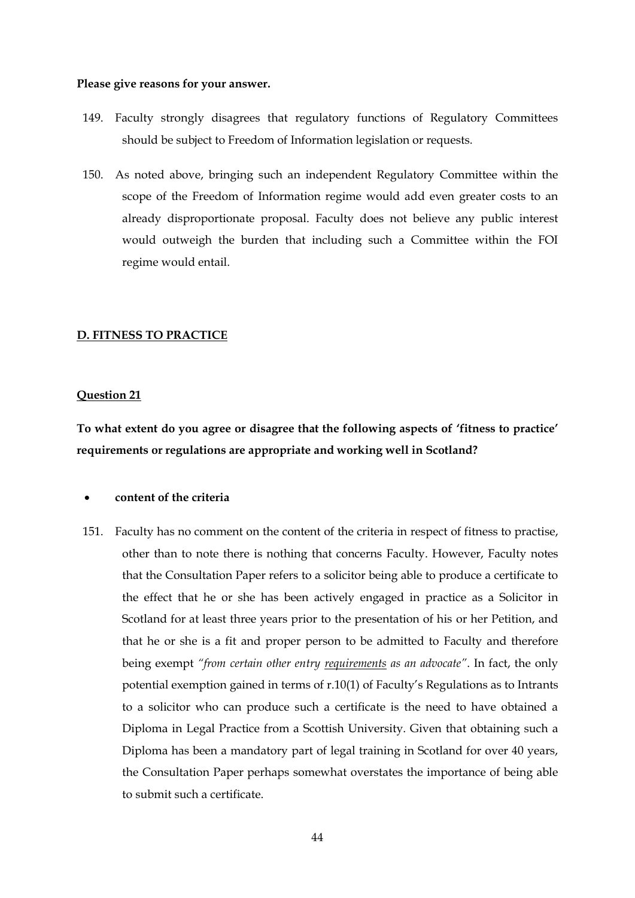**Please give reasons for your answer.**

149. Faculty strongly disagrees that regulatory functions of Regulatory Committees should be subject to Freedom of Information legislation or requests.

150. As noted above, bringing such an independent Regulatory Committee within the scope of the Freedom of Information regime would add even greater costs to an already disproportionate proposal. Faculty does not believe any public interest would outweigh the burden that including such a Committee within the FOI regime would entail.

## D. FITNESS TO PRACTICE

### Question 21

**To what extent do you agree or disagree that the following aspects of 'fitness to practice' requirements or regulations are appropriate and working well in Scotland?**

- **content of the criteria**

151. Faculty has no comment on the content of the criteria in respect of fitness to practise, other than to note there is nothing that concerns Faculty. However, Faculty notes that the Consultation Paper refers to a solicitor being able to produce a certificate to the effect that he or she has been actively engaged in practice as a Solicitor in Scotland for at least three years prior to the presentation of his or her Petition, and that he or she is a fit and proper person to be admitted to Faculty and therefore being exempt *"from certain other entry requirements as an advocate"*. In fact, the only potential exemption gained in terms of r.10(1) of Faculty's Regulations as to Intrants to a solicitor who can produce such a certificate is the need to have obtained a Diploma in Legal Practice from a Scottish University. Given that obtaining such a Diploma has been a mandatory part of legal training in Scotland for over 40 years, the Consultation Paper perhaps somewhat overstates the importance of being able to submit such a certificate.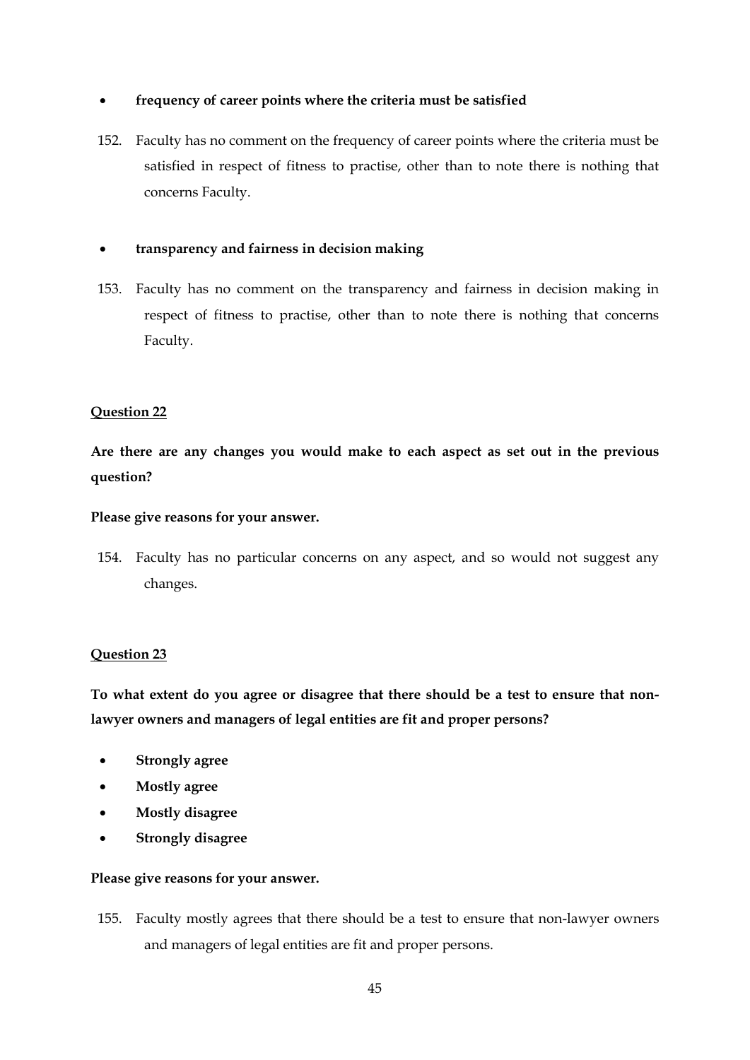- **frequency of career points where the criteria must be satisfied**

152. Faculty has no comment on the frequency of career points where the criteria must be satisfied in respect of fitness to practise, other than to note there is nothing that concerns Faculty.

- **transparency and fairness in decision making**

153. Faculty has no comment on the transparency and fairness in decision making in respect of fitness to practise, other than to note there is nothing that concerns Faculty.

**Question 22**

**Are there are any changes you would make to each aspect as set out in the previous question?**

**Please give reasons for your answer.**

154. Faculty has no particular concerns on any aspect, and so would not suggest any changes.

**Question 23**

**To what extent do you agree or disagree that there should be a test to ensure that non-lawyer owners and managers of legal entities are fit and proper persons?**

- **Strongly agree**
- **Mostly agree**
- **Mostly disagree**
- **Strongly disagree**

**Please give reasons for your answer.**

155. Faculty mostly agrees that there should be a test to ensure that non-lawyer owners and managers of legal entities are fit and proper persons.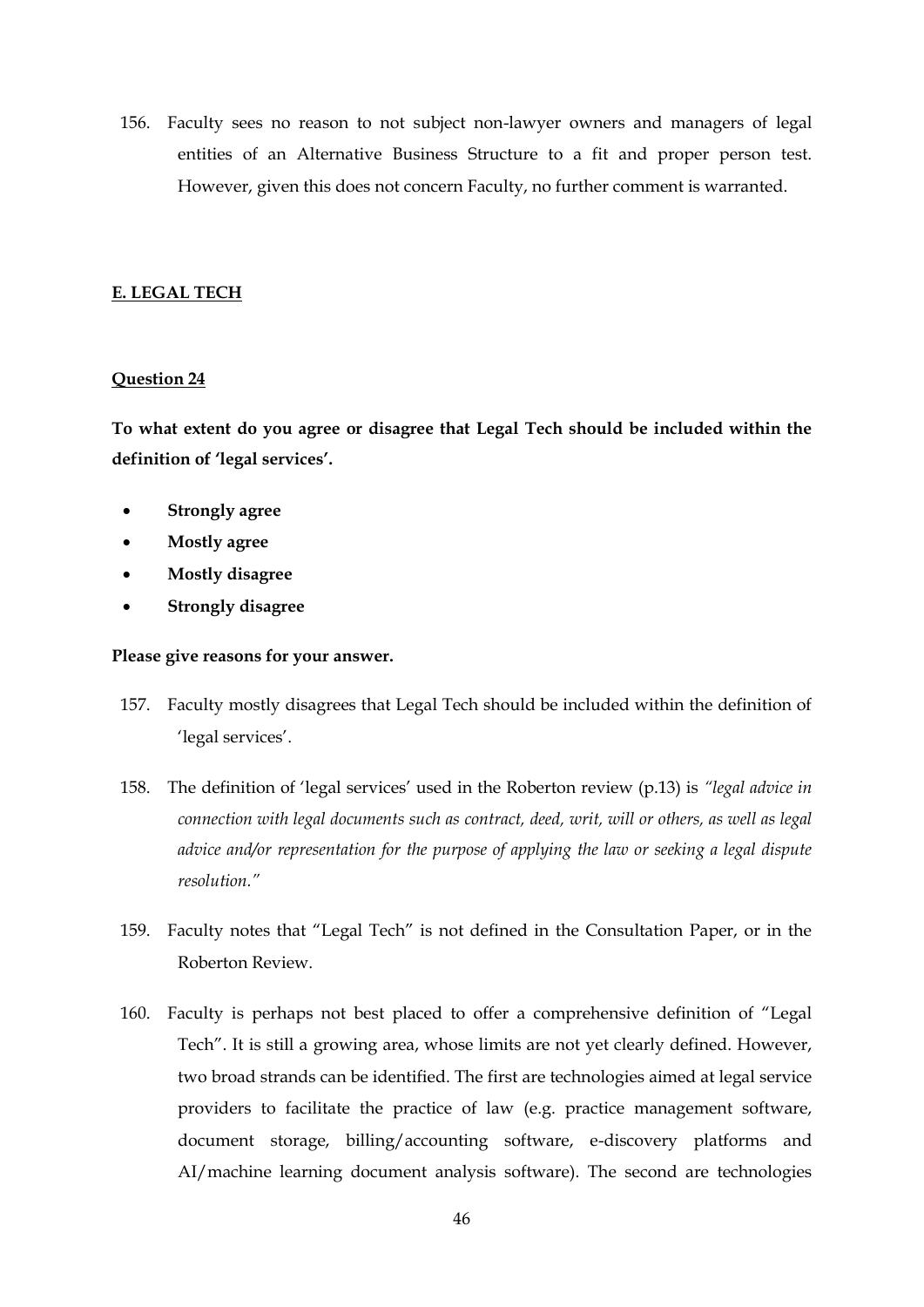156. Faculty sees no reason to not subject non-lawyer owners and managers of legal entities of an Alternative Business Structure to a fit and proper person test. However, given this does not concern Faculty, no further comment is warranted.

## E. LEGAL TECH

### Question 24

**To what extent do you agree or disagree that Legal Tech should be included within the definition of 'legal services'.**

- **Strongly agree**
- **Mostly agree**
- **Mostly disagree**
- **Strongly disagree**

**Please give reasons for your answer.**

157. Faculty mostly disagrees that Legal Tech should be included within the definition of 'legal services'.

158. The definition of 'legal services' used in the Roberton review (p.13) is *"legal advice in connection with legal documents such as contract, deed, writ, will or others, as well as legal advice and/or representation for the purpose of applying the law or seeking a legal dispute resolution."*

159. Faculty notes that "Legal Tech" is not defined in the Consultation Paper, or in the Roberton Review.

160. Faculty is perhaps not best placed to offer a comprehensive definition of "Legal Tech". It is still a growing area, whose limits are not yet clearly defined. However, two broad strands can be identified. The first are technologies aimed at legal service providers to facilitate the practice of law (e.g. practice management software, document storage, billing/accounting software, e-discovery platforms and AI/machine learning document analysis software). The second are technologies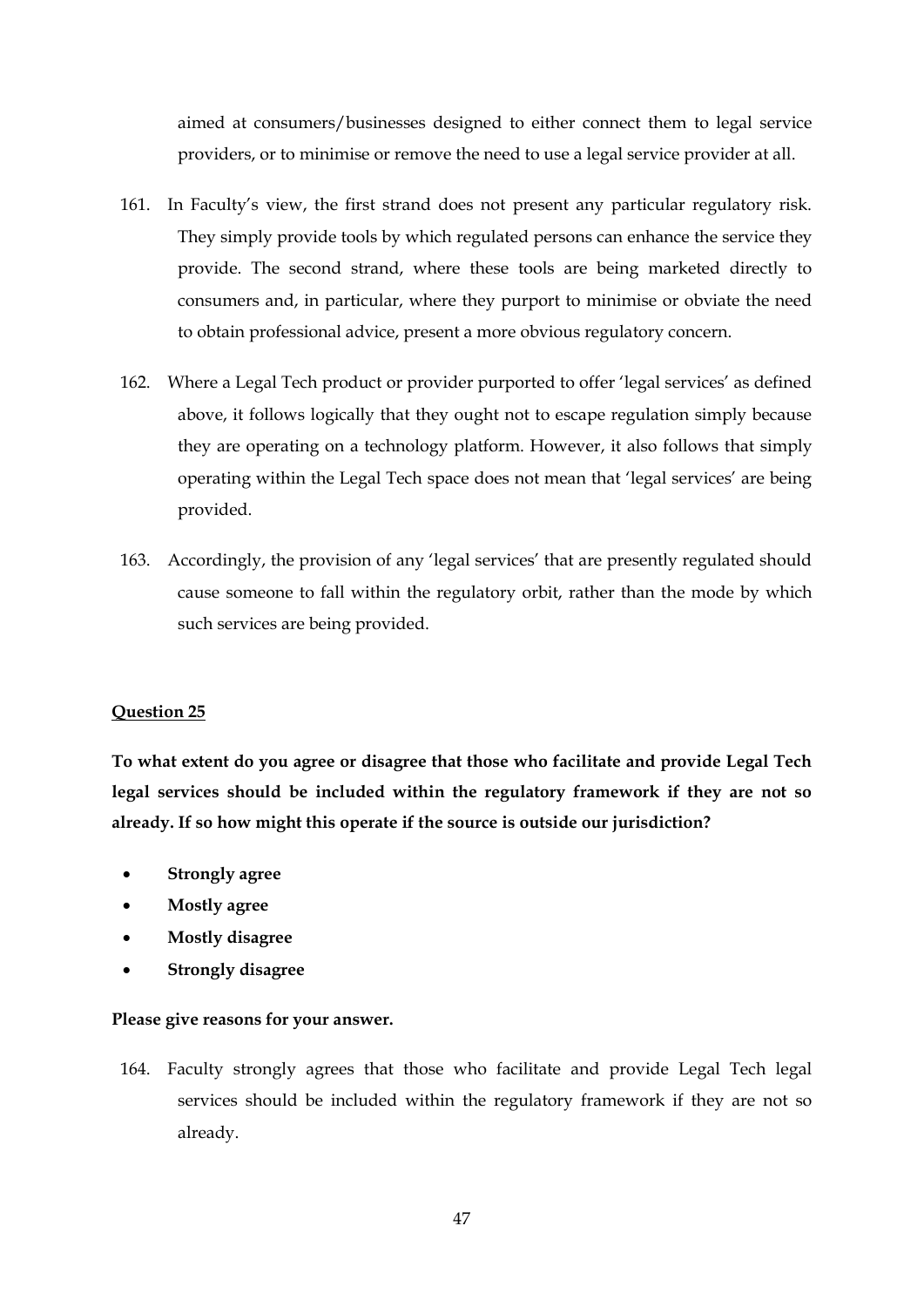aimed at consumers/businesses designed to either connect them to legal service providers, or to minimise or remove the need to use a legal service provider at all.

161. In Faculty's view, the first strand does not present any particular regulatory risk. They simply provide tools by which regulated persons can enhance the service they provide. The second strand, where these tools are being marketed directly to consumers and, in particular, where they purport to minimise or obviate the need to obtain professional advice, present a more obvious regulatory concern.

162. Where a Legal Tech product or provider purported to offer 'legal services' as defined above, it follows logically that they ought not to escape regulation simply because they are operating on a technology platform. However, it also follows that simply operating within the Legal Tech space does not mean that 'legal services' are being provided.

163. Accordingly, the provision of any 'legal services' that are presently regulated should cause someone to fall within the regulatory orbit, rather than the mode by which such services are being provided.

**Question 25**

**To what extent do you agree or disagree that those who facilitate and provide Legal Tech legal services should be included within the regulatory framework if they are not so already. If so how might this operate if the source is outside our jurisdiction?**

- **Strongly agree**
- **Mostly agree**
- **Mostly disagree**
- **Strongly disagree**

**Please give reasons for your answer.**

164. Faculty strongly agrees that those who facilitate and provide Legal Tech legal services should be included within the regulatory framework if they are not so already.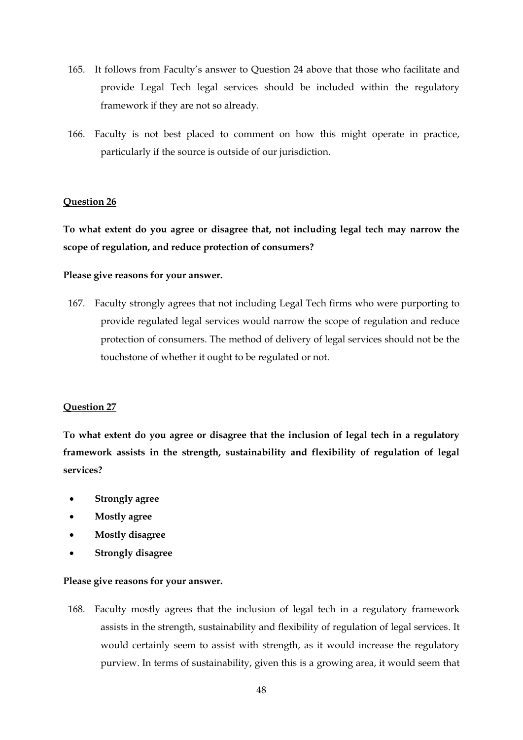165. It follows from Faculty's answer to Question 24 above that those who facilitate and provide Legal Tech legal services should be included within the regulatory framework if they are not so already.

166. Faculty is not best placed to comment on how this might operate in practice, particularly if the source is outside of our jurisdiction.

**Question 26**

**To what extent do you agree or disagree that, not including legal tech may narrow the scope of regulation, and reduce protection of consumers?**

**Please give reasons for your answer.**

167. Faculty strongly agrees that not including Legal Tech firms who were purporting to provide regulated legal services would narrow the scope of regulation and reduce protection of consumers. The method of delivery of legal services should not be the touchstone of whether it ought to be regulated or not.

**Question 27**

**To what extent do you agree or disagree that the inclusion of legal tech in a regulatory framework assists in the strength, sustainability and flexibility of regulation of legal services?**

- **Strongly agree**
- **Mostly agree**
- **Mostly disagree**
- **Strongly disagree**

**Please give reasons for your answer.**

168. Faculty mostly agrees that the inclusion of legal tech in a regulatory framework assists in the strength, sustainability and flexibility of regulation of legal services. It would certainly seem to assist with strength, as it would increase the regulatory purview. In terms of sustainability, given this is a growing area, it would seem that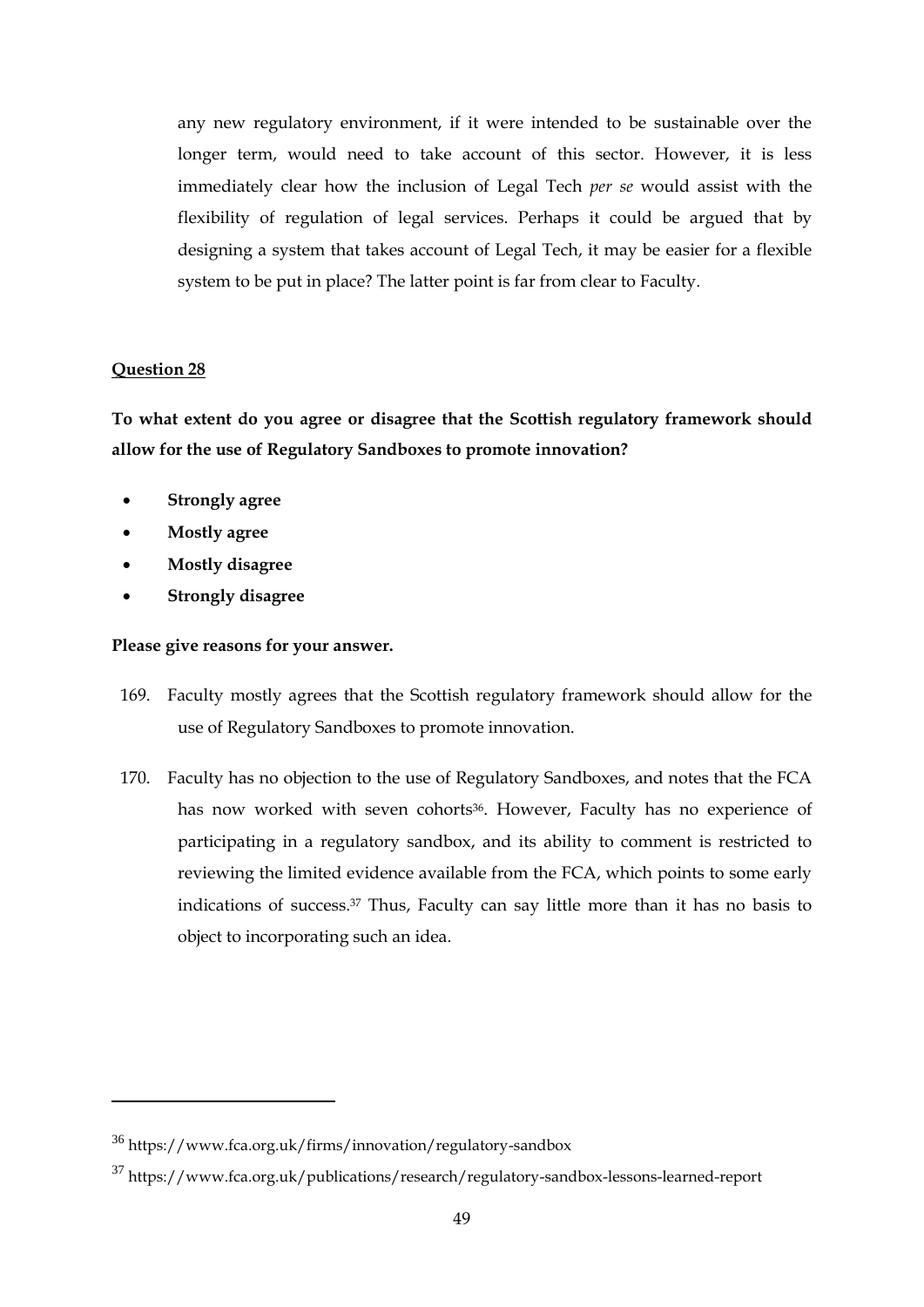any new regulatory environment, if it were intended to be sustainable over the longer term, would need to take account of this sector. However, it is less immediately clear how the inclusion of Legal Tech *per se* would assist with the flexibility of regulation of legal services. Perhaps it could be argued that by designing a system that takes account of Legal Tech, it may be easier for a flexible system to be put in place? The latter point is far from clear to Faculty.

**Question 28**

**To what extent do you agree or disagree that the Scottish regulatory framework should allow for the use of Regulatory Sandboxes to promote innovation?**

- **Strongly agree**
- **Mostly agree**
- **Mostly disagree**
- **Strongly disagree**

**Please give reasons for your answer.**

169. Faculty mostly agrees that the Scottish regulatory framework should allow for the use of Regulatory Sandboxes to promote innovation.

170. Faculty has no objection to the use of Regulatory Sandboxes, and notes that the FCA has now worked with seven cohorts[36]. However, Faculty has no experience of participating in a regulatory sandbox, and its ability to comment is restricted to reviewing the limited evidence available from the FCA, which points to some early indications of success.[37] Thus, Faculty can say little more than it has no basis to object to incorporating such an idea.

---

[36] https://www.fca.org.uk/firms/innovation/regulatory-sandbox

[37] https://www.fca.org.uk/publications/research/regulatory-sandbox-lessons-learned-report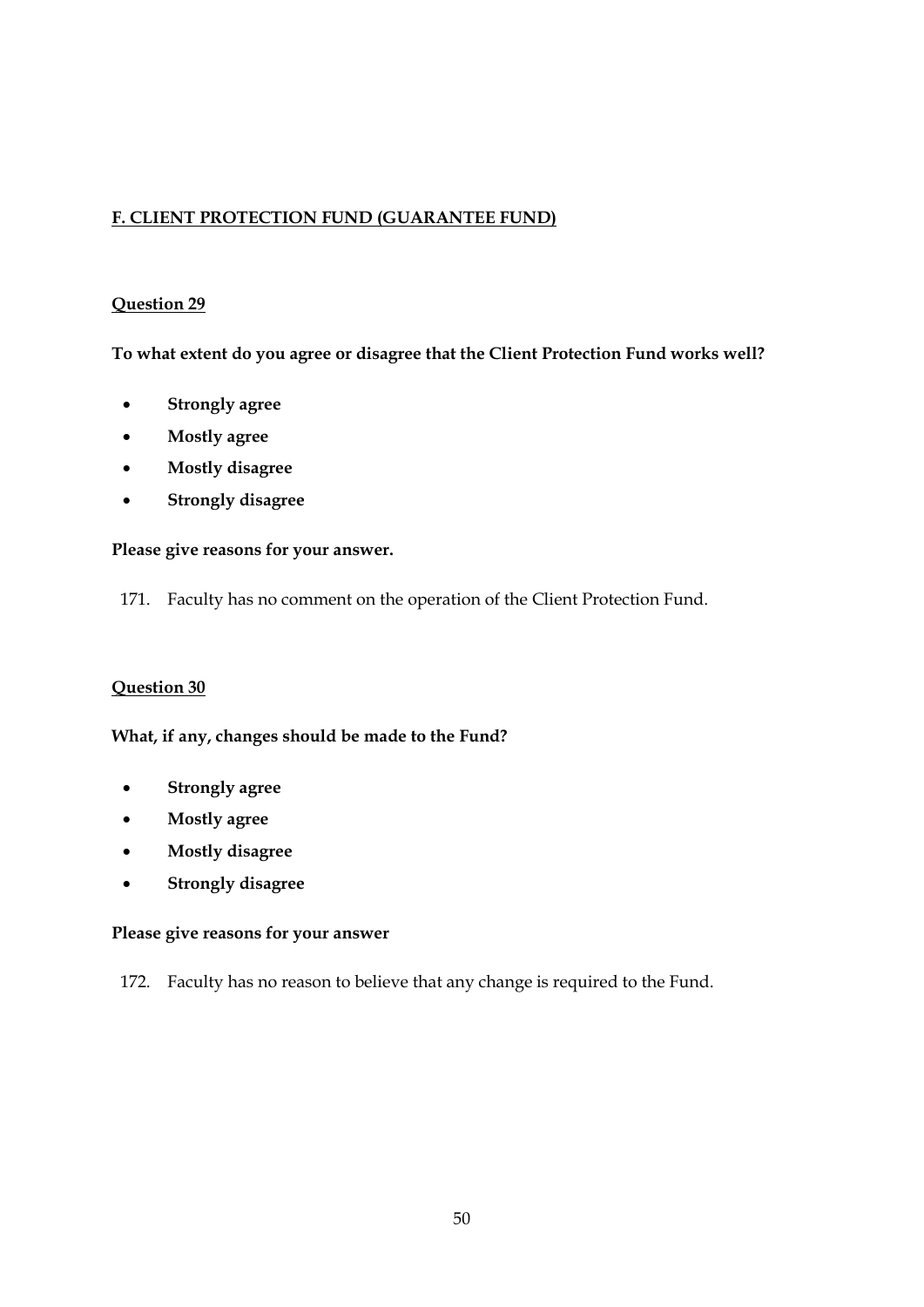## F. CLIENT PROTECTION FUND (GUARANTEE FUND)

### Question 29

**To what extent do you agree or disagree that the Client Protection Fund works well?**

- **Strongly agree**
- **Mostly agree**
- **Mostly disagree**
- **Strongly disagree**

**Please give reasons for your answer.**

171. Faculty has no comment on the operation of the Client Protection Fund.

### Question 30

**What, if any, changes should be made to the Fund?**

- **Strongly agree**
- **Mostly agree**
- **Mostly disagree**
- **Strongly disagree**

**Please give reasons for your answer**

172. Faculty has no reason to believe that any change is required to the Fund.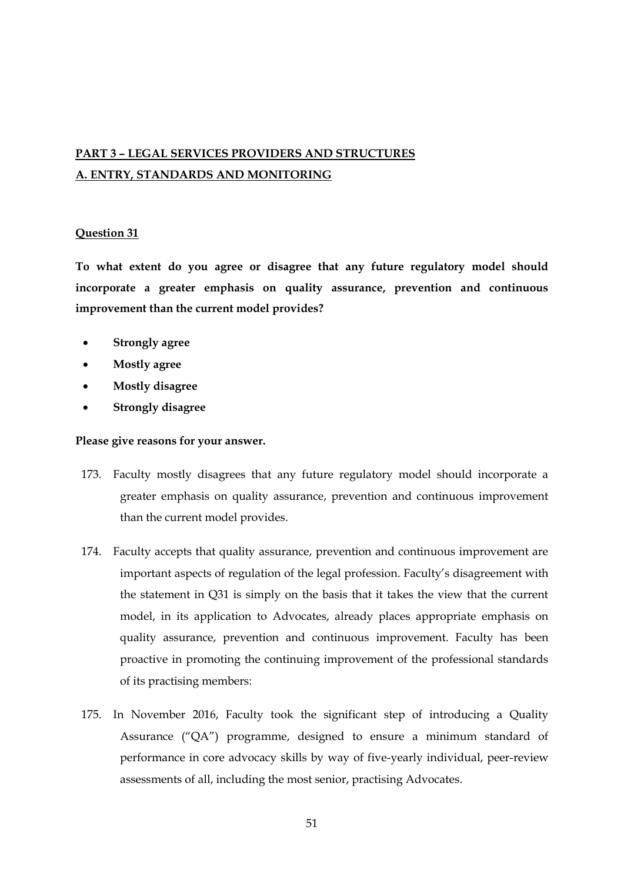## PART 3 – LEGAL SERVICES PROVIDERS AND STRUCTURES

## A. ENTRY, STANDARDS AND MONITORING

### Question 31

**To what extent do you agree or disagree that any future regulatory model should incorporate a greater emphasis on quality assurance, prevention and continuous improvement than the current model provides?**

- **Strongly agree**
- **Mostly agree**
- **Mostly disagree**
- **Strongly disagree**

**Please give reasons for your answer.**

173. Faculty mostly disagrees that any future regulatory model should incorporate a greater emphasis on quality assurance, prevention and continuous improvement than the current model provides.

174. Faculty accepts that quality assurance, prevention and continuous improvement are important aspects of regulation of the legal profession. Faculty's disagreement with the statement in Q31 is simply on the basis that it takes the view that the current model, in its application to Advocates, already places appropriate emphasis on quality assurance, prevention and continuous improvement. Faculty has been proactive in promoting the continuing improvement of the professional standards of its practising members:

175. In November 2016, Faculty took the significant step of introducing a Quality Assurance ("QA") programme, designed to ensure a minimum standard of performance in core advocacy skills by way of five-yearly individual, peer-review assessments of all, including the most senior, practising Advocates.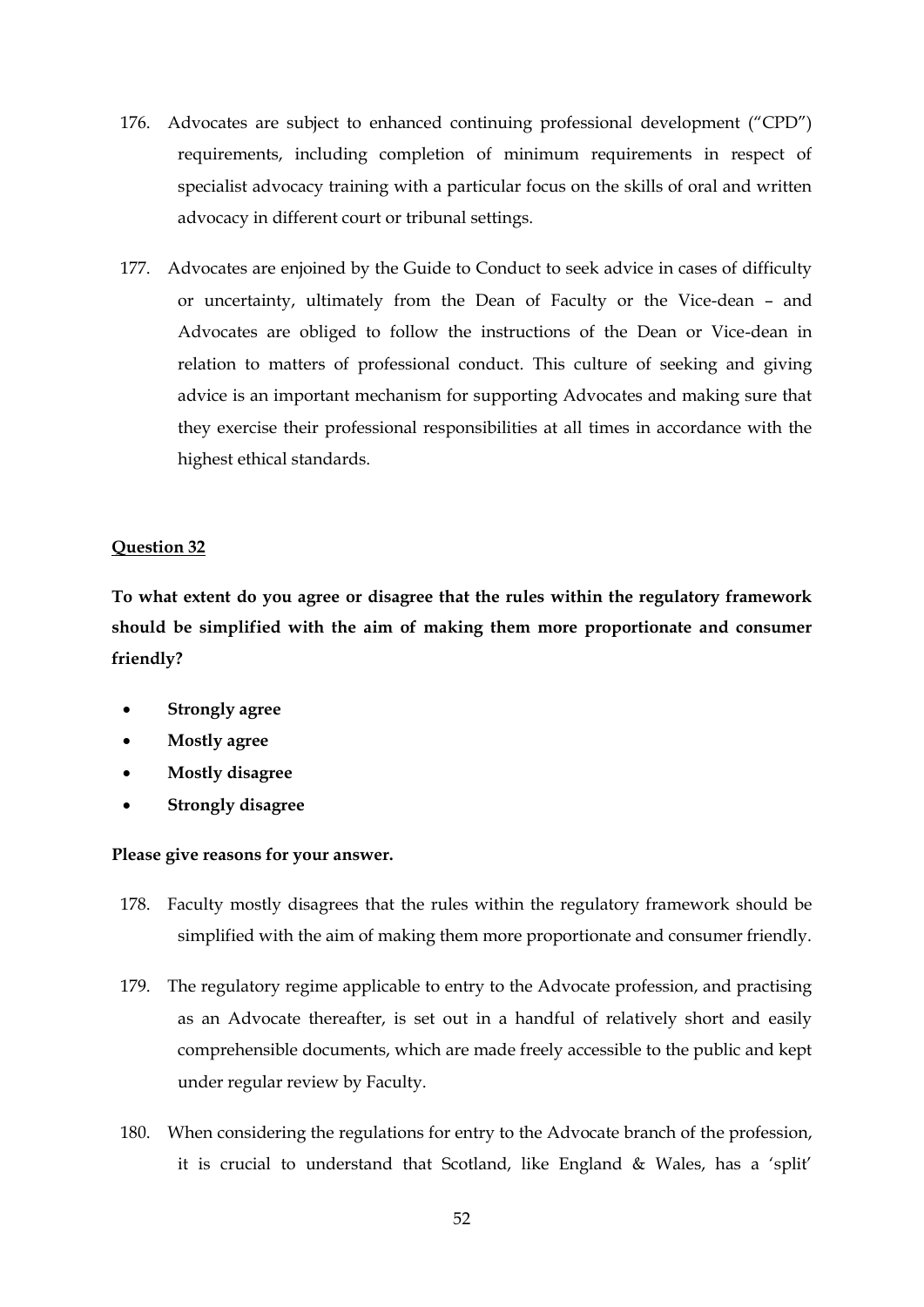176. Advocates are subject to enhanced continuing professional development ("CPD") requirements, including completion of minimum requirements in respect of specialist advocacy training with a particular focus on the skills of oral and written advocacy in different court or tribunal settings.

177. Advocates are enjoined by the Guide to Conduct to seek advice in cases of difficulty or uncertainty, ultimately from the Dean of Faculty or the Vice-dean – and Advocates are obliged to follow the instructions of the Dean or Vice-dean in relation to matters of professional conduct. This culture of seeking and giving advice is an important mechanism for supporting Advocates and making sure that they exercise their professional responsibilities at all times in accordance with the highest ethical standards.

**Question 32**

**To what extent do you agree or disagree that the rules within the regulatory framework should be simplified with the aim of making them more proportionate and consumer friendly?**

- **Strongly agree**
- **Mostly agree**
- **Mostly disagree**
- **Strongly disagree**

**Please give reasons for your answer.**

178. Faculty mostly disagrees that the rules within the regulatory framework should be simplified with the aim of making them more proportionate and consumer friendly.

179. The regulatory regime applicable to entry to the Advocate profession, and practising as an Advocate thereafter, is set out in a handful of relatively short and easily comprehensible documents, which are made freely accessible to the public and kept under regular review by Faculty.

180. When considering the regulations for entry to the Advocate branch of the profession, it is crucial to understand that Scotland, like England & Wales, has a 'split'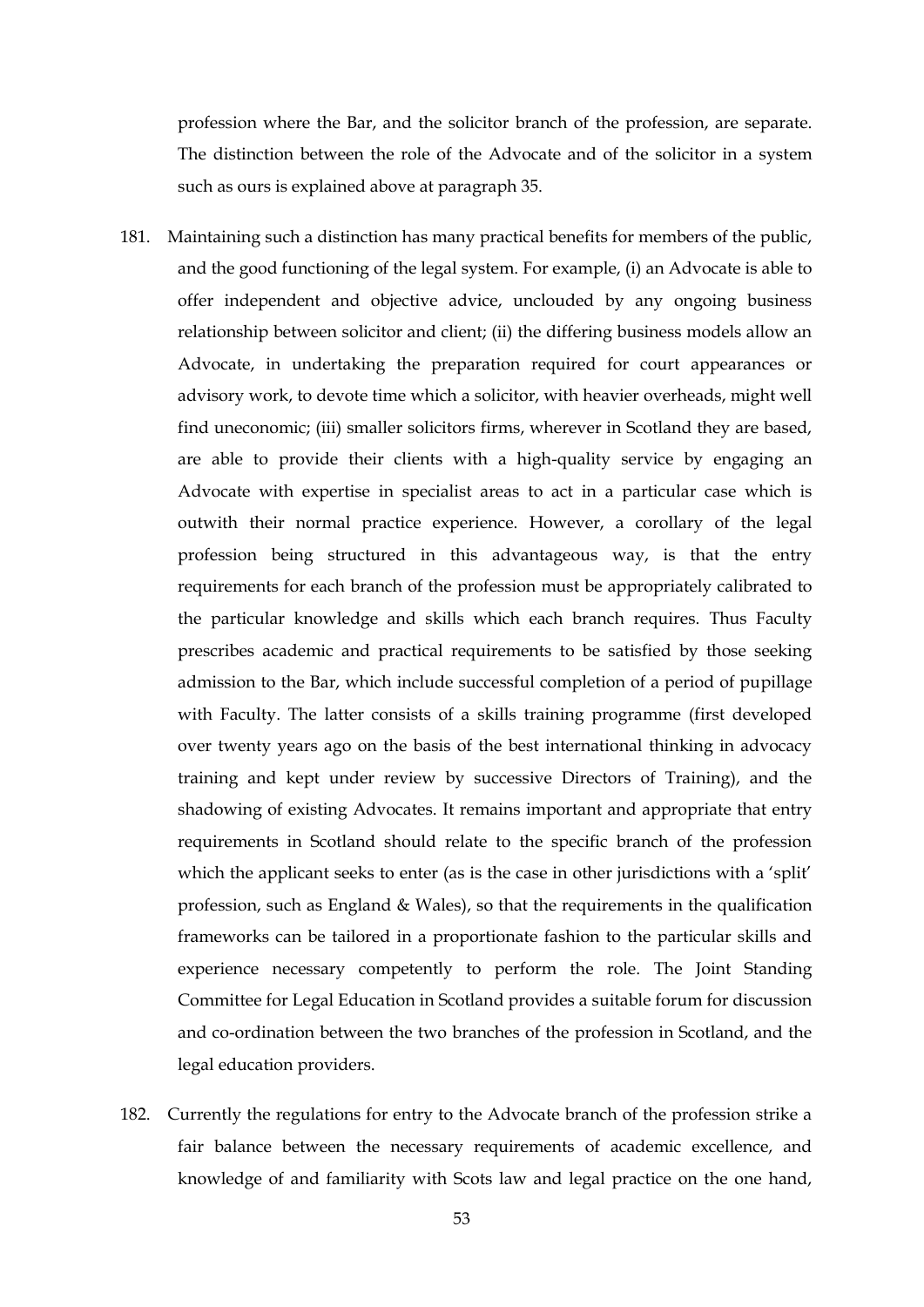profession where the Bar, and the solicitor branch of the profession, are separate. The distinction between the role of the Advocate and of the solicitor in a system such as ours is explained above at paragraph 35.

181. Maintaining such a distinction has many practical benefits for members of the public, and the good functioning of the legal system. For example, (i) an Advocate is able to offer independent and objective advice, unclouded by any ongoing business relationship between solicitor and client; (ii) the differing business models allow an Advocate, in undertaking the preparation required for court appearances or advisory work, to devote time which a solicitor, with heavier overheads, might well find uneconomic; (iii) smaller solicitors firms, wherever in Scotland they are based, are able to provide their clients with a high-quality service by engaging an Advocate with expertise in specialist areas to act in a particular case which is outwith their normal practice experience. However, a corollary of the legal profession being structured in this advantageous way, is that the entry requirements for each branch of the profession must be appropriately calibrated to the particular knowledge and skills which each branch requires. Thus Faculty prescribes academic and practical requirements to be satisfied by those seeking admission to the Bar, which include successful completion of a period of pupillage with Faculty. The latter consists of a skills training programme (first developed over twenty years ago on the basis of the best international thinking in advocacy training and kept under review by successive Directors of Training), and the shadowing of existing Advocates. It remains important and appropriate that entry requirements in Scotland should relate to the specific branch of the profession which the applicant seeks to enter (as is the case in other jurisdictions with a 'split' profession, such as England & Wales), so that the requirements in the qualification frameworks can be tailored in a proportionate fashion to the particular skills and experience necessary competently to perform the role. The Joint Standing Committee for Legal Education in Scotland provides a suitable forum for discussion and co-ordination between the two branches of the profession in Scotland, and the legal education providers.

182. Currently the regulations for entry to the Advocate branch of the profession strike a fair balance between the necessary requirements of academic excellence, and knowledge of and familiarity with Scots law and legal practice on the one hand,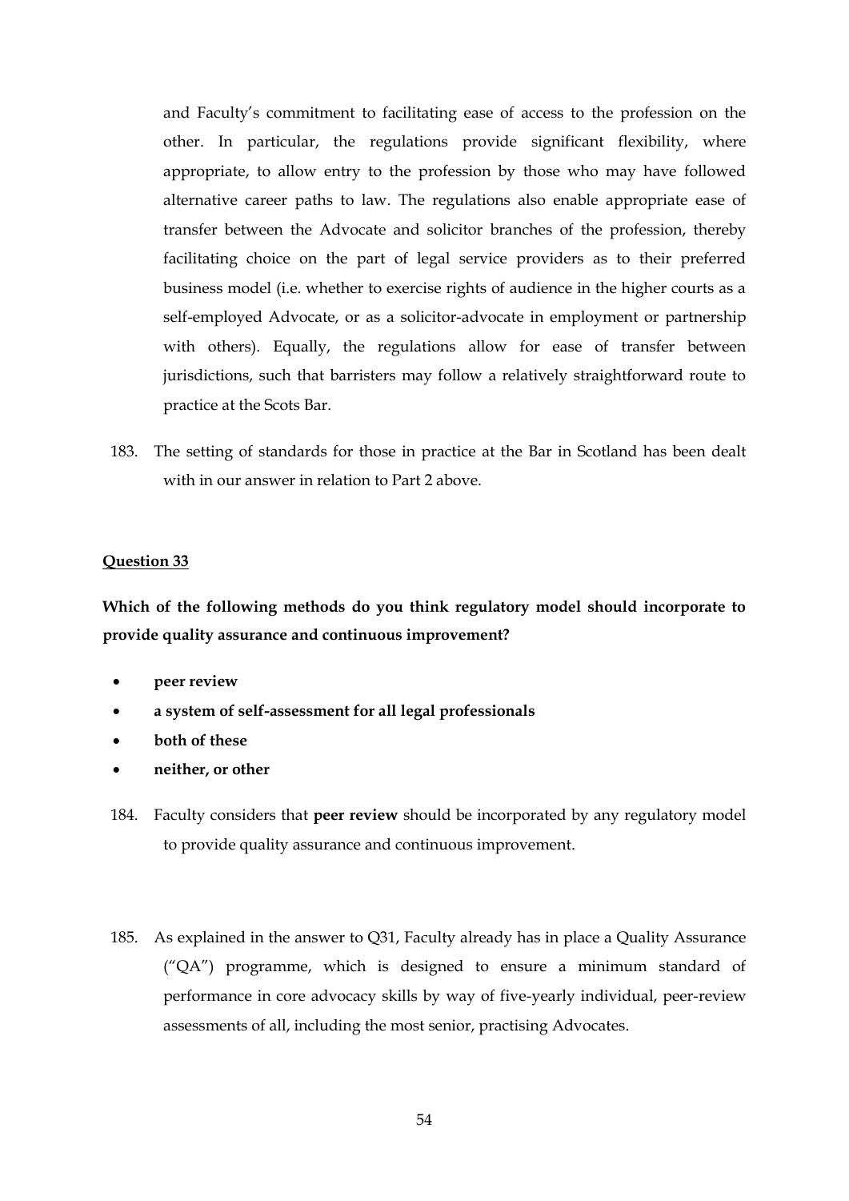and Faculty's commitment to facilitating ease of access to the profession on the other. In particular, the regulations provide significant flexibility, where appropriate, to allow entry to the profession by those who may have followed alternative career paths to law. The regulations also enable appropriate ease of transfer between the Advocate and solicitor branches of the profession, thereby facilitating choice on the part of legal service providers as to their preferred business model (i.e. whether to exercise rights of audience in the higher courts as a self-employed Advocate, or as a solicitor-advocate in employment or partnership with others). Equally, the regulations allow for ease of transfer between jurisdictions, such that barristers may follow a relatively straightforward route to practice at the Scots Bar.

183. The setting of standards for those in practice at the Bar in Scotland has been dealt with in our answer in relation to Part 2 above.

**Question 33**

**Which of the following methods do you think regulatory model should incorporate to provide quality assurance and continuous improvement?**

- **peer review**
- **a system of self-assessment for all legal professionals**
- **both of these**
- **neither, or other**

184. Faculty considers that **peer review** should be incorporated by any regulatory model to provide quality assurance and continuous improvement.

185. As explained in the answer to Q31, Faculty already has in place a Quality Assurance ("QA") programme, which is designed to ensure a minimum standard of performance in core advocacy skills by way of five-yearly individual, peer-review assessments of all, including the most senior, practising Advocates.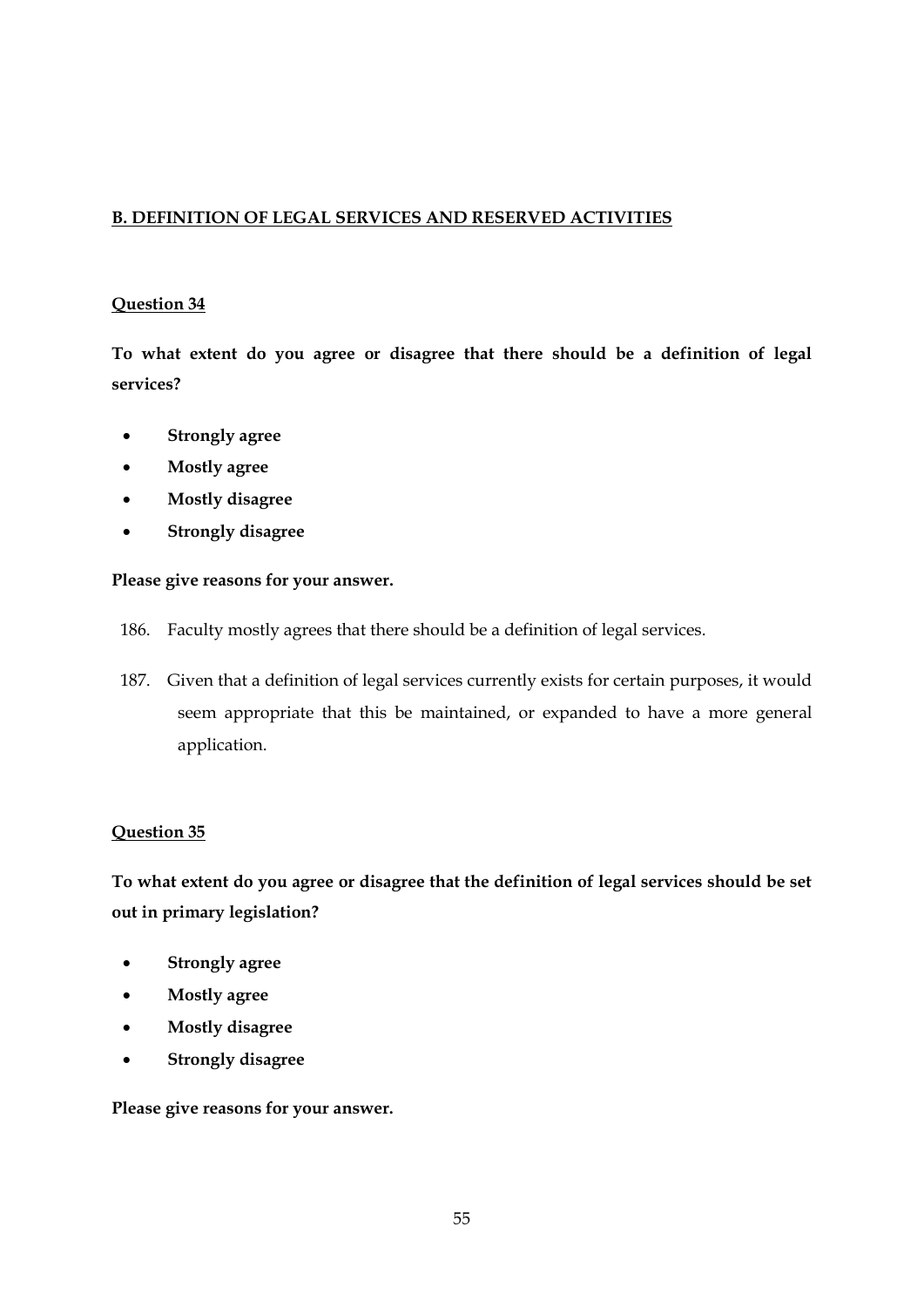## B. DEFINITION OF LEGAL SERVICES AND RESERVED ACTIVITIES

### Question 34

**To what extent do you agree or disagree that there should be a definition of legal services?**

- **Strongly agree**
- **Mostly agree**
- **Mostly disagree**
- **Strongly disagree**

**Please give reasons for your answer.**

186. Faculty mostly agrees that there should be a definition of legal services.

187. Given that a definition of legal services currently exists for certain purposes, it would seem appropriate that this be maintained, or expanded to have a more general application.

### Question 35

**To what extent do you agree or disagree that the definition of legal services should be set out in primary legislation?**

- **Strongly agree**
- **Mostly agree**
- **Mostly disagree**
- **Strongly disagree**

**Please give reasons for your answer.**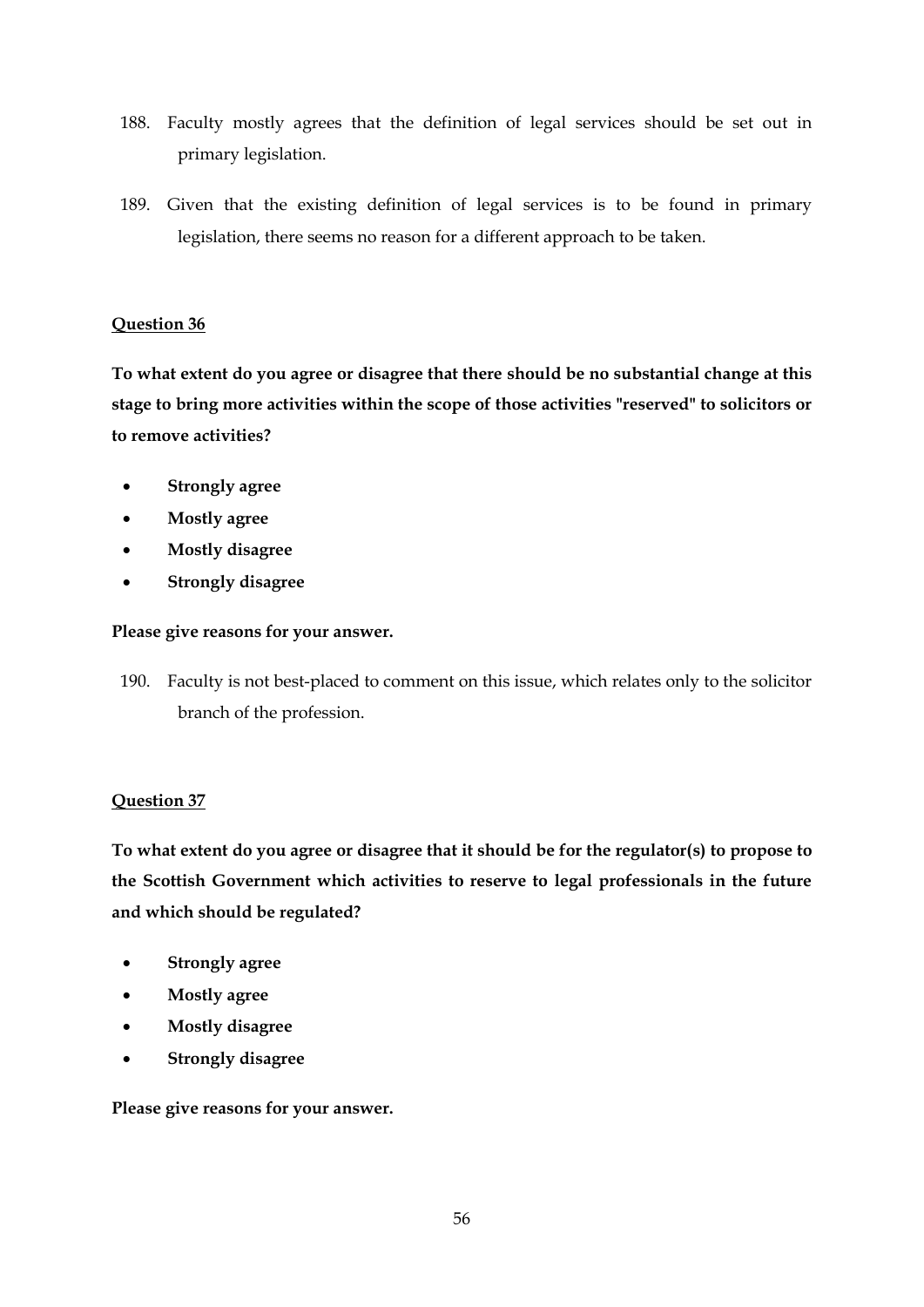188. Faculty mostly agrees that the definition of legal services should be set out in primary legislation.

189. Given that the existing definition of legal services is to be found in primary legislation, there seems no reason for a different approach to be taken.

**Question 36**

**To what extent do you agree or disagree that there should be no substantial change at this stage to bring more activities within the scope of those activities "reserved" to solicitors or to remove activities?**

- **Strongly agree**
- **Mostly agree**
- **Mostly disagree**
- **Strongly disagree**

**Please give reasons for your answer.**

190. Faculty is not best-placed to comment on this issue, which relates only to the solicitor branch of the profession.

**Question 37**

**To what extent do you agree or disagree that it should be for the regulator(s) to propose to the Scottish Government which activities to reserve to legal professionals in the future and which should be regulated?**

- **Strongly agree**
- **Mostly agree**
- **Mostly disagree**
- **Strongly disagree**

**Please give reasons for your answer.**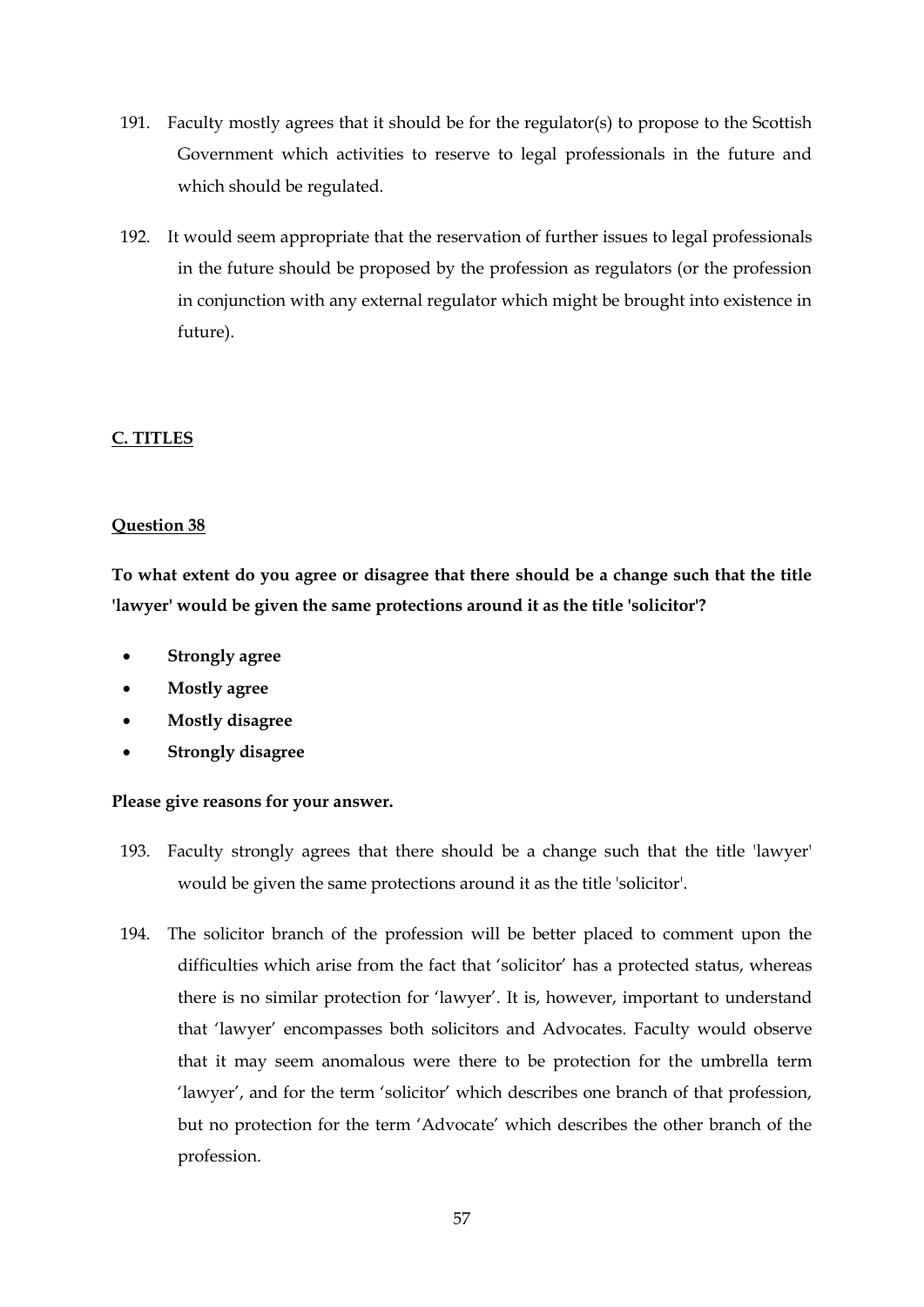191. Faculty mostly agrees that it should be for the regulator(s) to propose to the Scottish Government which activities to reserve to legal professionals in the future and which should be regulated.

192. It would seem appropriate that the reservation of further issues to legal professionals in the future should be proposed by the profession as regulators (or the profession in conjunction with any external regulator which might be brought into existence in future).

## C. TITLES

### Question 38

**To what extent do you agree or disagree that there should be a change such that the title 'lawyer' would be given the same protections around it as the title 'solicitor'?**

- **Strongly agree**
- **Mostly agree**
- **Mostly disagree**
- **Strongly disagree**

**Please give reasons for your answer.**

193. Faculty strongly agrees that there should be a change such that the title 'lawyer' would be given the same protections around it as the title 'solicitor'.

194. The solicitor branch of the profession will be better placed to comment upon the difficulties which arise from the fact that 'solicitor' has a protected status, whereas there is no similar protection for 'lawyer'. It is, however, important to understand that 'lawyer' encompasses both solicitors and Advocates. Faculty would observe that it may seem anomalous were there to be protection for the umbrella term 'lawyer', and for the term 'solicitor' which describes one branch of that profession, but no protection for the term 'Advocate' which describes the other branch of the profession.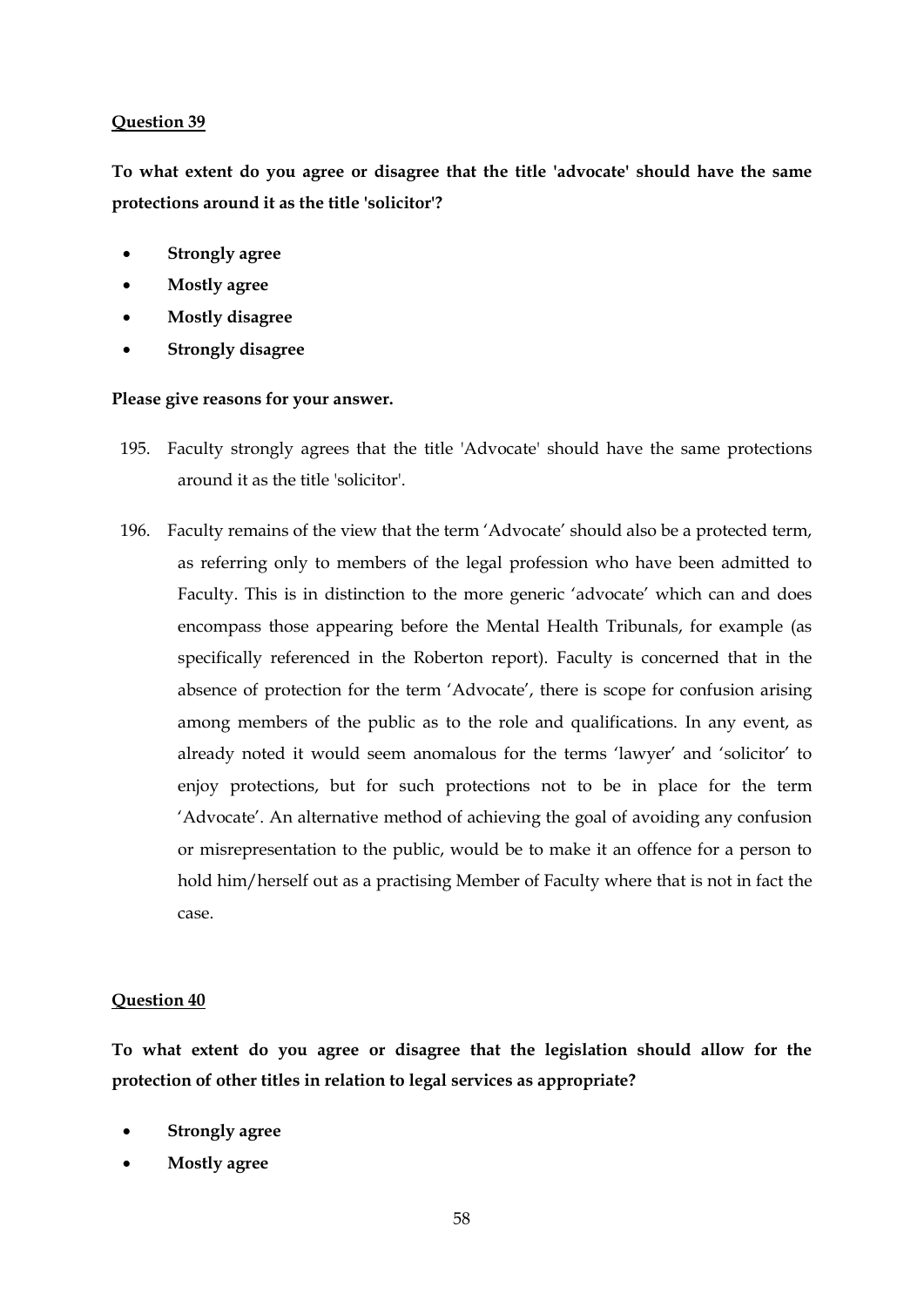**Question 39**

**To what extent do you agree or disagree that the title 'advocate' should have the same protections around it as the title 'solicitor'?**

- **Strongly agree**
- **Mostly agree**
- **Mostly disagree**
- **Strongly disagree**

**Please give reasons for your answer.**

195. Faculty strongly agrees that the title 'Advocate' should have the same protections around it as the title 'solicitor'.

196. Faculty remains of the view that the term 'Advocate' should also be a protected term, as referring only to members of the legal profession who have been admitted to Faculty. This is in distinction to the more generic 'advocate' which can and does encompass those appearing before the Mental Health Tribunals, for example (as specifically referenced in the Roberton report). Faculty is concerned that in the absence of protection for the term 'Advocate', there is scope for confusion arising among members of the public as to the role and qualifications. In any event, as already noted it would seem anomalous for the terms 'lawyer' and 'solicitor' to enjoy protections, but for such protections not to be in place for the term 'Advocate'. An alternative method of achieving the goal of avoiding any confusion or misrepresentation to the public, would be to make it an offence for a person to hold him/herself out as a practising Member of Faculty where that is not in fact the case.

**Question 40**

**To what extent do you agree or disagree that the legislation should allow for the protection of other titles in relation to legal services as appropriate?**

- **Strongly agree**
- **Mostly agree**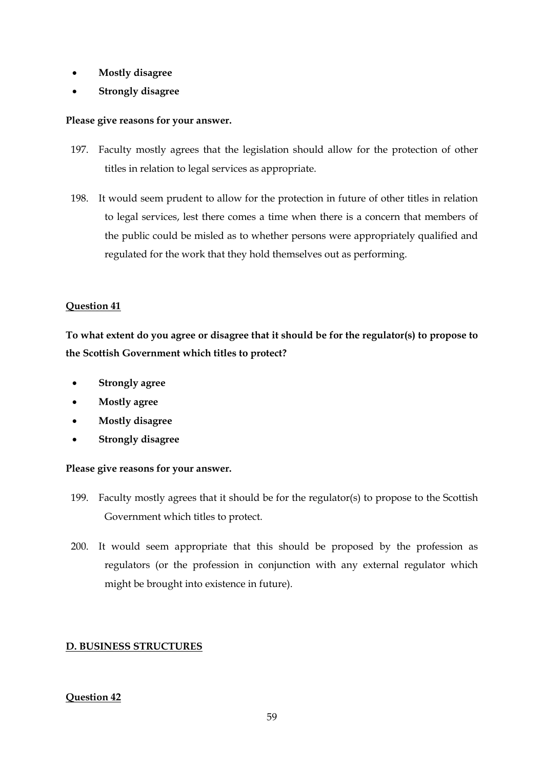- **Mostly disagree**
- **Strongly disagree**

**Please give reasons for your answer.**

197. Faculty mostly agrees that the legislation should allow for the protection of other titles in relation to legal services as appropriate.

198. It would seem prudent to allow for the protection in future of other titles in relation to legal services, lest there comes a time when there is a concern that members of the public could be misled as to whether persons were appropriately qualified and regulated for the work that they hold themselves out as performing.

**<u>Question 41</u>**

**To what extent do you agree or disagree that it should be for the regulator(s) to propose to the Scottish Government which titles to protect?**

- **Strongly agree**
- **Mostly agree**
- **Mostly disagree**
- **Strongly disagree**

**Please give reasons for your answer.**

199. Faculty mostly agrees that it should be for the regulator(s) to propose to the Scottish Government which titles to protect.

200. It would seem appropriate that this should be proposed by the profession as regulators (or the profession in conjunction with any external regulator which might be brought into existence in future).

**<u>D. BUSINESS STRUCTURES</u>**

**<u>Question 42</u>**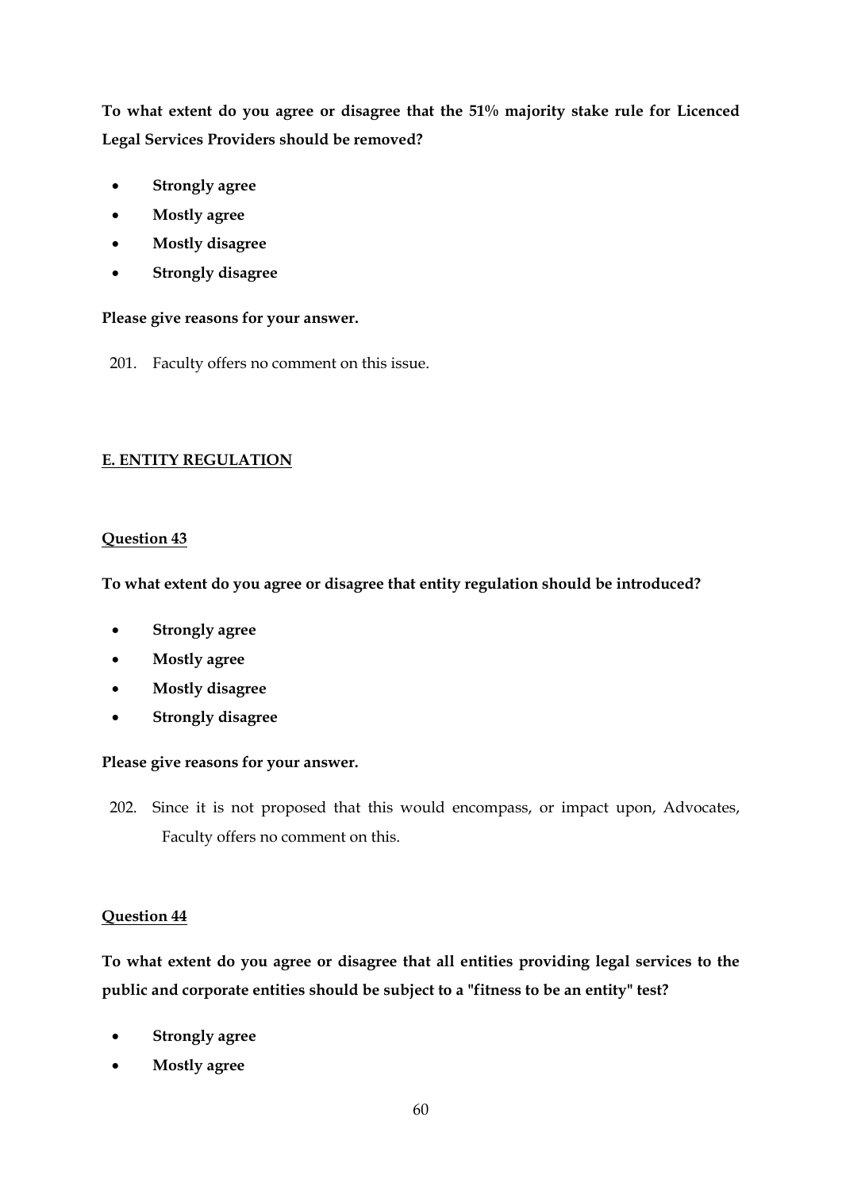**To what extent do you agree or disagree that the 51% majority stake rule for Licenced Legal Services Providers should be removed?**

- **Strongly agree**
- **Mostly agree**
- **Mostly disagree**
- **Strongly disagree**

**Please give reasons for your answer.**

201. Faculty offers no comment on this issue.

## E. ENTITY REGULATION

### Question 43

**To what extent do you agree or disagree that entity regulation should be introduced?**

- **Strongly agree**
- **Mostly agree**
- **Mostly disagree**
- **Strongly disagree**

**Please give reasons for your answer.**

202. Since it is not proposed that this would encompass, or impact upon, Advocates, Faculty offers no comment on this.

### Question 44

**To what extent do you agree or disagree that all entities providing legal services to the public and corporate entities should be subject to a "fitness to be an entity" test?**

- **Strongly agree**
- **Mostly agree**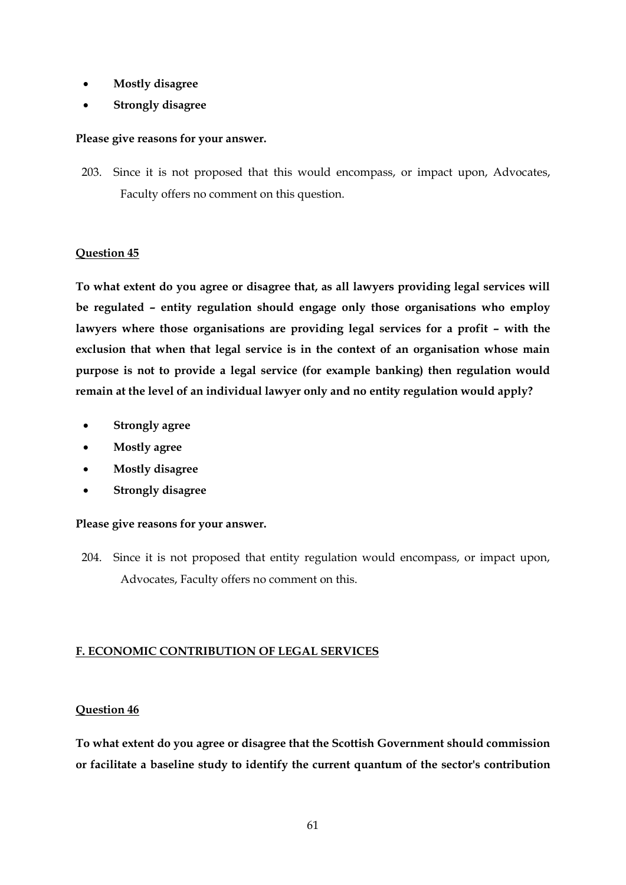- **Mostly disagree**
- **Strongly disagree**

**Please give reasons for your answer.**

203. Since it is not proposed that this would encompass, or impact upon, Advocates, Faculty offers no comment on this question.

**Question 45**

**To what extent do you agree or disagree that, as all lawyers providing legal services will be regulated – entity regulation should engage only those organisations who employ lawyers where those organisations are providing legal services for a profit – with the exclusion that when that legal service is in the context of an organisation whose main purpose is not to provide a legal service (for example banking) then regulation would remain at the level of an individual lawyer only and no entity regulation would apply?**

- **Strongly agree**
- **Mostly agree**
- **Mostly disagree**
- **Strongly disagree**

**Please give reasons for your answer.**

204. Since it is not proposed that entity regulation would encompass, or impact upon, Advocates, Faculty offers no comment on this.

## F. ECONOMIC CONTRIBUTION OF LEGAL SERVICES

**Question 46**

**To what extent do you agree or disagree that the Scottish Government should commission or facilitate a baseline study to identify the current quantum of the sector's contribution**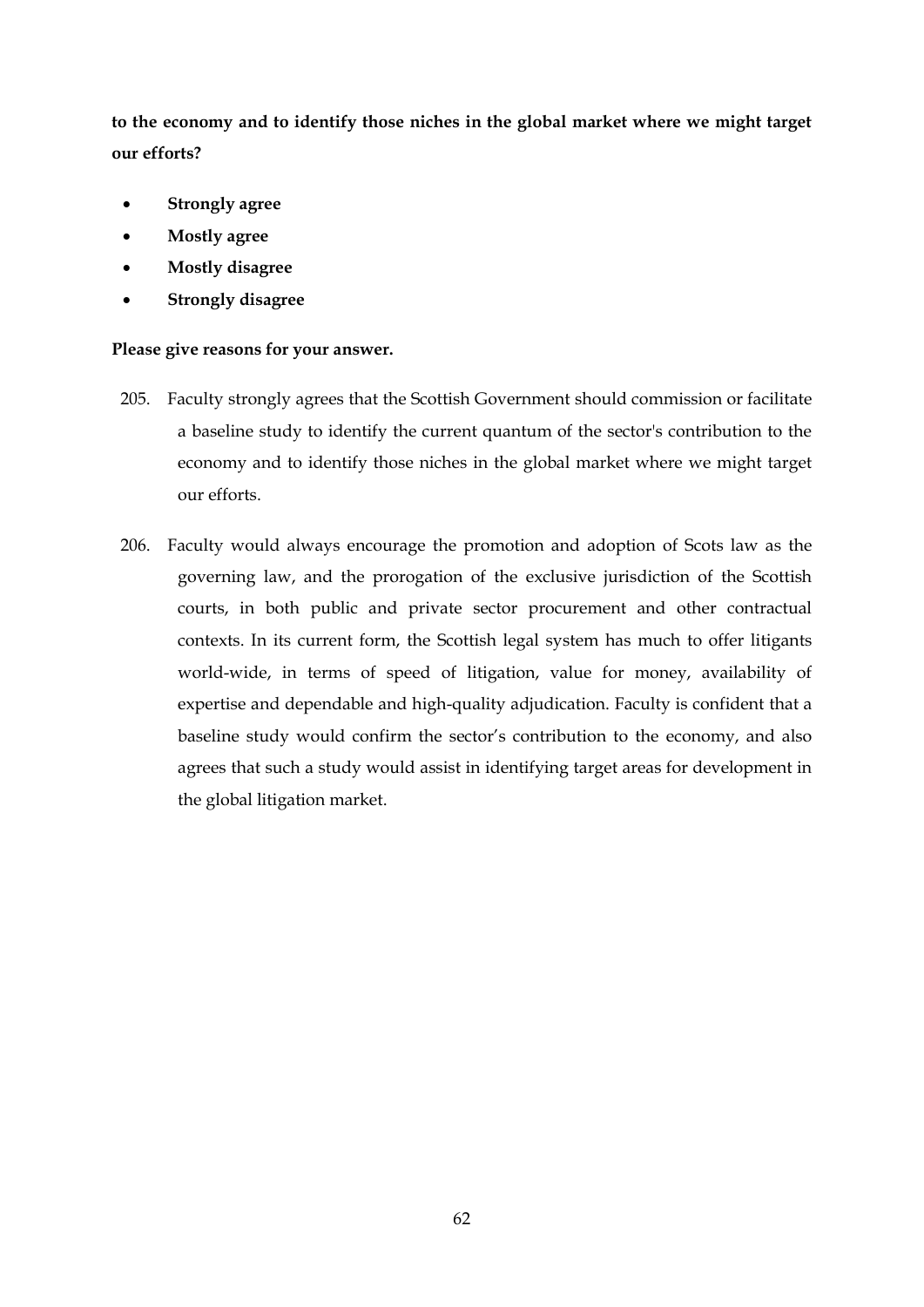**to the economy and to identify those niches in the global market where we might target our efforts?**

- **Strongly agree**
- **Mostly agree**
- **Mostly disagree**
- **Strongly disagree**

**Please give reasons for your answer.**

205. Faculty strongly agrees that the Scottish Government should commission or facilitate a baseline study to identify the current quantum of the sector's contribution to the economy and to identify those niches in the global market where we might target our efforts.

206. Faculty would always encourage the promotion and adoption of Scots law as the governing law, and the prorogation of the exclusive jurisdiction of the Scottish courts, in both public and private sector procurement and other contractual contexts. In its current form, the Scottish legal system has much to offer litigants world-wide, in terms of speed of litigation, value for money, availability of expertise and dependable and high-quality adjudication. Faculty is confident that a baseline study would confirm the sector's contribution to the economy, and also agrees that such a study would assist in identifying target areas for development in the global litigation market.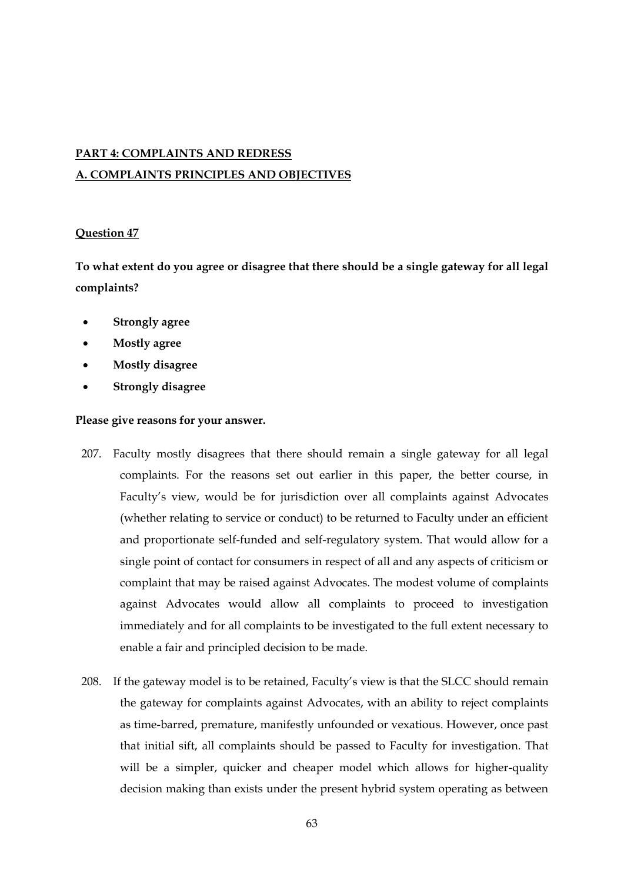## PART 4: COMPLAINTS AND REDRESS

## A. COMPLAINTS PRINCIPLES AND OBJECTIVES

### Question 47

**To what extent do you agree or disagree that there should be a single gateway for all legal complaints?**

- **Strongly agree**
- **Mostly agree**
- **Mostly disagree**
- **Strongly disagree**

**Please give reasons for your answer.**

207. Faculty mostly disagrees that there should remain a single gateway for all legal complaints. For the reasons set out earlier in this paper, the better course, in Faculty's view, would be for jurisdiction over all complaints against Advocates (whether relating to service or conduct) to be returned to Faculty under an efficient and proportionate self-funded and self-regulatory system. That would allow for a single point of contact for consumers in respect of all and any aspects of criticism or complaint that may be raised against Advocates. The modest volume of complaints against Advocates would allow all complaints to proceed to investigation immediately and for all complaints to be investigated to the full extent necessary to enable a fair and principled decision to be made.

208. If the gateway model is to be retained, Faculty's view is that the SLCC should remain the gateway for complaints against Advocates, with an ability to reject complaints as time-barred, premature, manifestly unfounded or vexatious. However, once past that initial sift, all complaints should be passed to Faculty for investigation. That will be a simpler, quicker and cheaper model which allows for higher-quality decision making than exists under the present hybrid system operating as between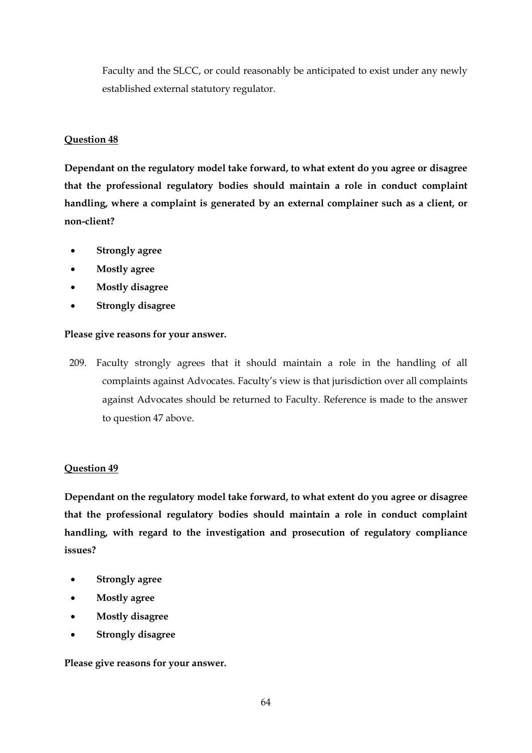Faculty and the SLCC, or could reasonably be anticipated to exist under any newly established external statutory regulator.

**Question 48**

**Dependant on the regulatory model take forward, to what extent do you agree or disagree that the professional regulatory bodies should maintain a role in conduct complaint handling, where a complaint is generated by an external complainer such as a client, or non-client?**

- **Strongly agree**
- **Mostly agree**
- **Mostly disagree**
- **Strongly disagree**

**Please give reasons for your answer.**

209. Faculty strongly agrees that it should maintain a role in the handling of all complaints against Advocates. Faculty's view is that jurisdiction over all complaints against Advocates should be returned to Faculty. Reference is made to the answer to question 47 above.

**Question 49**

**Dependant on the regulatory model take forward, to what extent do you agree or disagree that the professional regulatory bodies should maintain a role in conduct complaint handling, with regard to the investigation and prosecution of regulatory compliance issues?**

- **Strongly agree**
- **Mostly agree**
- **Mostly disagree**
- **Strongly disagree**

**Please give reasons for your answer.**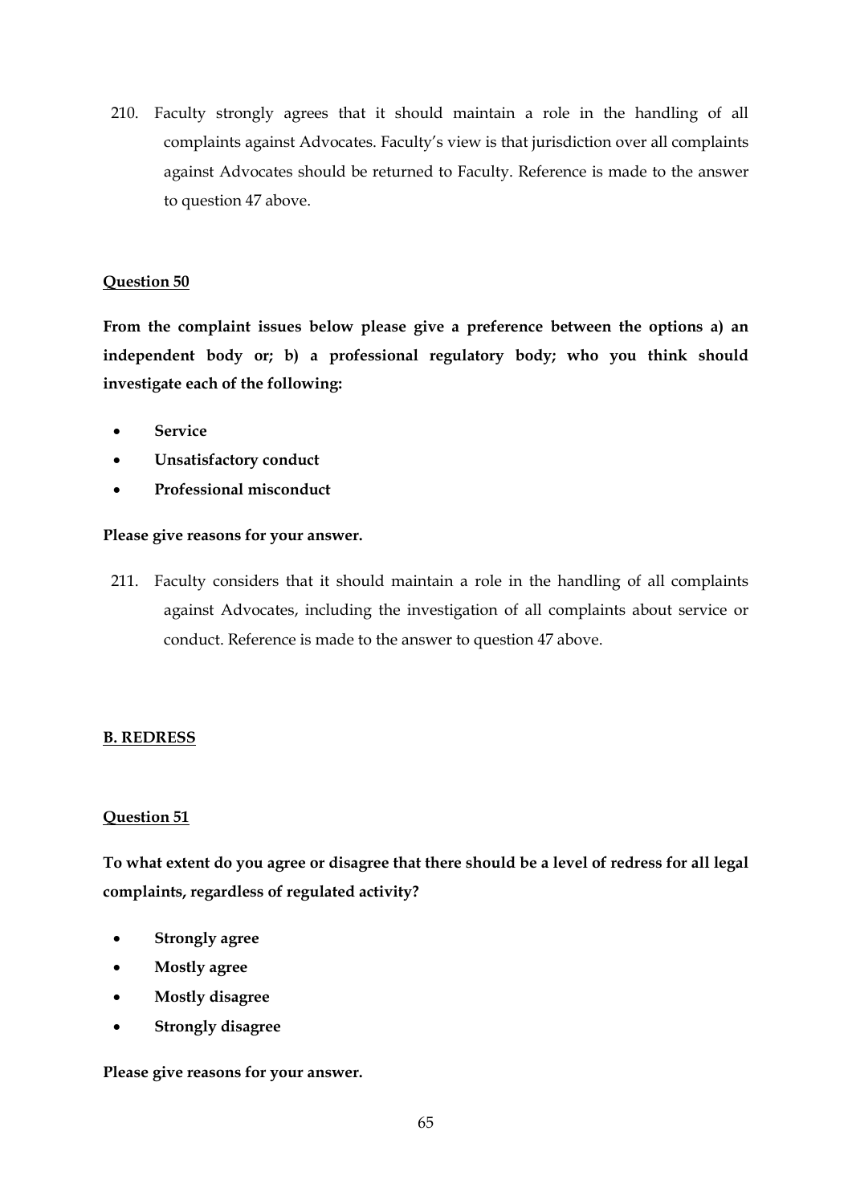210. Faculty strongly agrees that it should maintain a role in the handling of all complaints against Advocates. Faculty's view is that jurisdiction over all complaints against Advocates should be returned to Faculty. Reference is made to the answer to question 47 above.

**Question 50**

**From the complaint issues below please give a preference between the options a) an independent body or; b) a professional regulatory body; who you think should investigate each of the following:**

- **Service**
- **Unsatisfactory conduct**
- **Professional misconduct**

**Please give reasons for your answer.**

211. Faculty considers that it should maintain a role in the handling of all complaints against Advocates, including the investigation of all complaints about service or conduct. Reference is made to the answer to question 47 above.

**B. REDRESS**

**Question 51**

**To what extent do you agree or disagree that there should be a level of redress for all legal complaints, regardless of regulated activity?**

- **Strongly agree**
- **Mostly agree**
- **Mostly disagree**
- **Strongly disagree**

**Please give reasons for your answer.**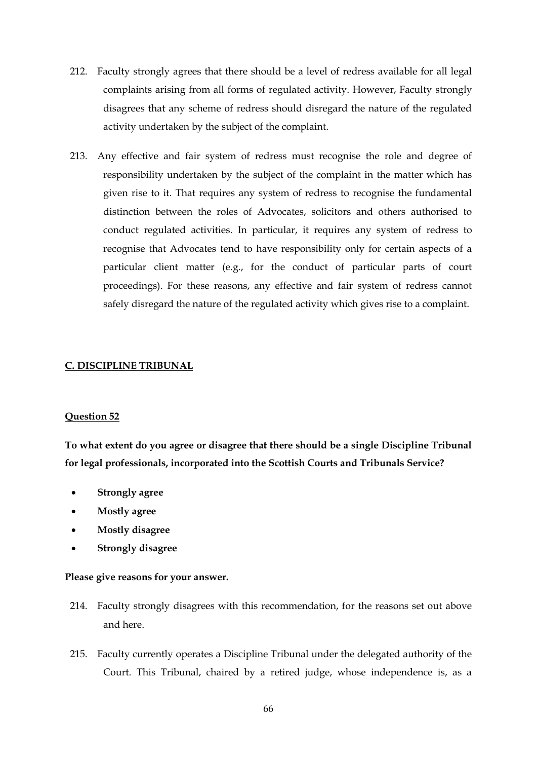212. Faculty strongly agrees that there should be a level of redress available for all legal complaints arising from all forms of regulated activity. However, Faculty strongly disagrees that any scheme of redress should disregard the nature of the regulated activity undertaken by the subject of the complaint.

213. Any effective and fair system of redress must recognise the role and degree of responsibility undertaken by the subject of the complaint in the matter which has given rise to it. That requires any system of redress to recognise the fundamental distinction between the roles of Advocates, solicitors and others authorised to conduct regulated activities. In particular, it requires any system of redress to recognise that Advocates tend to have responsibility only for certain aspects of a particular client matter (e.g., for the conduct of particular parts of court proceedings). For these reasons, any effective and fair system of redress cannot safely disregard the nature of the regulated activity which gives rise to a complaint.

## C. DISCIPLINE TRIBUNAL

### Question 52

**To what extent do you agree or disagree that there should be a single Discipline Tribunal for legal professionals, incorporated into the Scottish Courts and Tribunals Service?**

- **Strongly agree**
- **Mostly agree**
- **Mostly disagree**
- **Strongly disagree**

**Please give reasons for your answer.**

214. Faculty strongly disagrees with this recommendation, for the reasons set out above and here.

215. Faculty currently operates a Discipline Tribunal under the delegated authority of the Court. This Tribunal, chaired by a retired judge, whose independence is, as a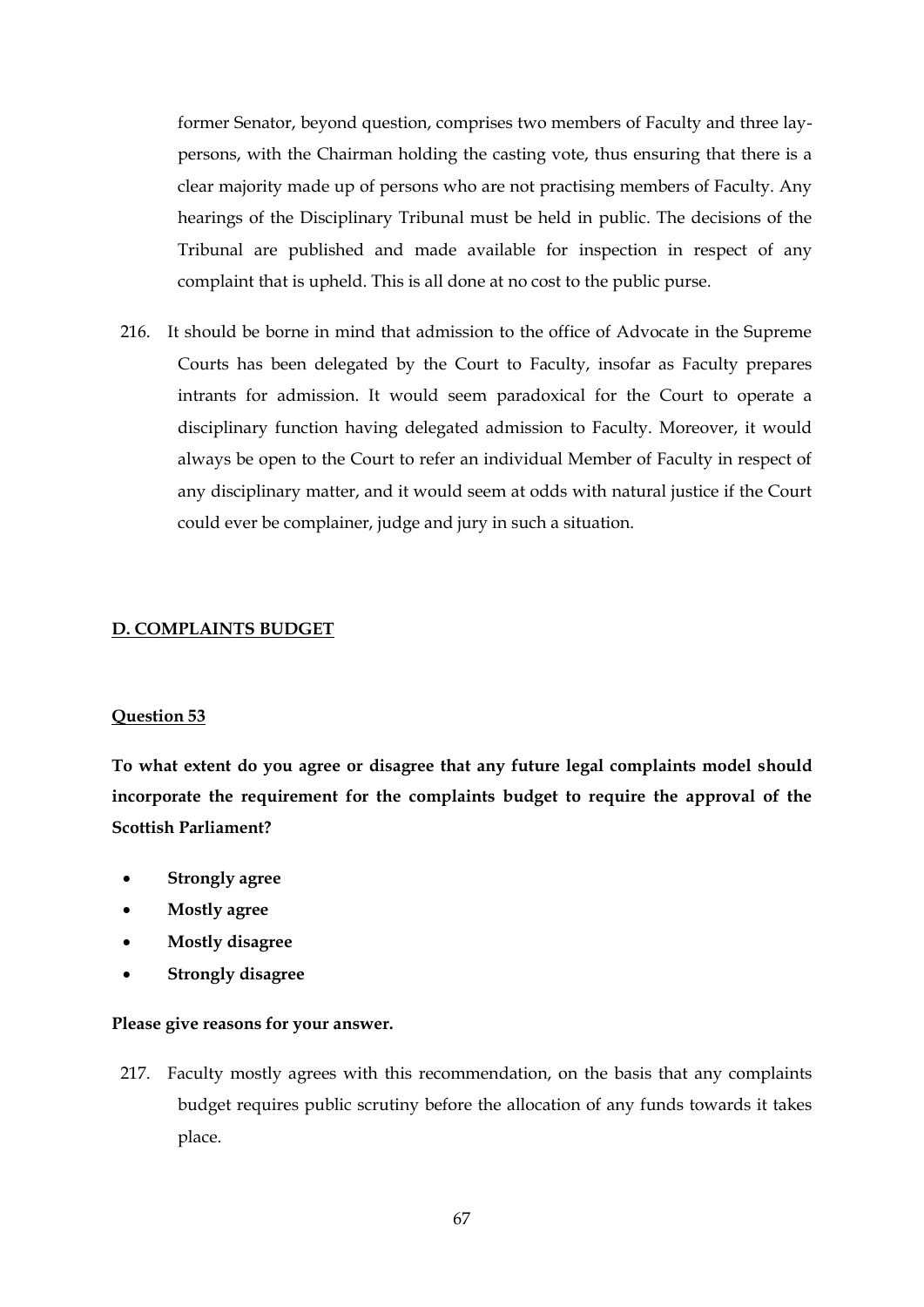former Senator, beyond question, comprises two members of Faculty and three lay-persons, with the Chairman holding the casting vote, thus ensuring that there is a clear majority made up of persons who are not practising members of Faculty. Any hearings of the Disciplinary Tribunal must be held in public. The decisions of the Tribunal are published and made available for inspection in respect of any complaint that is upheld. This is all done at no cost to the public purse.

216. It should be borne in mind that admission to the office of Advocate in the Supreme Courts has been delegated by the Court to Faculty, insofar as Faculty prepares intrants for admission. It would seem paradoxical for the Court to operate a disciplinary function having delegated admission to Faculty. Moreover, it would always be open to the Court to refer an individual Member of Faculty in respect of any disciplinary matter, and it would seem at odds with natural justice if the Court could ever be complainer, judge and jury in such a situation.

## D. COMPLAINTS BUDGET

### Question 53

**To what extent do you agree or disagree that any future legal complaints model should incorporate the requirement for the complaints budget to require the approval of the Scottish Parliament?**

- **Strongly agree**
- **Mostly agree**
- **Mostly disagree**
- **Strongly disagree**

**Please give reasons for your answer.**

217. Faculty mostly agrees with this recommendation, on the basis that any complaints budget requires public scrutiny before the allocation of any funds towards it takes place.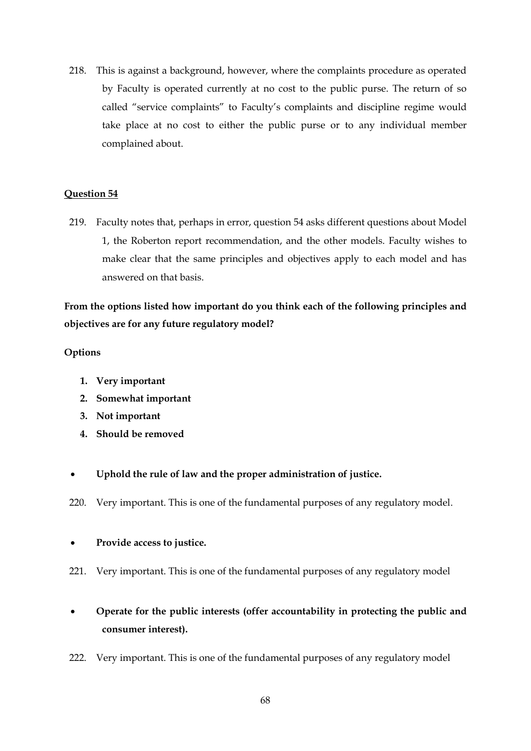218. This is against a background, however, where the complaints procedure as operated by Faculty is operated currently at no cost to the public purse. The return of so called "service complaints" to Faculty's complaints and discipline regime would take place at no cost to either the public purse or to any individual member complained about.

**Question 54**

219. Faculty notes that, perhaps in error, question 54 asks different questions about Model 1, the Roberton report recommendation, and the other models. Faculty wishes to make clear that the same principles and objectives apply to each model and has answered on that basis.

**From the options listed how important do you think each of the following principles and objectives are for any future regulatory model?**

**Options**

1. **Very important**
2. **Somewhat important**
3. **Not important**
4. **Should be removed**

- **Uphold the rule of law and the proper administration of justice.**

220. Very important. This is one of the fundamental purposes of any regulatory model.

- **Provide access to justice.**

221. Very important. This is one of the fundamental purposes of any regulatory model

- **Operate for the public interests (offer accountability in protecting the public and consumer interest).**

222. Very important. This is one of the fundamental purposes of any regulatory model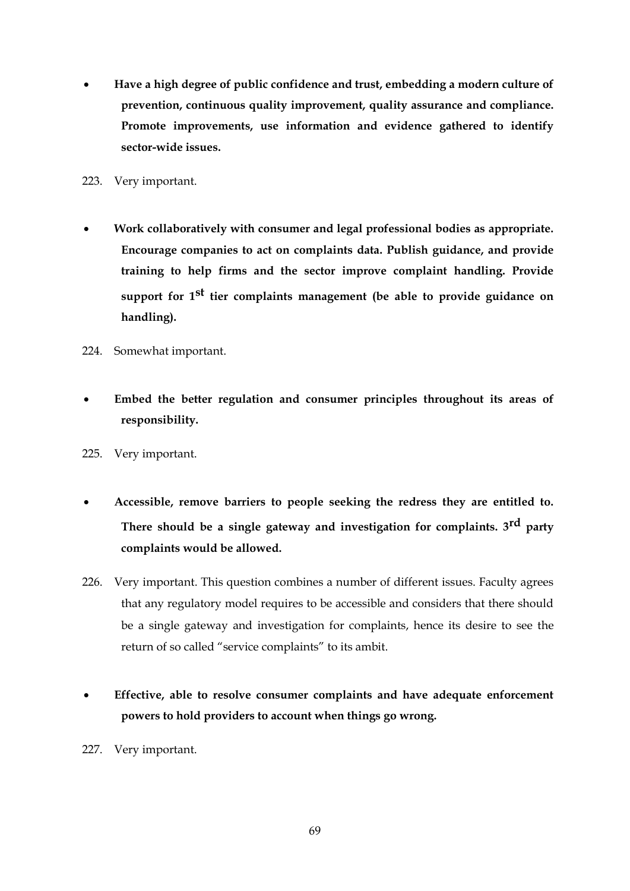- **Have a high degree of public confidence and trust, embedding a modern culture of prevention, continuous quality improvement, quality assurance and compliance. Promote improvements, use information and evidence gathered to identify sector-wide issues.**

223. Very important.

- **Work collaboratively with consumer and legal professional bodies as appropriate. Encourage companies to act on complaints data. Publish guidance, and provide training to help firms and the sector improve complaint handling. Provide support for 1st tier complaints management (be able to provide guidance on handling).**

224. Somewhat important.

- **Embed the better regulation and consumer principles throughout its areas of responsibility.**

225. Very important.

- **Accessible, remove barriers to people seeking the redress they are entitled to. There should be a single gateway and investigation for complaints. 3rd party complaints would be allowed.**

226. Very important. This question combines a number of different issues. Faculty agrees that any regulatory model requires to be accessible and considers that there should be a single gateway and investigation for complaints, hence its desire to see the return of so called "service complaints" to its ambit.

- **Effective, able to resolve consumer complaints and have adequate enforcement powers to hold providers to account when things go wrong.**

227. Very important.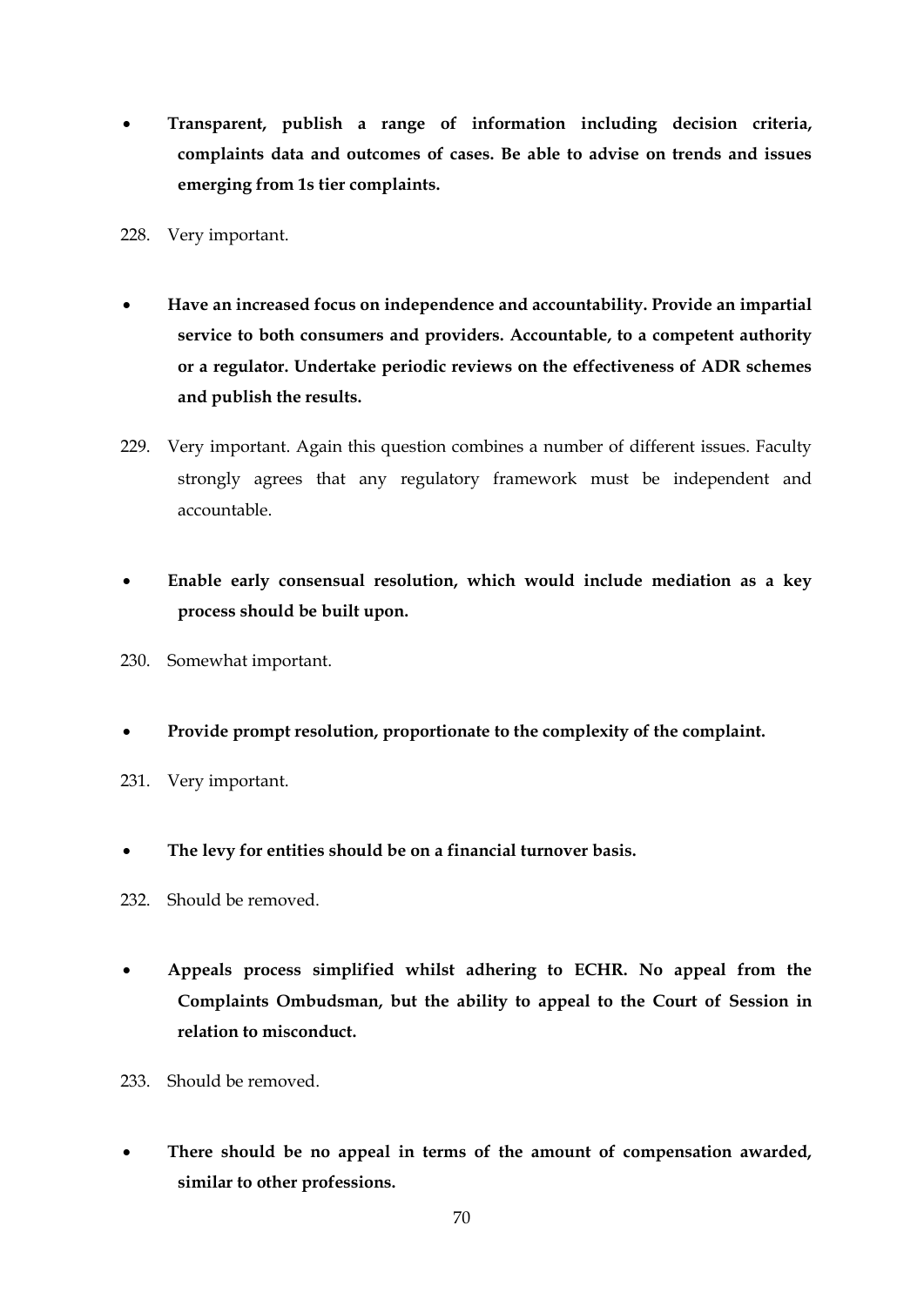- **Transparent, publish a range of information including decision criteria, complaints data and outcomes of cases. Be able to advise on trends and issues emerging from 1s tier complaints.**

228. Very important.

- **Have an increased focus on independence and accountability. Provide an impartial service to both consumers and providers. Accountable, to a competent authority or a regulator. Undertake periodic reviews on the effectiveness of ADR schemes and publish the results.**

229. Very important. Again this question combines a number of different issues. Faculty strongly agrees that any regulatory framework must be independent and accountable.

- **Enable early consensual resolution, which would include mediation as a key process should be built upon.**

230. Somewhat important.

- **Provide prompt resolution, proportionate to the complexity of the complaint.**

231. Very important.

- **The levy for entities should be on a financial turnover basis.**

232. Should be removed.

- **Appeals process simplified whilst adhering to ECHR. No appeal from the Complaints Ombudsman, but the ability to appeal to the Court of Session in relation to misconduct.**

233. Should be removed.

- **There should be no appeal in terms of the amount of compensation awarded, similar to other professions.**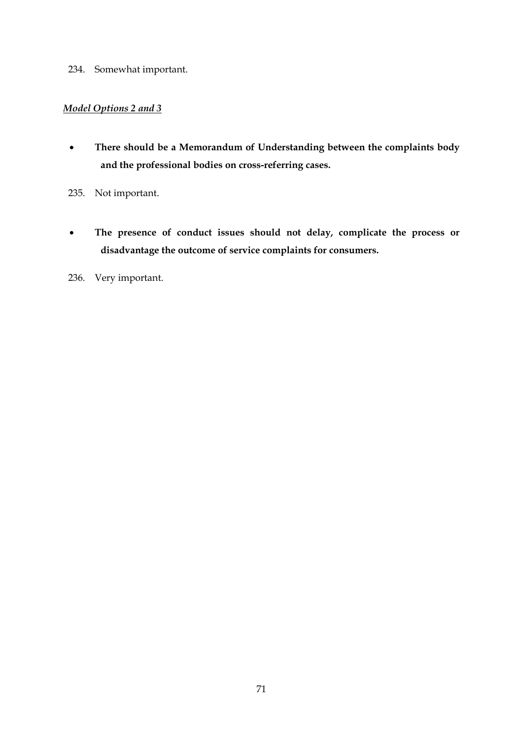234. Somewhat important.

***Model Options 2 and 3***

- **There should be a Memorandum of Understanding between the complaints body and the professional bodies on cross-referring cases.**

235. Not important.

- **The presence of conduct issues should not delay, complicate the process or disadvantage the outcome of service complaints for consumers.**

236. Very important.